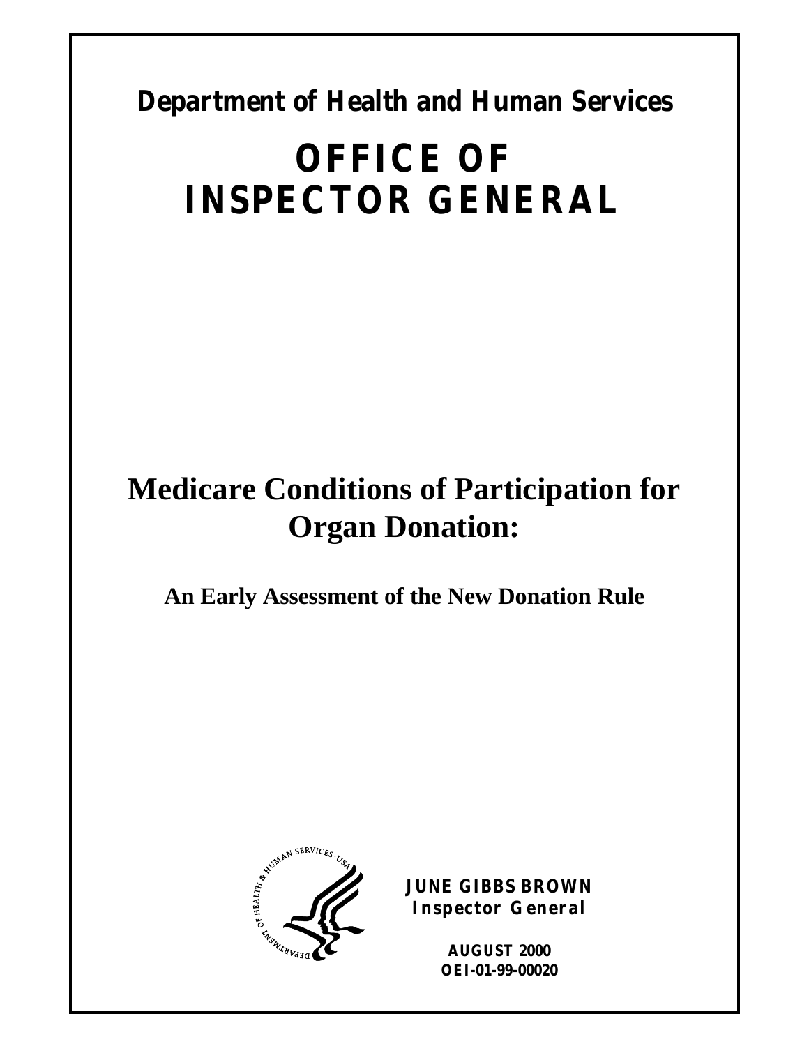**Department of Health and Human Services**

# OFFICE OF INSPECTOR GENERAL

# Medicare Conditions of Participation for Organ Donation:

## An Early Assessment of the New Donation Rule

**JUNE GIBBS BROWN**
**Inspector General**

**AUGUST 2000**
**OEI-01-99-00020**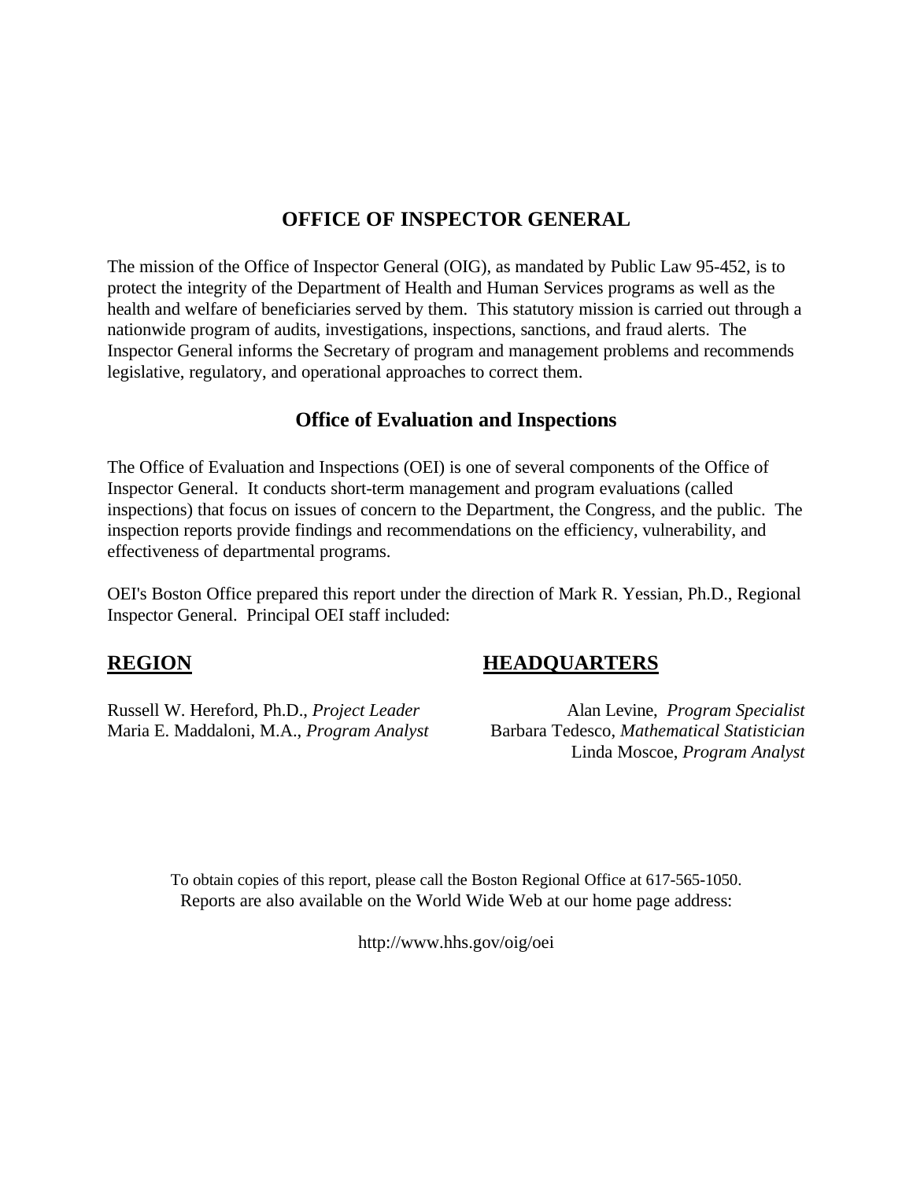# OFFICE OF INSPECTOR GENERAL

The mission of the Office of Inspector General (OIG), as mandated by Public Law 95-452, is to protect the integrity of the Department of Health and Human Services programs as well as the health and welfare of beneficiaries served by them. This statutory mission is carried out through a nationwide program of audits, investigations, inspections, sanctions, and fraud alerts. The Inspector General informs the Secretary of program and management problems and recommends legislative, regulatory, and operational approaches to correct them.

## Office of Evaluation and Inspections

The Office of Evaluation and Inspections (OEI) is one of several components of the Office of Inspector General. It conducts short-term management and program evaluations (called inspections) that focus on issues of concern to the Department, the Congress, and the public. The inspection reports provide findings and recommendations on the efficiency, vulnerability, and effectiveness of departmental programs.

OEI's Boston Office prepared this report under the direction of Mark R. Yessian, Ph.D., Regional Inspector General. Principal OEI staff included:

**REGION**

Russell W. Hereford, Ph.D., *Project Leader*
Maria E. Maddaloni, M.A., *Program Analyst*

**HEADQUARTERS**

Alan Levine, *Program Specialist*
Barbara Tedesco, *Mathematical Statistician*
Linda Moscoe, *Program Analyst*

To obtain copies of this report, please call the Boston Regional Office at 617-565-1050.
Reports are also available on the World Wide Web at our home page address:

http://www.hhs.gov/oig/oei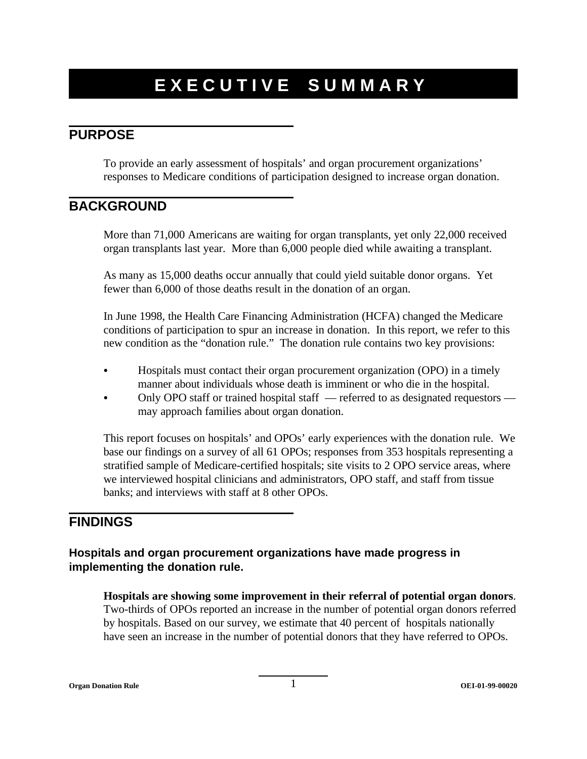# EXECUTIVE SUMMARY

## PURPOSE

To provide an early assessment of hospitals' and organ procurement organizations' responses to Medicare conditions of participation designed to increase organ donation.

## BACKGROUND

More than 71,000 Americans are waiting for organ transplants, yet only 22,000 received organ transplants last year. More than 6,000 people died while awaiting a transplant.

As many as 15,000 deaths occur annually that could yield suitable donor organs. Yet fewer than 6,000 of those deaths result in the donation of an organ.

In June 1998, the Health Care Financing Administration (HCFA) changed the Medicare conditions of participation to spur an increase in donation. In this report, we refer to this new condition as the "donation rule." The donation rule contains two key provisions:

- Hospitals must contact their organ procurement organization (OPO) in a timely manner about individuals whose death is imminent or who die in the hospital.
- Only OPO staff or trained hospital staff — referred to as designated requestors — may approach families about organ donation.

This report focuses on hospitals' and OPOs' early experiences with the donation rule. We base our findings on a survey of all 61 OPOs; responses from 353 hospitals representing a stratified sample of Medicare-certified hospitals; site visits to 2 OPO service areas, where we interviewed hospital clinicians and administrators, OPO staff, and staff from tissue banks; and interviews with staff at 8 other OPOs.

## FINDINGS

### Hospitals and organ procurement organizations have made progress in implementing the donation rule.

**Hospitals are showing some improvement in their referral of potential organ donors**. Two-thirds of OPOs reported an increase in the number of potential organ donors referred by hospitals. Based on our survey, we estimate that 40 percent of hospitals nationally have seen an increase in the number of potential donors that they have referred to OPOs.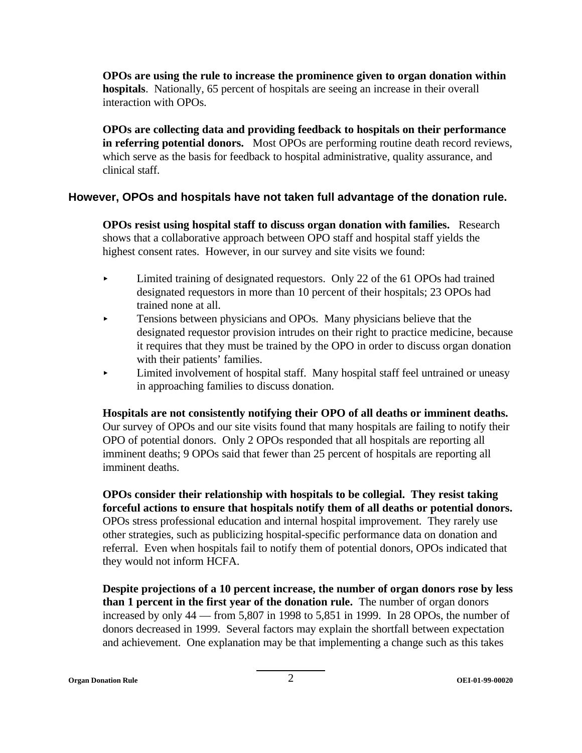**OPOs are using the rule to increase the prominence given to organ donation within hospitals**. Nationally, 65 percent of hospitals are seeing an increase in their overall interaction with OPOs.

**OPOs are collecting data and providing feedback to hospitals on their performance in referring potential donors.** Most OPOs are performing routine death record reviews, which serve as the basis for feedback to hospital administrative, quality assurance, and clinical staff.

## However, OPOs and hospitals have not taken full advantage of the donation rule.

**OPOs resist using hospital staff to discuss organ donation with families.** Research shows that a collaborative approach between OPO staff and hospital staff yields the highest consent rates. However, in our survey and site visits we found:

- Limited training of designated requestors. Only 22 of the 61 OPOs had trained designated requestors in more than 10 percent of their hospitals; 23 OPOs had trained none at all.
- Tensions between physicians and OPOs. Many physicians believe that the designated requestor provision intrudes on their right to practice medicine, because it requires that they must be trained by the OPO in order to discuss organ donation with their patients' families.
- Limited involvement of hospital staff. Many hospital staff feel untrained or uneasy in approaching families to discuss donation.

**Hospitals are not consistently notifying their OPO of all deaths or imminent deaths.** Our survey of OPOs and our site visits found that many hospitals are failing to notify their OPO of potential donors. Only 2 OPOs responded that all hospitals are reporting all imminent deaths; 9 OPOs said that fewer than 25 percent of hospitals are reporting all imminent deaths.

**OPOs consider their relationship with hospitals to be collegial. They resist taking forceful actions to ensure that hospitals notify them of all deaths or potential donors.** OPOs stress professional education and internal hospital improvement. They rarely use other strategies, such as publicizing hospital-specific performance data on donation and referral. Even when hospitals fail to notify them of potential donors, OPOs indicated that they would not inform HCFA.

**Despite projections of a 10 percent increase, the number of organ donors rose by less than 1 percent in the first year of the donation rule.** The number of organ donors increased by only 44 — from 5,807 in 1998 to 5,851 in 1999. In 28 OPOs, the number of donors decreased in 1999. Several factors may explain the shortfall between expectation and achievement. One explanation may be that implementing a change such as this takes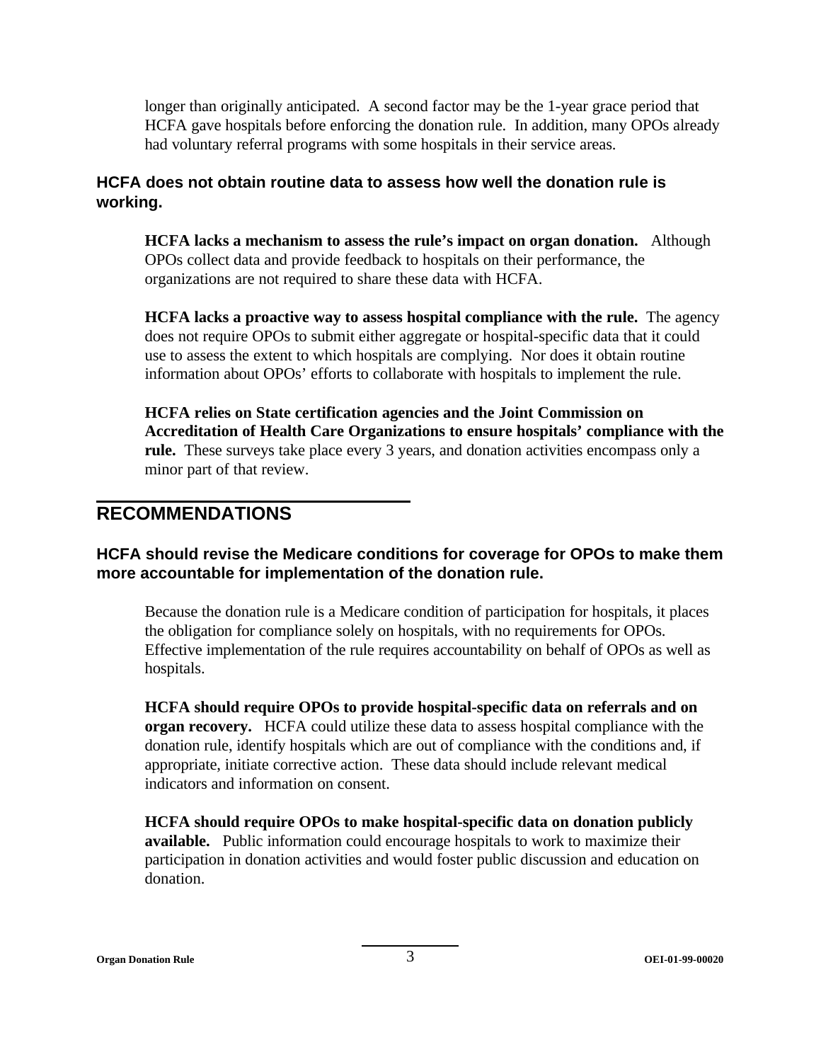longer than originally anticipated. A second factor may be the 1-year grace period that HCFA gave hospitals before enforcing the donation rule. In addition, many OPOs already had voluntary referral programs with some hospitals in their service areas.

### HCFA does not obtain routine data to assess how well the donation rule is working.

**HCFA lacks a mechanism to assess the rule's impact on organ donation.** Although OPOs collect data and provide feedback to hospitals on their performance, the organizations are not required to share these data with HCFA.

**HCFA lacks a proactive way to assess hospital compliance with the rule.** The agency does not require OPOs to submit either aggregate or hospital-specific data that it could use to assess the extent to which hospitals are complying. Nor does it obtain routine information about OPOs' efforts to collaborate with hospitals to implement the rule.

**HCFA relies on State certification agencies and the Joint Commission on Accreditation of Health Care Organizations to ensure hospitals' compliance with the rule.** These surveys take place every 3 years, and donation activities encompass only a minor part of that review.

## RECOMMENDATIONS

### HCFA should revise the Medicare conditions for coverage for OPOs to make them more accountable for implementation of the donation rule.

Because the donation rule is a Medicare condition of participation for hospitals, it places the obligation for compliance solely on hospitals, with no requirements for OPOs. Effective implementation of the rule requires accountability on behalf of OPOs as well as hospitals.

**HCFA should require OPOs to provide hospital-specific data on referrals and on organ recovery.** HCFA could utilize these data to assess hospital compliance with the donation rule, identify hospitals which are out of compliance with the conditions and, if appropriate, initiate corrective action. These data should include relevant medical indicators and information on consent.

**HCFA should require OPOs to make hospital-specific data on donation publicly available.** Public information could encourage hospitals to work to maximize their participation in donation activities and would foster public discussion and education on donation.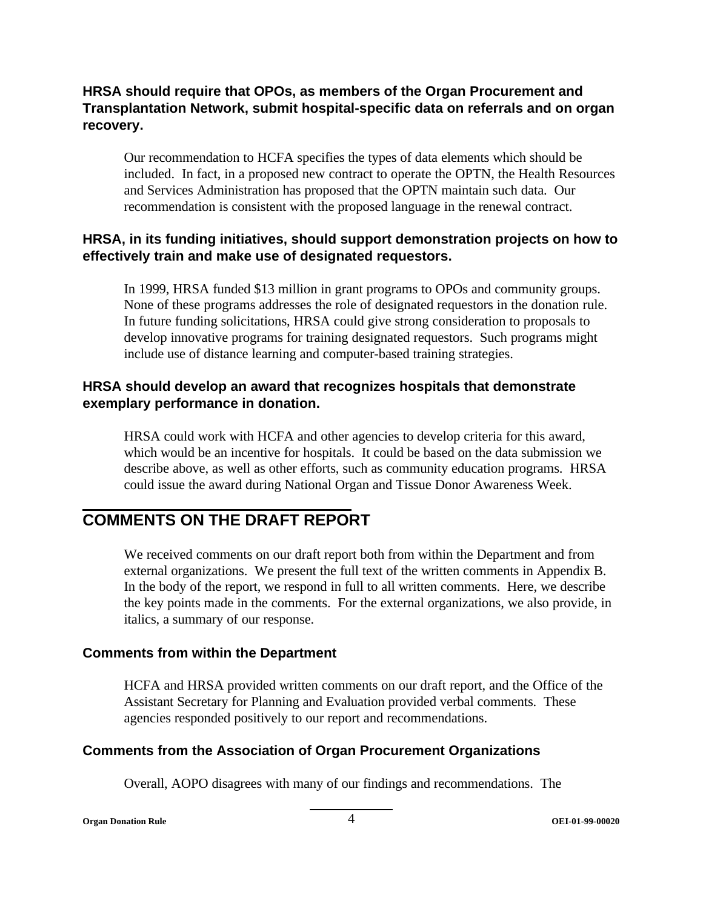### HRSA should require that OPOs, as members of the Organ Procurement and Transplantation Network, submit hospital-specific data on referrals and on organ recovery.

Our recommendation to HCFA specifies the types of data elements which should be included. In fact, in a proposed new contract to operate the OPTN, the Health Resources and Services Administration has proposed that the OPTN maintain such data. Our recommendation is consistent with the proposed language in the renewal contract.

### HRSA, in its funding initiatives, should support demonstration projects on how to effectively train and make use of designated requestors.

In 1999, HRSA funded $13 million in grant programs to OPOs and community groups. None of these programs addresses the role of designated requestors in the donation rule. In future funding solicitations, HRSA could give strong consideration to proposals to develop innovative programs for training designated requestors. Such programs might include use of distance learning and computer-based training strategies.

### HRSA should develop an award that recognizes hospitals that demonstrate exemplary performance in donation.

HRSA could work with HCFA and other agencies to develop criteria for this award, which would be an incentive for hospitals. It could be based on the data submission we describe above, as well as other efforts, such as community education programs. HRSA could issue the award during National Organ and Tissue Donor Awareness Week.

## COMMENTS ON THE DRAFT REPORT

We received comments on our draft report both from within the Department and from external organizations. We present the full text of the written comments in Appendix B. In the body of the report, we respond in full to all written comments. Here, we describe the key points made in the comments. For the external organizations, we also provide, in italics, a summary of our response.

### Comments from within the Department

HCFA and HRSA provided written comments on our draft report, and the Office of the Assistant Secretary for Planning and Evaluation provided verbal comments. These agencies responded positively to our report and recommendations.

### Comments from the Association of Organ Procurement Organizations

Overall, AOPO disagrees with many of our findings and recommendations. The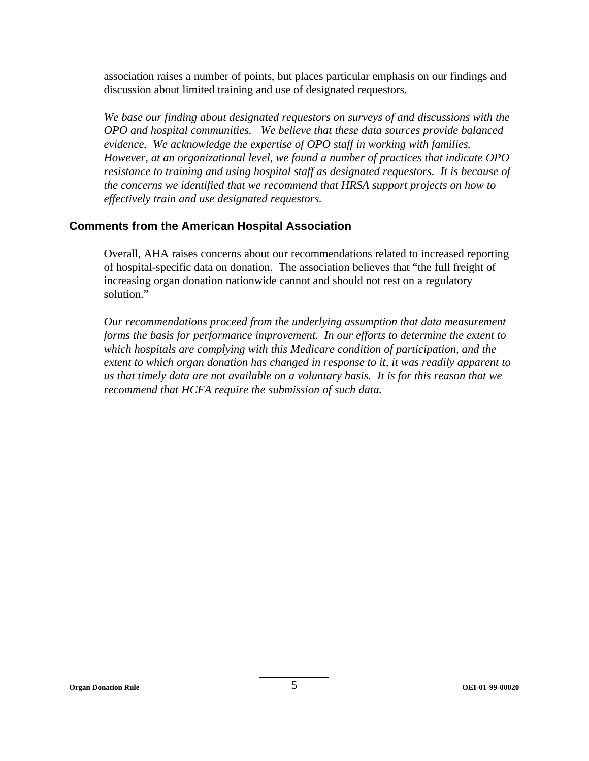association raises a number of points, but places particular emphasis on our findings and discussion about limited training and use of designated requestors.

*We base our finding about designated requestors on surveys of and discussions with the OPO and hospital communities. We believe that these data sources provide balanced evidence. We acknowledge the expertise of OPO staff in working with families. However, at an organizational level, we found a number of practices that indicate OPO resistance to training and using hospital staff as designated requestors. It is because of the concerns we identified that we recommend that HRSA support projects on how to effectively train and use designated requestors.*

### Comments from the American Hospital Association

Overall, AHA raises concerns about our recommendations related to increased reporting of hospital-specific data on donation. The association believes that "the full freight of increasing organ donation nationwide cannot and should not rest on a regulatory solution."

*Our recommendations proceed from the underlying assumption that data measurement forms the basis for performance improvement. In our efforts to determine the extent to which hospitals are complying with this Medicare condition of participation, and the extent to which organ donation has changed in response to it, it was readily apparent to us that timely data are not available on a voluntary basis. It is for this reason that we recommend that HCFA require the submission of such data.*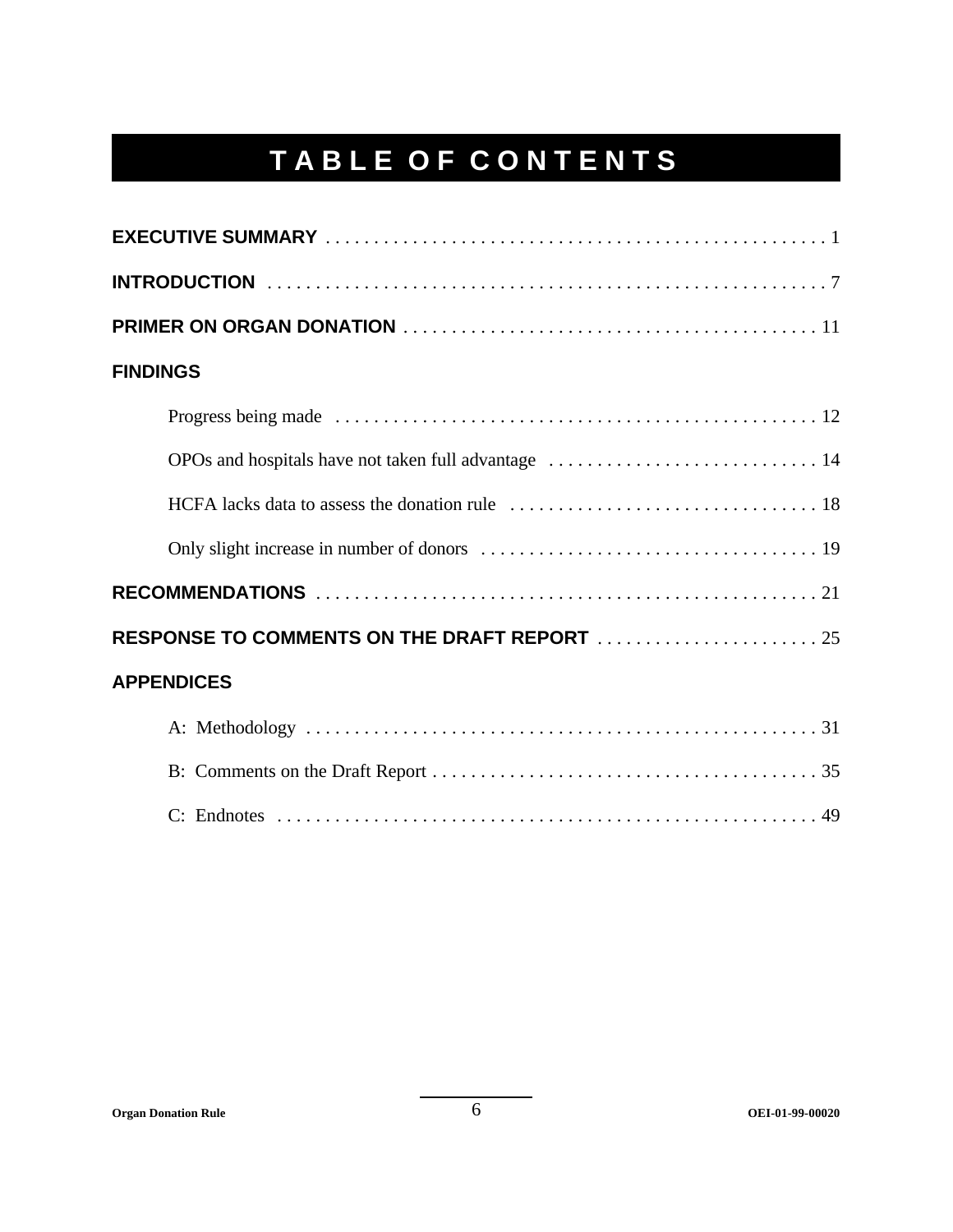# TABLE OF CONTENTS

**EXECUTIVE SUMMARY** . . . . . . . . . . . . . . . . . . . . . . . . . . . . . . . . . . . . . . . . . . . . . . . . . . . . 1

**INTRODUCTION** . . . . . . . . . . . . . . . . . . . . . . . . . . . . . . . . . . . . . . . . . . . . . . . . . . . . . . . . . . 7

**PRIMER ON ORGAN DONATION** . . . . . . . . . . . . . . . . . . . . . . . . . . . . . . . . . . . . . . . . . . 11

**FINDINGS**

- Progress being made . . . . . . . . . . . . . . . . . . . . . . . . . . . . . . . . . . . . . . . . . . . . . . . . . . 12
- OPOs and hospitals have not taken full advantage . . . . . . . . . . . . . . . . . . . . . . . . . . . . 14
- HCFA lacks data to assess the donation rule . . . . . . . . . . . . . . . . . . . . . . . . . . . . . . . . 18
- Only slight increase in number of donors . . . . . . . . . . . . . . . . . . . . . . . . . . . . . . . . . . . 19

**RECOMMENDATIONS** . . . . . . . . . . . . . . . . . . . . . . . . . . . . . . . . . . . . . . . . . . . . . . . . . . . . 21

**RESPONSE TO COMMENTS ON THE DRAFT REPORT** . . . . . . . . . . . . . . . . . . . . . . . 25

**APPENDICES**

- A: Methodology . . . . . . . . . . . . . . . . . . . . . . . . . . . . . . . . . . . . . . . . . . . . . . . . . . . . . . 31
- B: Comments on the Draft Report . . . . . . . . . . . . . . . . . . . . . . . . . . . . . . . . . . . . . . . . . 35
- C: Endnotes . . . . . . . . . . . . . . . . . . . . . . . . . . . . . . . . . . . . . . . . . . . . . . . . . . . . . . . . . 49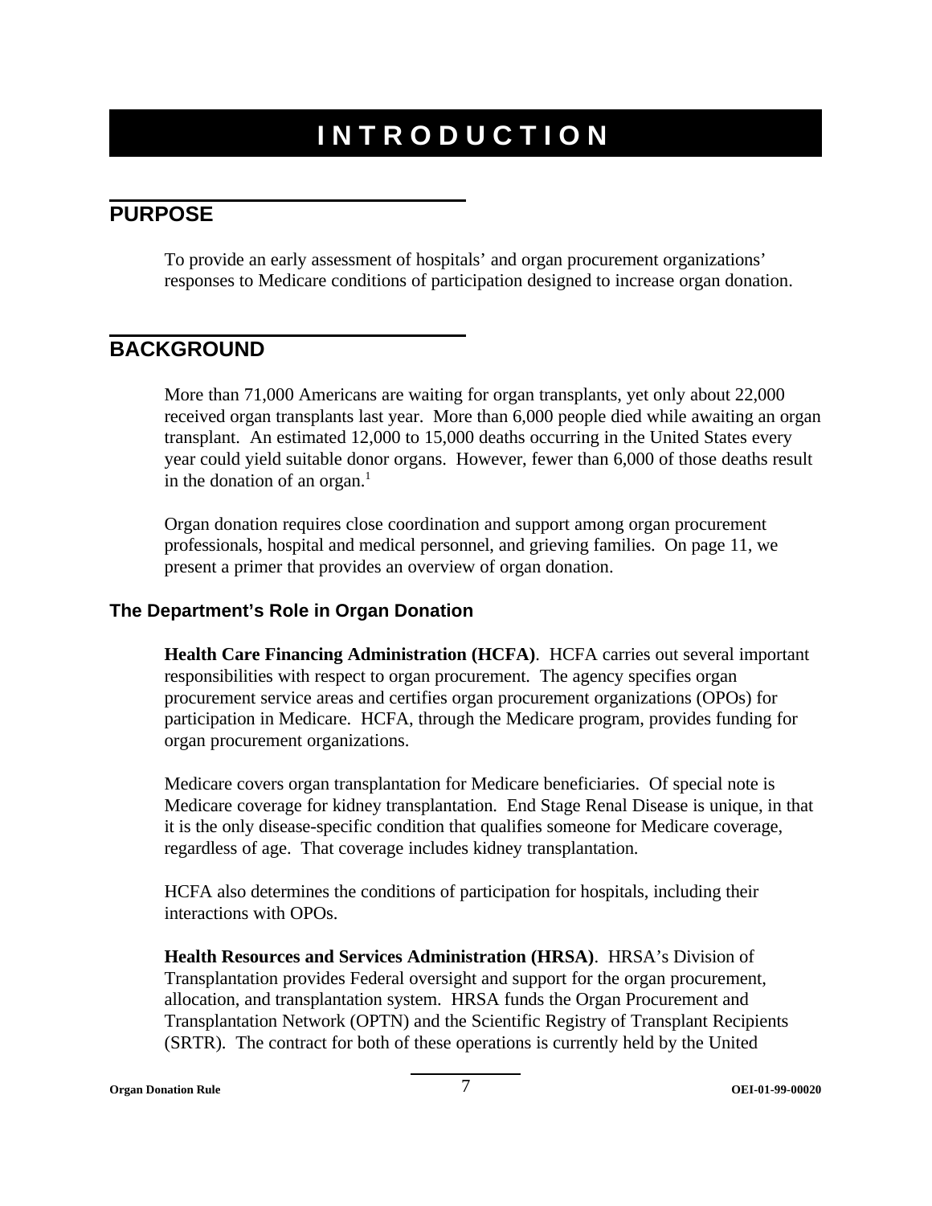# INTRODUCTION

## PURPOSE

To provide an early assessment of hospitals' and organ procurement organizations' responses to Medicare conditions of participation designed to increase organ donation.

## BACKGROUND

More than 71,000 Americans are waiting for organ transplants, yet only about 22,000 received organ transplants last year. More than 6,000 people died while awaiting an organ transplant. An estimated 12,000 to 15,000 deaths occurring in the United States every year could yield suitable donor organs. However, fewer than 6,000 of those deaths result in the donation of an organ.[1]

Organ donation requires close coordination and support among organ procurement professionals, hospital and medical personnel, and grieving families. On page 11, we present a primer that provides an overview of organ donation.

### The Department's Role in Organ Donation

**Health Care Financing Administration (HCFA)**. HCFA carries out several important responsibilities with respect to organ procurement. The agency specifies organ procurement service areas and certifies organ procurement organizations (OPOs) for participation in Medicare. HCFA, through the Medicare program, provides funding for organ procurement organizations.

Medicare covers organ transplantation for Medicare beneficiaries. Of special note is Medicare coverage for kidney transplantation. End Stage Renal Disease is unique, in that it is the only disease-specific condition that qualifies someone for Medicare coverage, regardless of age. That coverage includes kidney transplantation.

HCFA also determines the conditions of participation for hospitals, including their interactions with OPOs.

**Health Resources and Services Administration (HRSA)**. HRSA's Division of Transplantation provides Federal oversight and support for the organ procurement, allocation, and transplantation system. HRSA funds the Organ Procurement and Transplantation Network (OPTN) and the Scientific Registry of Transplant Recipients (SRTR). The contract for both of these operations is currently held by the United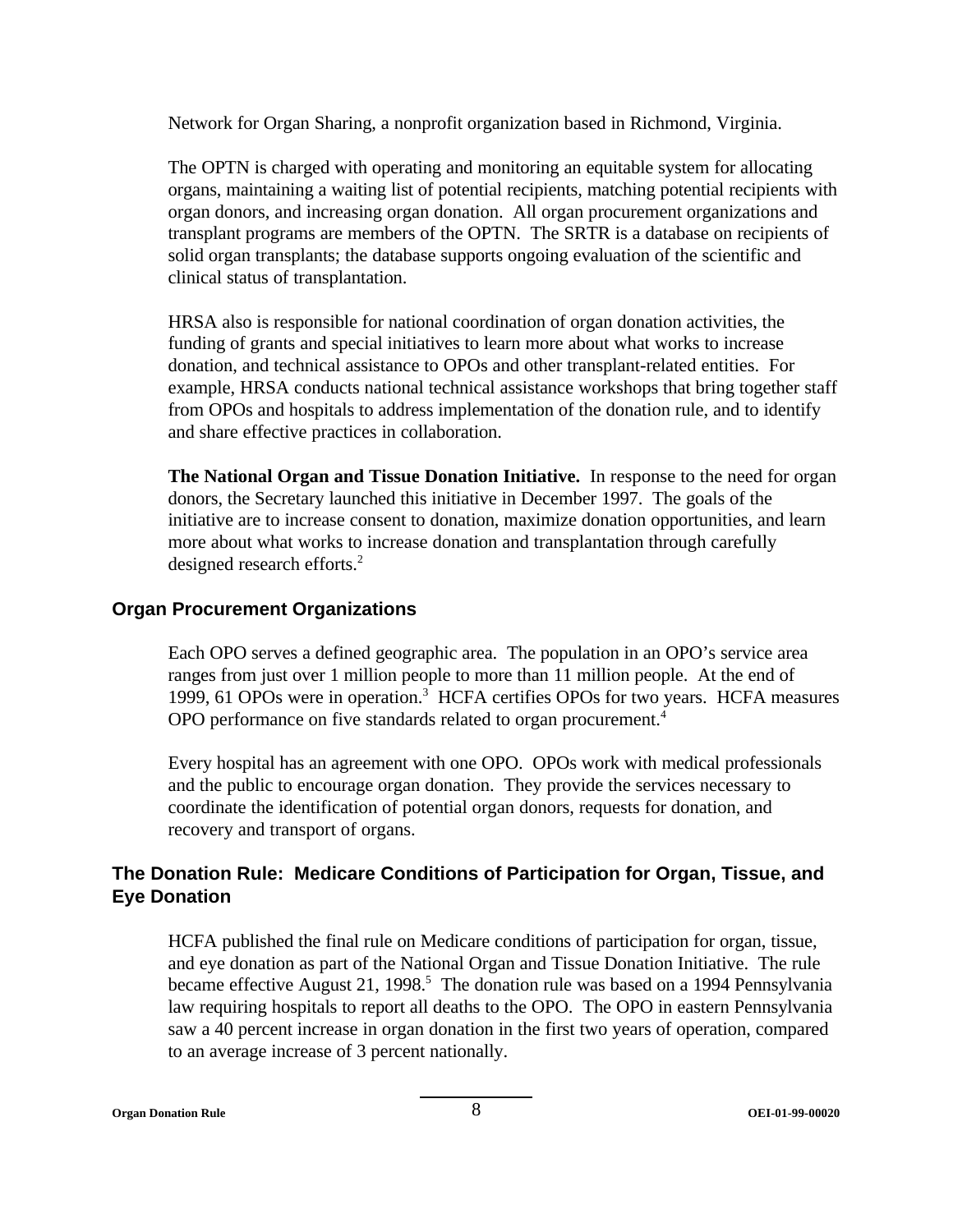Network for Organ Sharing, a nonprofit organization based in Richmond, Virginia.

The OPTN is charged with operating and monitoring an equitable system for allocating organs, maintaining a waiting list of potential recipients, matching potential recipients with organ donors, and increasing organ donation. All organ procurement organizations and transplant programs are members of the OPTN. The SRTR is a database on recipients of solid organ transplants; the database supports ongoing evaluation of the scientific and clinical status of transplantation.

HRSA also is responsible for national coordination of organ donation activities, the funding of grants and special initiatives to learn more about what works to increase donation, and technical assistance to OPOs and other transplant-related entities. For example, HRSA conducts national technical assistance workshops that bring together staff from OPOs and hospitals to address implementation of the donation rule, and to identify and share effective practices in collaboration.

**The National Organ and Tissue Donation Initiative.** In response to the need for organ donors, the Secretary launched this initiative in December 1997. The goals of the initiative are to increase consent to donation, maximize donation opportunities, and learn more about what works to increase donation and transplantation through carefully designed research efforts.[2]

## Organ Procurement Organizations

Each OPO serves a defined geographic area. The population in an OPO's service area ranges from just over 1 million people to more than 11 million people. At the end of 1999, 61 OPOs were in operation.[3] HCFA certifies OPOs for two years. HCFA measures OPO performance on five standards related to organ procurement.[4]

Every hospital has an agreement with one OPO. OPOs work with medical professionals and the public to encourage organ donation. They provide the services necessary to coordinate the identification of potential organ donors, requests for donation, and recovery and transport of organs.

## The Donation Rule: Medicare Conditions of Participation for Organ, Tissue, and Eye Donation

HCFA published the final rule on Medicare conditions of participation for organ, tissue, and eye donation as part of the National Organ and Tissue Donation Initiative. The rule became effective August 21, 1998.[5] The donation rule was based on a 1994 Pennsylvania law requiring hospitals to report all deaths to the OPO. The OPO in eastern Pennsylvania saw a 40 percent increase in organ donation in the first two years of operation, compared to an average increase of 3 percent nationally.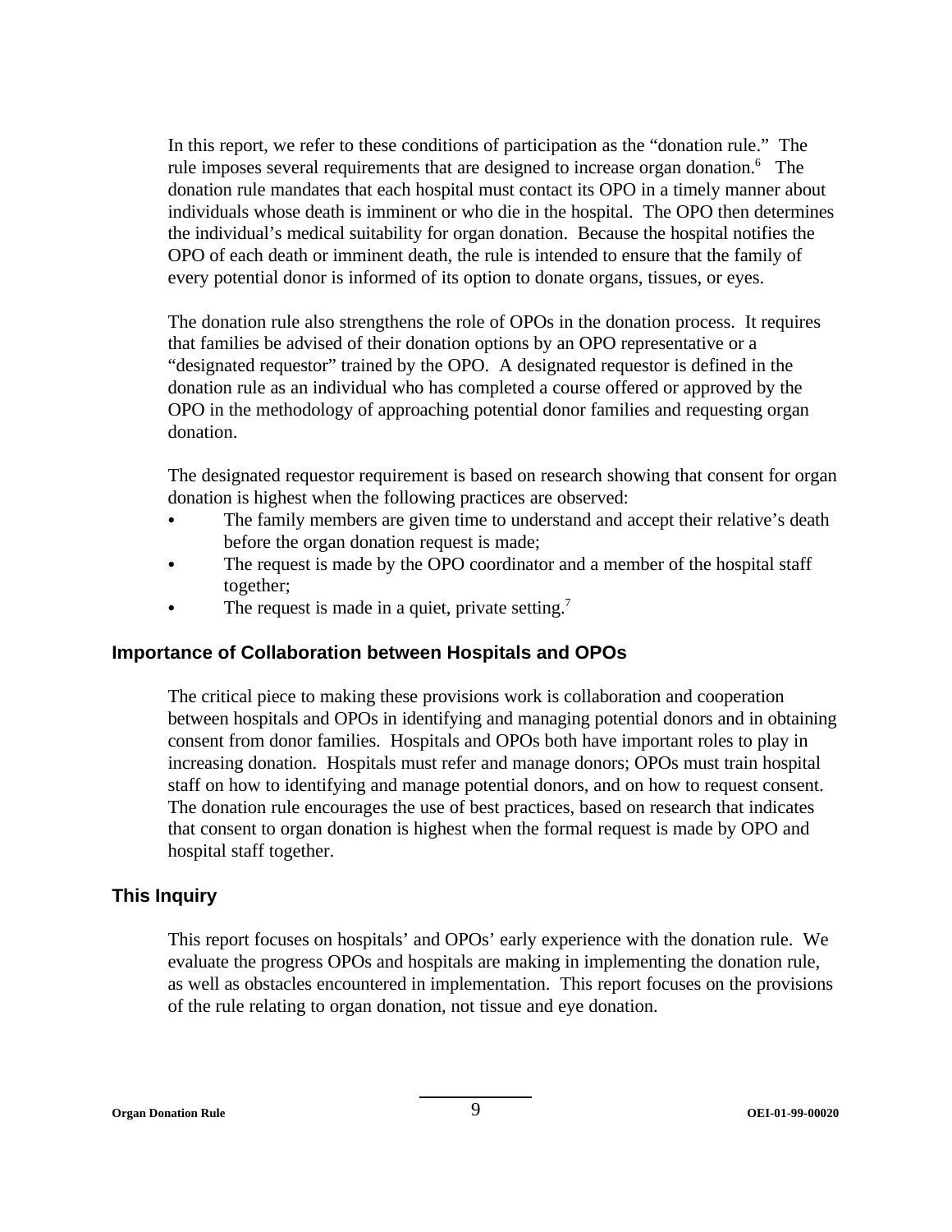In this report, we refer to these conditions of participation as the "donation rule." The rule imposes several requirements that are designed to increase organ donation.[6] The donation rule mandates that each hospital must contact its OPO in a timely manner about individuals whose death is imminent or who die in the hospital. The OPO then determines the individual's medical suitability for organ donation. Because the hospital notifies the OPO of each death or imminent death, the rule is intended to ensure that the family of every potential donor is informed of its option to donate organs, tissues, or eyes.

The donation rule also strengthens the role of OPOs in the donation process. It requires that families be advised of their donation options by an OPO representative or a "designated requestor" trained by the OPO. A designated requestor is defined in the donation rule as an individual who has completed a course offered or approved by the OPO in the methodology of approaching potential donor families and requesting organ donation.

The designated requestor requirement is based on research showing that consent for organ donation is highest when the following practices are observed:

- The family members are given time to understand and accept their relative's death before the organ donation request is made;
- The request is made by the OPO coordinator and a member of the hospital staff together;
- The request is made in a quiet, private setting.[7]

## Importance of Collaboration between Hospitals and OPOs

The critical piece to making these provisions work is collaboration and cooperation between hospitals and OPOs in identifying and managing potential donors and in obtaining consent from donor families. Hospitals and OPOs both have important roles to play in increasing donation. Hospitals must refer and manage donors; OPOs must train hospital staff on how to identifying and manage potential donors, and on how to request consent. The donation rule encourages the use of best practices, based on research that indicates that consent to organ donation is highest when the formal request is made by OPO and hospital staff together.

## This Inquiry

This report focuses on hospitals' and OPOs' early experience with the donation rule. We evaluate the progress OPOs and hospitals are making in implementing the donation rule, as well as obstacles encountered in implementation. This report focuses on the provisions of the rule relating to organ donation, not tissue and eye donation.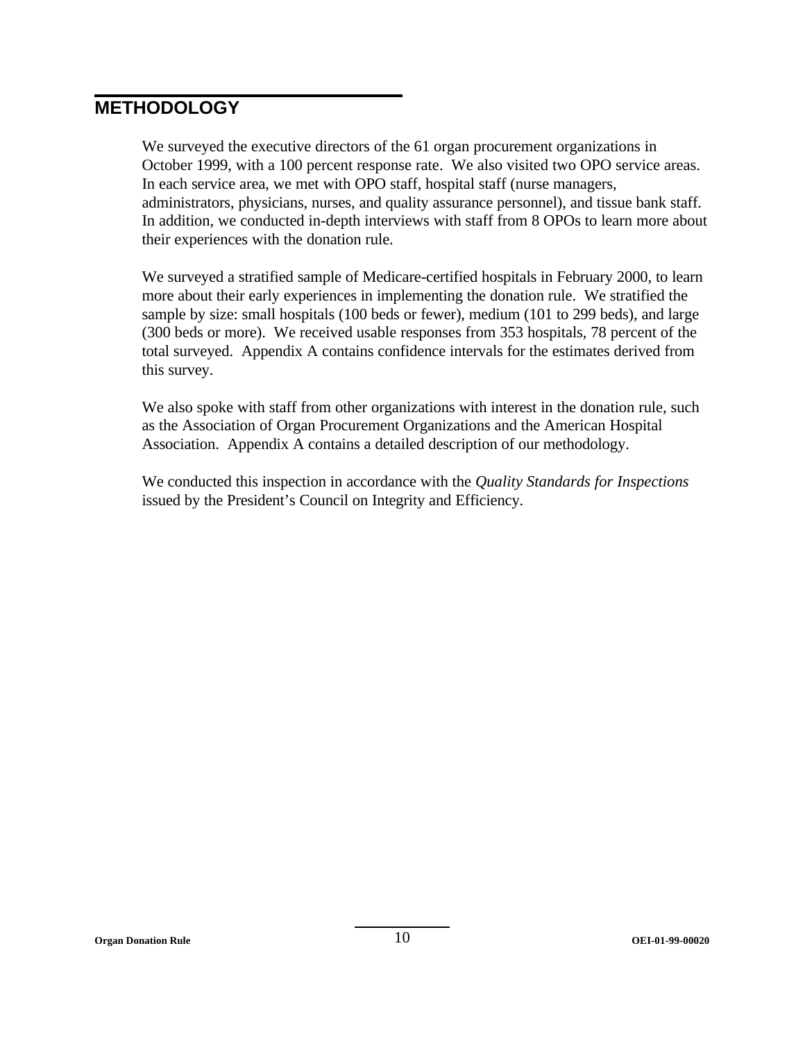## METHODOLOGY

We surveyed the executive directors of the 61 organ procurement organizations in October 1999, with a 100 percent response rate. We also visited two OPO service areas. In each service area, we met with OPO staff, hospital staff (nurse managers, administrators, physicians, nurses, and quality assurance personnel), and tissue bank staff. In addition, we conducted in-depth interviews with staff from 8 OPOs to learn more about their experiences with the donation rule.

We surveyed a stratified sample of Medicare-certified hospitals in February 2000, to learn more about their early experiences in implementing the donation rule. We stratified the sample by size: small hospitals (100 beds or fewer), medium (101 to 299 beds), and large (300 beds or more). We received usable responses from 353 hospitals, 78 percent of the total surveyed. Appendix A contains confidence intervals for the estimates derived from this survey.

We also spoke with staff from other organizations with interest in the donation rule, such as the Association of Organ Procurement Organizations and the American Hospital Association. Appendix A contains a detailed description of our methodology.

We conducted this inspection in accordance with the *Quality Standards for Inspections* issued by the President's Council on Integrity and Efficiency.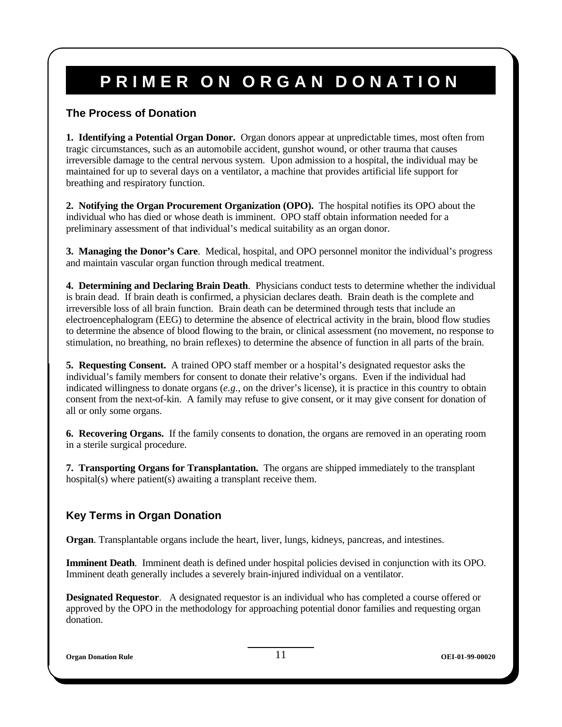# PRIMER ON ORGAN DONATION

## The Process of Donation

**1. Identifying a Potential Organ Donor.** Organ donors appear at unpredictable times, most often from tragic circumstances, such as an automobile accident, gunshot wound, or other trauma that causes irreversible damage to the central nervous system. Upon admission to a hospital, the individual may be maintained for up to several days on a ventilator, a machine that provides artificial life support for breathing and respiratory function.

**2. Notifying the Organ Procurement Organization (OPO).** The hospital notifies its OPO about the individual who has died or whose death is imminent. OPO staff obtain information needed for a preliminary assessment of that individual's medical suitability as an organ donor.

**3. Managing the Donor's Care**. Medical, hospital, and OPO personnel monitor the individual's progress and maintain vascular organ function through medical treatment.

**4. Determining and Declaring Brain Death**. Physicians conduct tests to determine whether the individual is brain dead. If brain death is confirmed, a physician declares death. Brain death is the complete and irreversible loss of all brain function. Brain death can be determined through tests that include an electroencephalogram (EEG) to determine the absence of electrical activity in the brain, blood flow studies to determine the absence of blood flowing to the brain, or clinical assessment (no movement, no response to stimulation, no breathing, no brain reflexes) to determine the absence of function in all parts of the brain.

**5. Requesting Consent.** A trained OPO staff member or a hospital's designated requestor asks the individual's family members for consent to donate their relative's organs. Even if the individual had indicated willingness to donate organs (*e.g.*, on the driver's license), it is practice in this country to obtain consent from the next-of-kin. A family may refuse to give consent, or it may give consent for donation of all or only some organs.

**6. Recovering Organs.** If the family consents to donation, the organs are removed in an operating room in a sterile surgical procedure.

**7. Transporting Organs for Transplantation.** The organs are shipped immediately to the transplant hospital(s) where patient(s) awaiting a transplant receive them.

## Key Terms in Organ Donation

**Organ**. Transplantable organs include the heart, liver, lungs, kidneys, pancreas, and intestines.

**Imminent Death**. Imminent death is defined under hospital policies devised in conjunction with its OPO. Imminent death generally includes a severely brain-injured individual on a ventilator.

**Designated Requestor**. A designated requestor is an individual who has completed a course offered or approved by the OPO in the methodology for approaching potential donor families and requesting organ donation.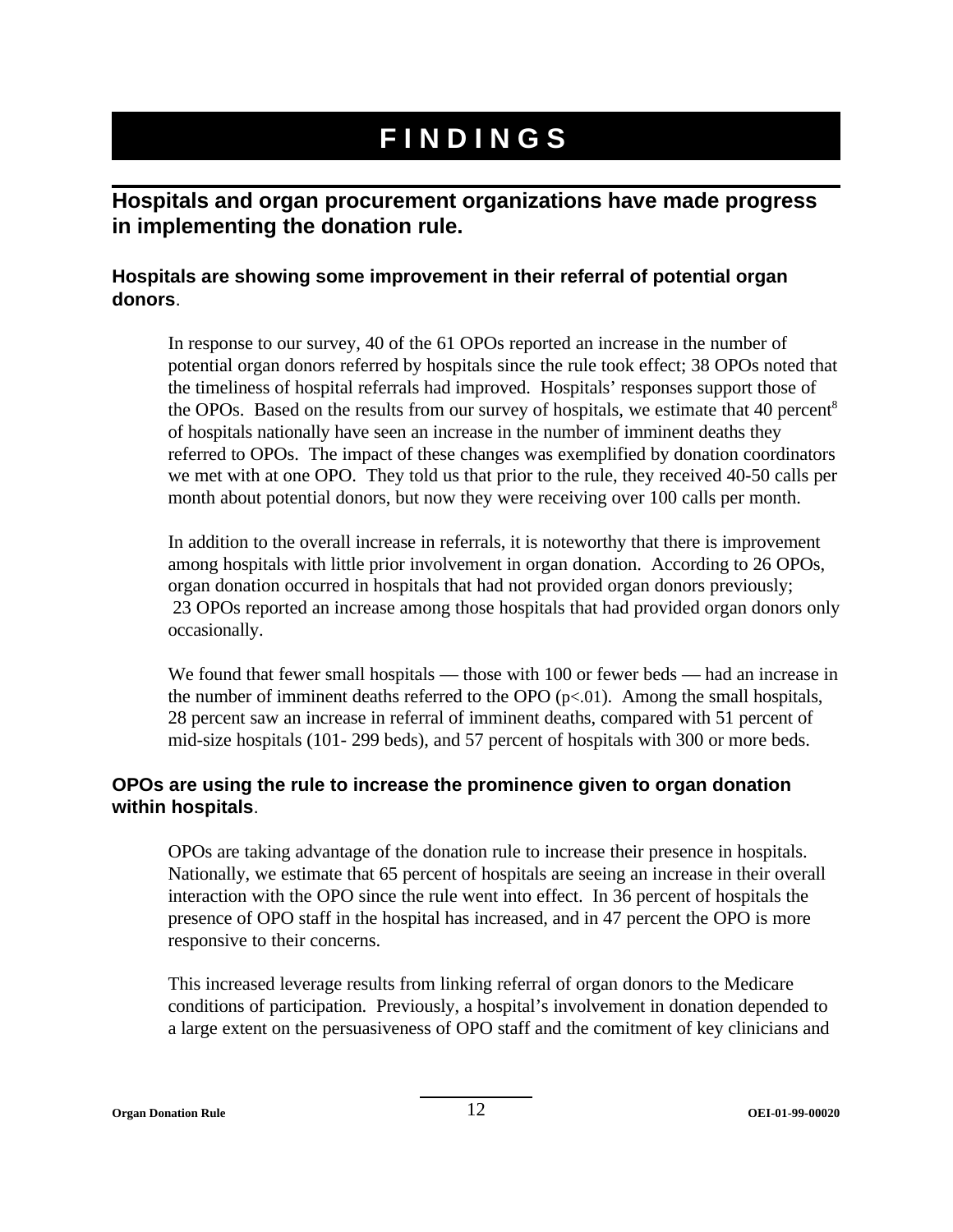# FINDINGS

## Hospitals and organ procurement organizations have made progress in implementing the donation rule.

### Hospitals are showing some improvement in their referral of potential organ donors.

In response to our survey, 40 of the 61 OPOs reported an increase in the number of potential organ donors referred by hospitals since the rule took effect; 38 OPOs noted that the timeliness of hospital referrals had improved. Hospitals' responses support those of the OPOs. Based on the results from our survey of hospitals, we estimate that 40 percent[8] of hospitals nationally have seen an increase in the number of imminent deaths they referred to OPOs. The impact of these changes was exemplified by donation coordinators we met with at one OPO. They told us that prior to the rule, they received 40-50 calls per month about potential donors, but now they were receiving over 100 calls per month.

In addition to the overall increase in referrals, it is noteworthy that there is improvement among hospitals with little prior involvement in organ donation. According to 26 OPOs, organ donation occurred in hospitals that had not provided organ donors previously; 23 OPOs reported an increase among those hospitals that had provided organ donors only occasionally.

We found that fewer small hospitals — those with 100 or fewer beds — had an increase in the number of imminent deaths referred to the OPO ($p<.01$). Among the small hospitals, 28 percent saw an increase in referral of imminent deaths, compared with 51 percent of mid-size hospitals (101- 299 beds), and 57 percent of hospitals with 300 or more beds.

### OPOs are using the rule to increase the prominence given to organ donation within hospitals.

OPOs are taking advantage of the donation rule to increase their presence in hospitals. Nationally, we estimate that 65 percent of hospitals are seeing an increase in their overall interaction with the OPO since the rule went into effect. In 36 percent of hospitals the presence of OPO staff in the hospital has increased, and in 47 percent the OPO is more responsive to their concerns.

This increased leverage results from linking referral of organ donors to the Medicare conditions of participation. Previously, a hospital's involvement in donation depended to a large extent on the persuasiveness of OPO staff and the comitment of key clinicians and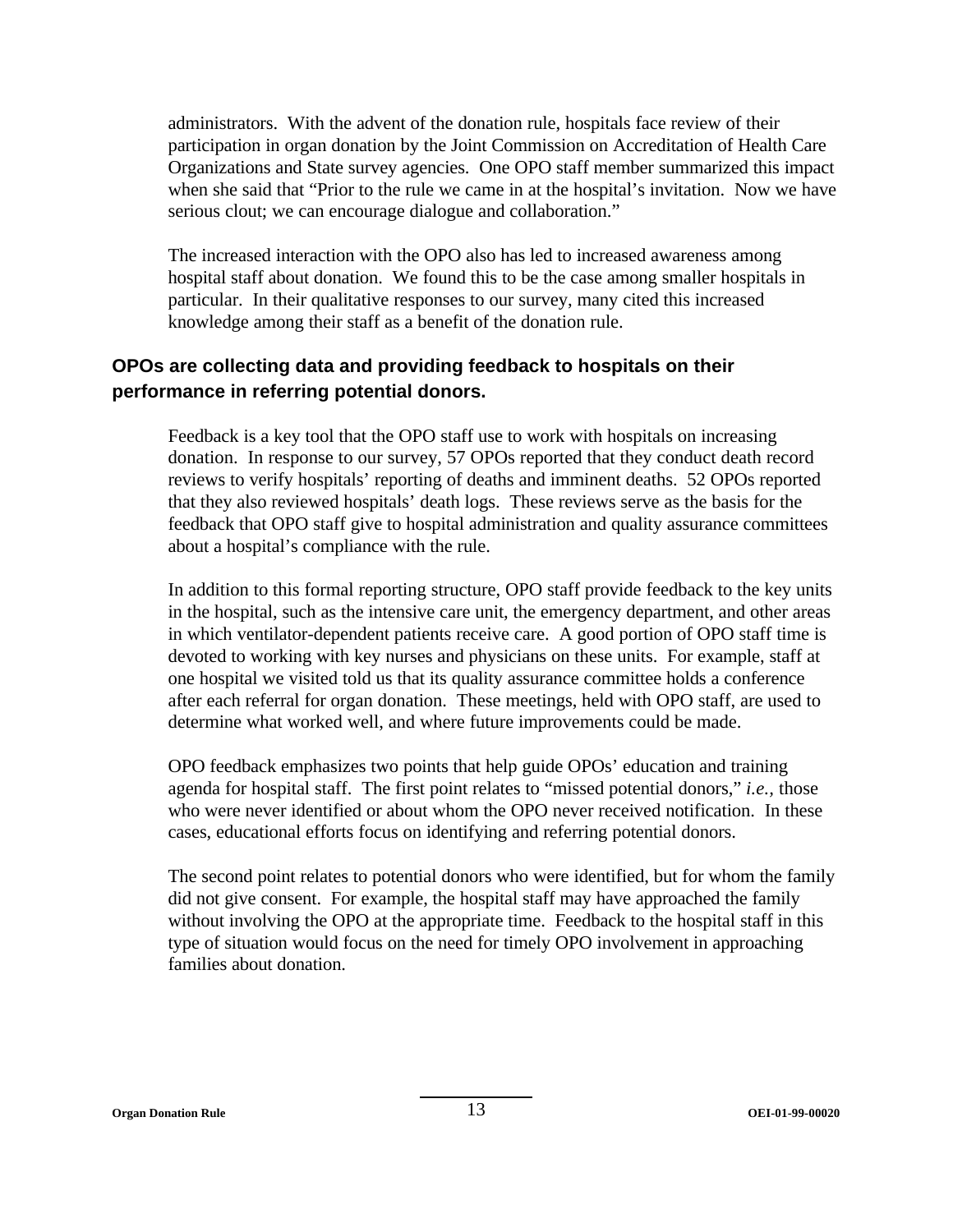administrators. With the advent of the donation rule, hospitals face review of their participation in organ donation by the Joint Commission on Accreditation of Health Care Organizations and State survey agencies. One OPO staff member summarized this impact when she said that "Prior to the rule we came in at the hospital's invitation. Now we have serious clout; we can encourage dialogue and collaboration."

The increased interaction with the OPO also has led to increased awareness among hospital staff about donation. We found this to be the case among smaller hospitals in particular. In their qualitative responses to our survey, many cited this increased knowledge among their staff as a benefit of the donation rule.

## OPOs are collecting data and providing feedback to hospitals on their performance in referring potential donors.

Feedback is a key tool that the OPO staff use to work with hospitals on increasing donation. In response to our survey, 57 OPOs reported that they conduct death record reviews to verify hospitals' reporting of deaths and imminent deaths. 52 OPOs reported that they also reviewed hospitals' death logs. These reviews serve as the basis for the feedback that OPO staff give to hospital administration and quality assurance committees about a hospital's compliance with the rule.

In addition to this formal reporting structure, OPO staff provide feedback to the key units in the hospital, such as the intensive care unit, the emergency department, and other areas in which ventilator-dependent patients receive care. A good portion of OPO staff time is devoted to working with key nurses and physicians on these units. For example, staff at one hospital we visited told us that its quality assurance committee holds a conference after each referral for organ donation. These meetings, held with OPO staff, are used to determine what worked well, and where future improvements could be made.

OPO feedback emphasizes two points that help guide OPOs' education and training agenda for hospital staff. The first point relates to "missed potential donors," *i.e.,* those who were never identified or about whom the OPO never received notification. In these cases, educational efforts focus on identifying and referring potential donors.

The second point relates to potential donors who were identified, but for whom the family did not give consent. For example, the hospital staff may have approached the family without involving the OPO at the appropriate time. Feedback to the hospital staff in this type of situation would focus on the need for timely OPO involvement in approaching families about donation.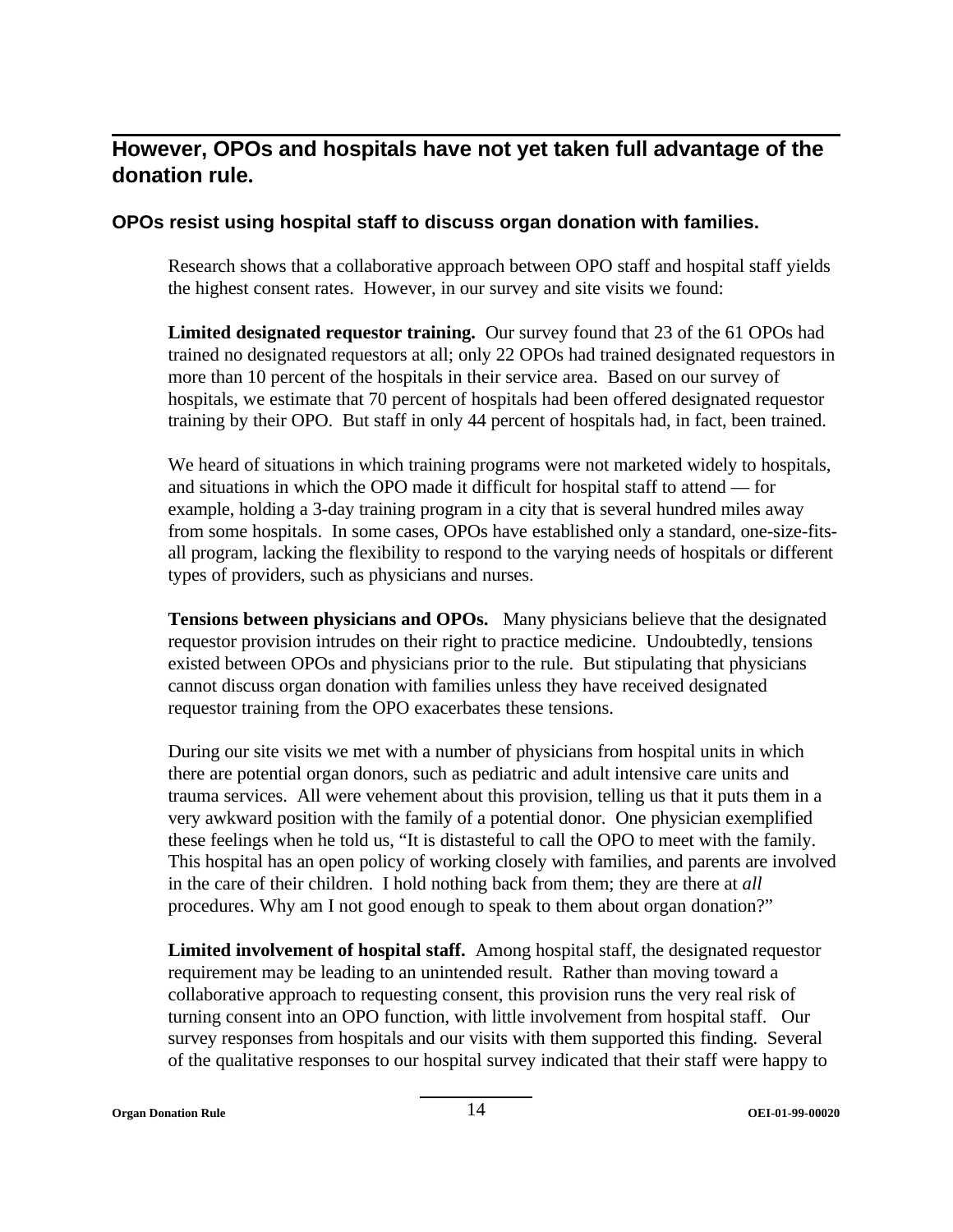## However, OPOs and hospitals have not yet taken full advantage of the donation rule.

### OPOs resist using hospital staff to discuss organ donation with families.

Research shows that a collaborative approach between OPO staff and hospital staff yields the highest consent rates. However, in our survey and site visits we found:

**Limited designated requestor training.** Our survey found that 23 of the 61 OPOs had trained no designated requestors at all; only 22 OPOs had trained designated requestors in more than 10 percent of the hospitals in their service area. Based on our survey of hospitals, we estimate that 70 percent of hospitals had been offered designated requestor training by their OPO. But staff in only 44 percent of hospitals had, in fact, been trained.

We heard of situations in which training programs were not marketed widely to hospitals, and situations in which the OPO made it difficult for hospital staff to attend — for example, holding a 3-day training program in a city that is several hundred miles away from some hospitals. In some cases, OPOs have established only a standard, one-size-fits-all program, lacking the flexibility to respond to the varying needs of hospitals or different types of providers, such as physicians and nurses.

**Tensions between physicians and OPOs.** Many physicians believe that the designated requestor provision intrudes on their right to practice medicine. Undoubtedly, tensions existed between OPOs and physicians prior to the rule. But stipulating that physicians cannot discuss organ donation with families unless they have received designated requestor training from the OPO exacerbates these tensions.

During our site visits we met with a number of physicians from hospital units in which there are potential organ donors, such as pediatric and adult intensive care units and trauma services. All were vehement about this provision, telling us that it puts them in a very awkward position with the family of a potential donor. One physician exemplified these feelings when he told us, "It is distasteful to call the OPO to meet with the family. This hospital has an open policy of working closely with families, and parents are involved in the care of their children. I hold nothing back from them; they are there at *all* procedures. Why am I not good enough to speak to them about organ donation?"

**Limited involvement of hospital staff.** Among hospital staff, the designated requestor requirement may be leading to an unintended result. Rather than moving toward a collaborative approach to requesting consent, this provision runs the very real risk of turning consent into an OPO function, with little involvement from hospital staff. Our survey responses from hospitals and our visits with them supported this finding. Several of the qualitative responses to our hospital survey indicated that their staff were happy to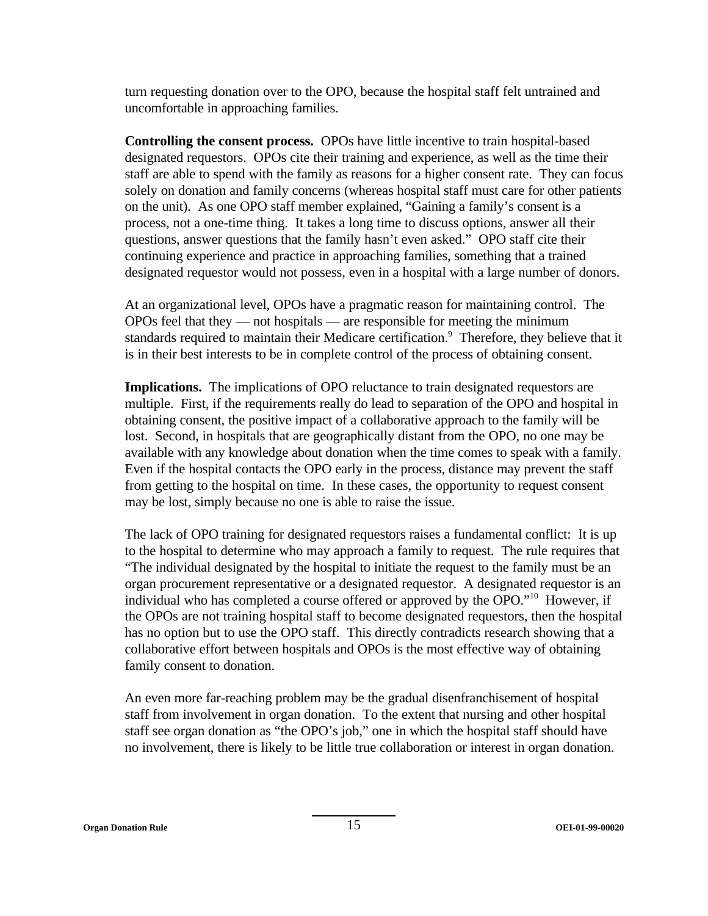turn requesting donation over to the OPO, because the hospital staff felt untrained and uncomfortable in approaching families.

**Controlling the consent process.** OPOs have little incentive to train hospital-based designated requestors. OPOs cite their training and experience, as well as the time their staff are able to spend with the family as reasons for a higher consent rate. They can focus solely on donation and family concerns (whereas hospital staff must care for other patients on the unit). As one OPO staff member explained, "Gaining a family's consent is a process, not a one-time thing. It takes a long time to discuss options, answer all their questions, answer questions that the family hasn't even asked." OPO staff cite their continuing experience and practice in approaching families, something that a trained designated requestor would not possess, even in a hospital with a large number of donors.

At an organizational level, OPOs have a pragmatic reason for maintaining control. The OPOs feel that they — not hospitals — are responsible for meeting the minimum standards required to maintain their Medicare certification.[9] Therefore, they believe that it is in their best interests to be in complete control of the process of obtaining consent.

**Implications.** The implications of OPO reluctance to train designated requestors are multiple. First, if the requirements really do lead to separation of the OPO and hospital in obtaining consent, the positive impact of a collaborative approach to the family will be lost. Second, in hospitals that are geographically distant from the OPO, no one may be available with any knowledge about donation when the time comes to speak with a family. Even if the hospital contacts the OPO early in the process, distance may prevent the staff from getting to the hospital on time. In these cases, the opportunity to request consent may be lost, simply because no one is able to raise the issue.

The lack of OPO training for designated requestors raises a fundamental conflict: It is up to the hospital to determine who may approach a family to request. The rule requires that "The individual designated by the hospital to initiate the request to the family must be an organ procurement representative or a designated requestor. A designated requestor is an individual who has completed a course offered or approved by the OPO."[10] However, if the OPOs are not training hospital staff to become designated requestors, then the hospital has no option but to use the OPO staff. This directly contradicts research showing that a collaborative effort between hospitals and OPOs is the most effective way of obtaining family consent to donation.

An even more far-reaching problem may be the gradual disenfranchisement of hospital staff from involvement in organ donation. To the extent that nursing and other hospital staff see organ donation as "the OPO's job," one in which the hospital staff should have no involvement, there is likely to be little true collaboration or interest in organ donation.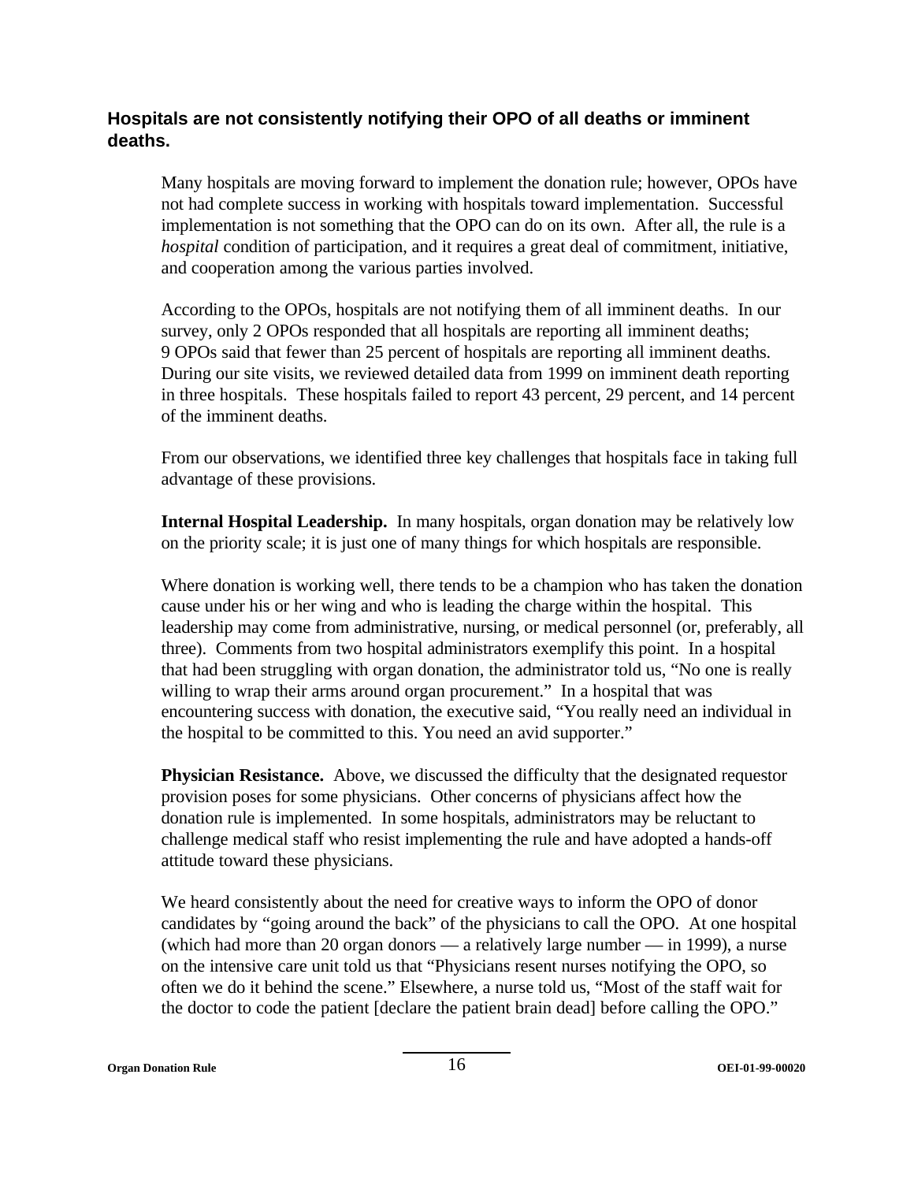## Hospitals are not consistently notifying their OPO of all deaths or imminent deaths.

Many hospitals are moving forward to implement the donation rule; however, OPOs have not had complete success in working with hospitals toward implementation. Successful implementation is not something that the OPO can do on its own. After all, the rule is a *hospital* condition of participation, and it requires a great deal of commitment, initiative, and cooperation among the various parties involved.

According to the OPOs, hospitals are not notifying them of all imminent deaths. In our survey, only 2 OPOs responded that all hospitals are reporting all imminent deaths; 9 OPOs said that fewer than 25 percent of hospitals are reporting all imminent deaths. During our site visits, we reviewed detailed data from 1999 on imminent death reporting in three hospitals. These hospitals failed to report 43 percent, 29 percent, and 14 percent of the imminent deaths.

From our observations, we identified three key challenges that hospitals face in taking full advantage of these provisions.

**Internal Hospital Leadership.** In many hospitals, organ donation may be relatively low on the priority scale; it is just one of many things for which hospitals are responsible.

Where donation is working well, there tends to be a champion who has taken the donation cause under his or her wing and who is leading the charge within the hospital. This leadership may come from administrative, nursing, or medical personnel (or, preferably, all three). Comments from two hospital administrators exemplify this point. In a hospital that had been struggling with organ donation, the administrator told us, "No one is really willing to wrap their arms around organ procurement." In a hospital that was encountering success with donation, the executive said, "You really need an individual in the hospital to be committed to this. You need an avid supporter."

**Physician Resistance.** Above, we discussed the difficulty that the designated requestor provision poses for some physicians. Other concerns of physicians affect how the donation rule is implemented. In some hospitals, administrators may be reluctant to challenge medical staff who resist implementing the rule and have adopted a hands-off attitude toward these physicians.

We heard consistently about the need for creative ways to inform the OPO of donor candidates by "going around the back" of the physicians to call the OPO. At one hospital (which had more than 20 organ donors — a relatively large number — in 1999), a nurse on the intensive care unit told us that "Physicians resent nurses notifying the OPO, so often we do it behind the scene." Elsewhere, a nurse told us, "Most of the staff wait for the doctor to code the patient [declare the patient brain dead] before calling the OPO."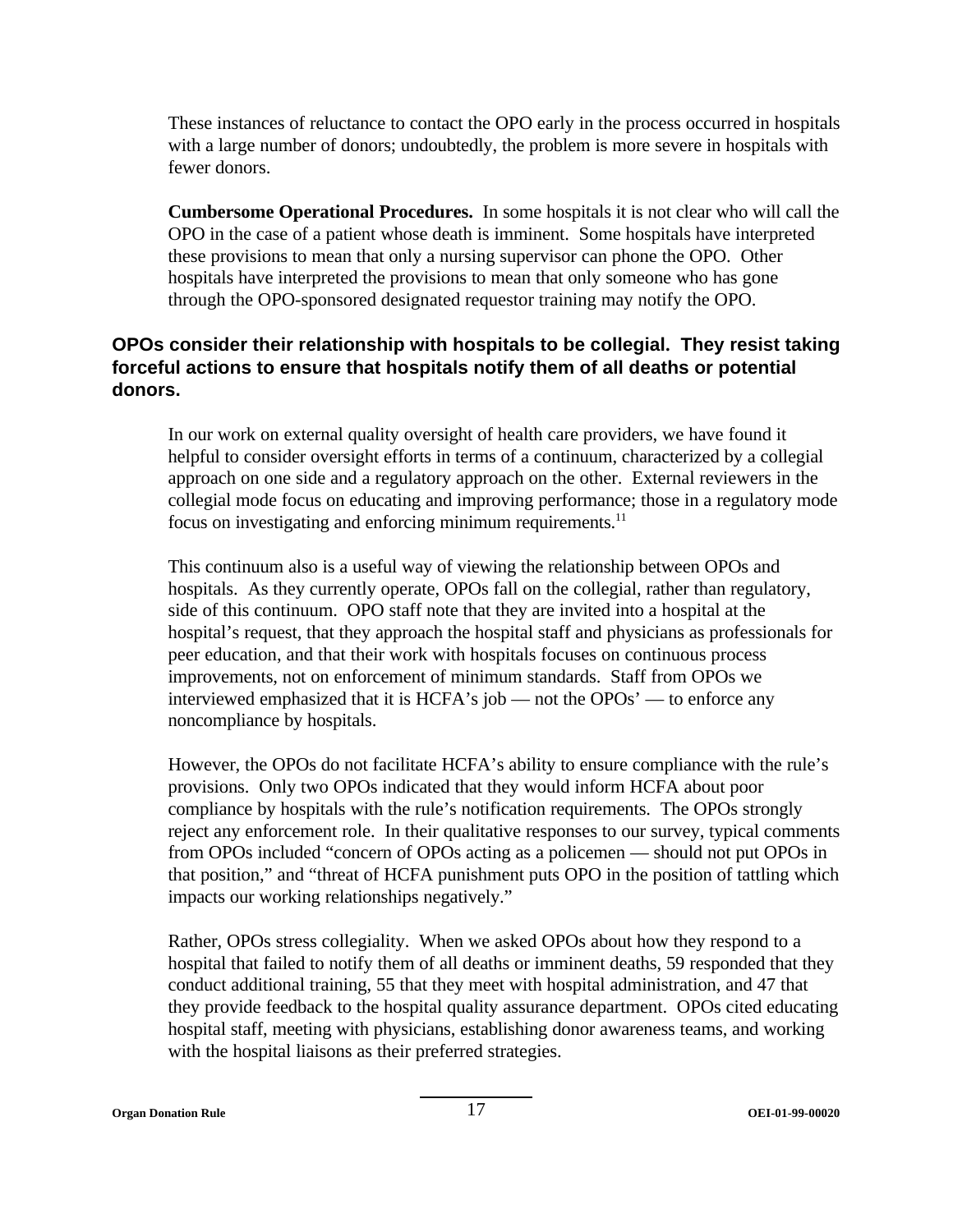These instances of reluctance to contact the OPO early in the process occurred in hospitals with a large number of donors; undoubtedly, the problem is more severe in hospitals with fewer donors.

**Cumbersome Operational Procedures.** In some hospitals it is not clear who will call the OPO in the case of a patient whose death is imminent. Some hospitals have interpreted these provisions to mean that only a nursing supervisor can phone the OPO. Other hospitals have interpreted the provisions to mean that only someone who has gone through the OPO-sponsored designated requestor training may notify the OPO.

### OPOs consider their relationship with hospitals to be collegial. They resist taking forceful actions to ensure that hospitals notify them of all deaths or potential donors.

In our work on external quality oversight of health care providers, we have found it helpful to consider oversight efforts in terms of a continuum, characterized by a collegial approach on one side and a regulatory approach on the other. External reviewers in the collegial mode focus on educating and improving performance; those in a regulatory mode focus on investigating and enforcing minimum requirements.[11]

This continuum also is a useful way of viewing the relationship between OPOs and hospitals. As they currently operate, OPOs fall on the collegial, rather than regulatory, side of this continuum. OPO staff note that they are invited into a hospital at the hospital's request, that they approach the hospital staff and physicians as professionals for peer education, and that their work with hospitals focuses on continuous process improvements, not on enforcement of minimum standards. Staff from OPOs we interviewed emphasized that it is HCFA's job — not the OPOs' — to enforce any noncompliance by hospitals.

However, the OPOs do not facilitate HCFA's ability to ensure compliance with the rule's provisions. Only two OPOs indicated that they would inform HCFA about poor compliance by hospitals with the rule's notification requirements. The OPOs strongly reject any enforcement role. In their qualitative responses to our survey, typical comments from OPOs included "concern of OPOs acting as a policemen — should not put OPOs in that position," and "threat of HCFA punishment puts OPO in the position of tattling which impacts our working relationships negatively."

Rather, OPOs stress collegiality. When we asked OPOs about how they respond to a hospital that failed to notify them of all deaths or imminent deaths, 59 responded that they conduct additional training, 55 that they meet with hospital administration, and 47 that they provide feedback to the hospital quality assurance department. OPOs cited educating hospital staff, meeting with physicians, establishing donor awareness teams, and working with the hospital liaisons as their preferred strategies.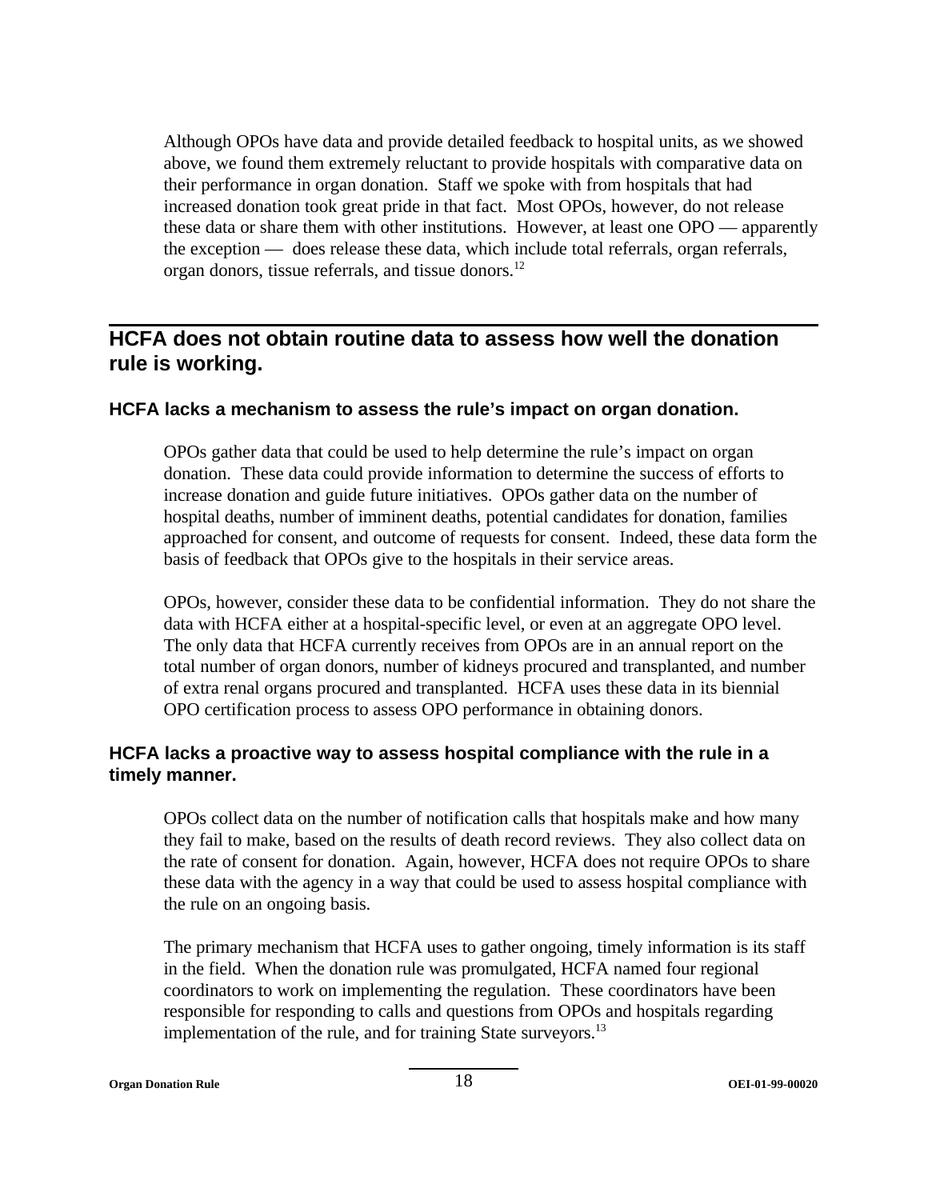Although OPOs have data and provide detailed feedback to hospital units, as we showed above, we found them extremely reluctant to provide hospitals with comparative data on their performance in organ donation. Staff we spoke with from hospitals that had increased donation took great pride in that fact. Most OPOs, however, do not release these data or share them with other institutions. However, at least one OPO — apparently the exception — does release these data, which include total referrals, organ referrals, organ donors, tissue referrals, and tissue donors.[12]

## HCFA does not obtain routine data to assess how well the donation rule is working.

### HCFA lacks a mechanism to assess the rule's impact on organ donation.

OPOs gather data that could be used to help determine the rule's impact on organ donation. These data could provide information to determine the success of efforts to increase donation and guide future initiatives. OPOs gather data on the number of hospital deaths, number of imminent deaths, potential candidates for donation, families approached for consent, and outcome of requests for consent. Indeed, these data form the basis of feedback that OPOs give to the hospitals in their service areas.

OPOs, however, consider these data to be confidential information. They do not share the data with HCFA either at a hospital-specific level, or even at an aggregate OPO level. The only data that HCFA currently receives from OPOs are in an annual report on the total number of organ donors, number of kidneys procured and transplanted, and number of extra renal organs procured and transplanted. HCFA uses these data in its biennial OPO certification process to assess OPO performance in obtaining donors.

### HCFA lacks a proactive way to assess hospital compliance with the rule in a timely manner.

OPOs collect data on the number of notification calls that hospitals make and how many they fail to make, based on the results of death record reviews. They also collect data on the rate of consent for donation. Again, however, HCFA does not require OPOs to share these data with the agency in a way that could be used to assess hospital compliance with the rule on an ongoing basis.

The primary mechanism that HCFA uses to gather ongoing, timely information is its staff in the field. When the donation rule was promulgated, HCFA named four regional coordinators to work on implementing the regulation. These coordinators have been responsible for responding to calls and questions from OPOs and hospitals regarding implementation of the rule, and for training State surveyors.[13]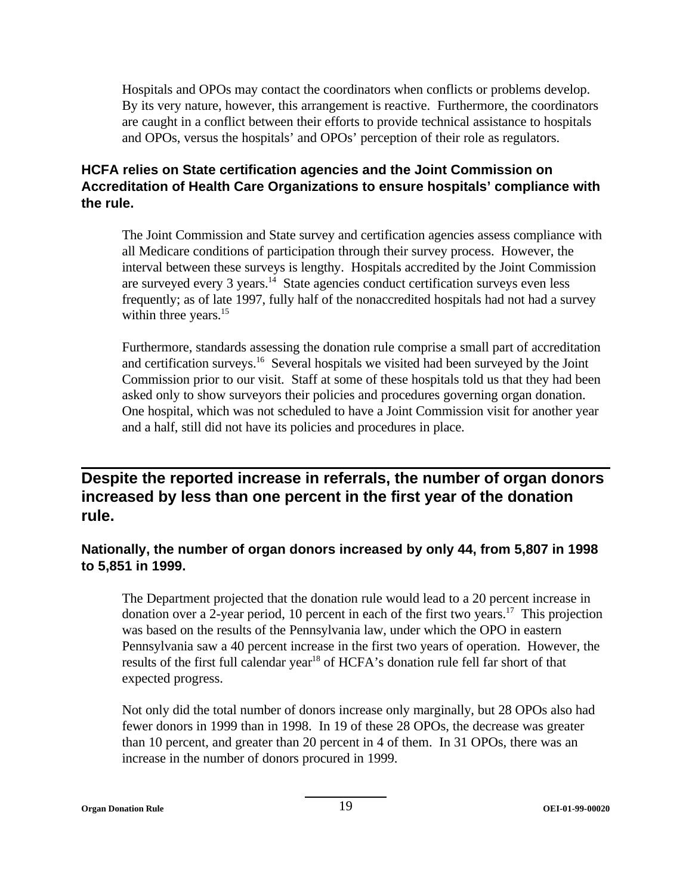Hospitals and OPOs may contact the coordinators when conflicts or problems develop. By its very nature, however, this arrangement is reactive. Furthermore, the coordinators are caught in a conflict between their efforts to provide technical assistance to hospitals and OPOs, versus the hospitals' and OPOs' perception of their role as regulators.

### HCFA relies on State certification agencies and the Joint Commission on Accreditation of Health Care Organizations to ensure hospitals' compliance with the rule.

The Joint Commission and State survey and certification agencies assess compliance with all Medicare conditions of participation through their survey process. However, the interval between these surveys is lengthy. Hospitals accredited by the Joint Commission are surveyed every 3 years.[14] State agencies conduct certification surveys even less frequently; as of late 1997, fully half of the nonaccredited hospitals had not had a survey within three years.[15]

Furthermore, standards assessing the donation rule comprise a small part of accreditation and certification surveys.[16] Several hospitals we visited had been surveyed by the Joint Commission prior to our visit. Staff at some of these hospitals told us that they had been asked only to show surveyors their policies and procedures governing organ donation. One hospital, which was not scheduled to have a Joint Commission visit for another year and a half, still did not have its policies and procedures in place.

## Despite the reported increase in referrals, the number of organ donors increased by less than one percent in the first year of the donation rule.

### Nationally, the number of organ donors increased by only 44, from 5,807 in 1998 to 5,851 in 1999.

The Department projected that the donation rule would lead to a 20 percent increase in donation over a 2-year period, 10 percent in each of the first two years.[17] This projection was based on the results of the Pennsylvania law, under which the OPO in eastern Pennsylvania saw a 40 percent increase in the first two years of operation. However, the results of the first full calendar year[18] of HCFA's donation rule fell far short of that expected progress.

Not only did the total number of donors increase only marginally, but 28 OPOs also had fewer donors in 1999 than in 1998. In 19 of these 28 OPOs, the decrease was greater than 10 percent, and greater than 20 percent in 4 of them. In 31 OPOs, there was an increase in the number of donors procured in 1999.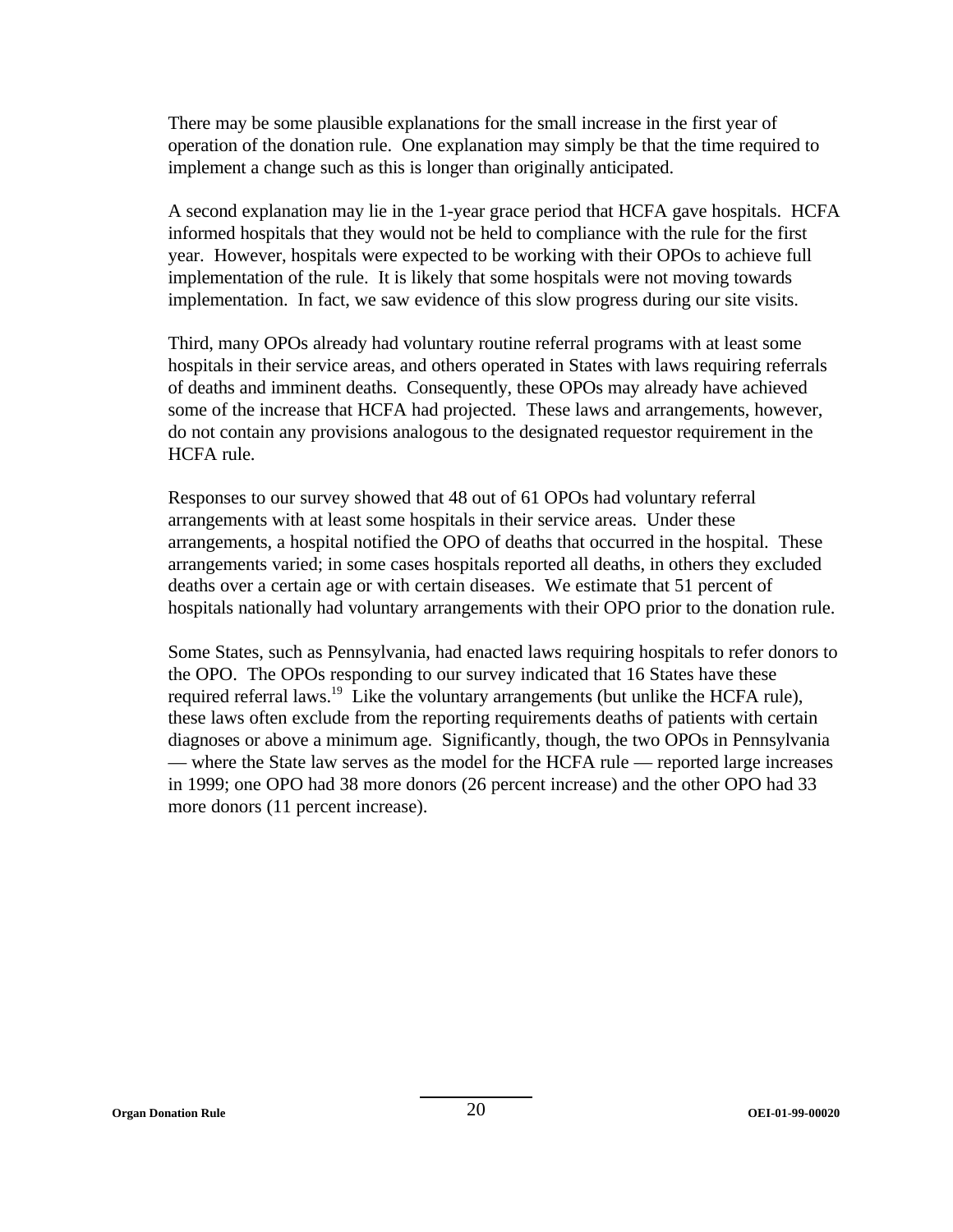There may be some plausible explanations for the small increase in the first year of operation of the donation rule. One explanation may simply be that the time required to implement a change such as this is longer than originally anticipated.

A second explanation may lie in the 1-year grace period that HCFA gave hospitals. HCFA informed hospitals that they would not be held to compliance with the rule for the first year. However, hospitals were expected to be working with their OPOs to achieve full implementation of the rule. It is likely that some hospitals were not moving towards implementation. In fact, we saw evidence of this slow progress during our site visits.

Third, many OPOs already had voluntary routine referral programs with at least some hospitals in their service areas, and others operated in States with laws requiring referrals of deaths and imminent deaths. Consequently, these OPOs may already have achieved some of the increase that HCFA had projected. These laws and arrangements, however, do not contain any provisions analogous to the designated requestor requirement in the HCFA rule.

Responses to our survey showed that 48 out of 61 OPOs had voluntary referral arrangements with at least some hospitals in their service areas. Under these arrangements, a hospital notified the OPO of deaths that occurred in the hospital. These arrangements varied; in some cases hospitals reported all deaths, in others they excluded deaths over a certain age or with certain diseases. We estimate that 51 percent of hospitals nationally had voluntary arrangements with their OPO prior to the donation rule.

Some States, such as Pennsylvania, had enacted laws requiring hospitals to refer donors to the OPO. The OPOs responding to our survey indicated that 16 States have these required referral laws.[19] Like the voluntary arrangements (but unlike the HCFA rule), these laws often exclude from the reporting requirements deaths of patients with certain diagnoses or above a minimum age. Significantly, though, the two OPOs in Pennsylvania — where the State law serves as the model for the HCFA rule — reported large increases in 1999; one OPO had 38 more donors (26 percent increase) and the other OPO had 33 more donors (11 percent increase).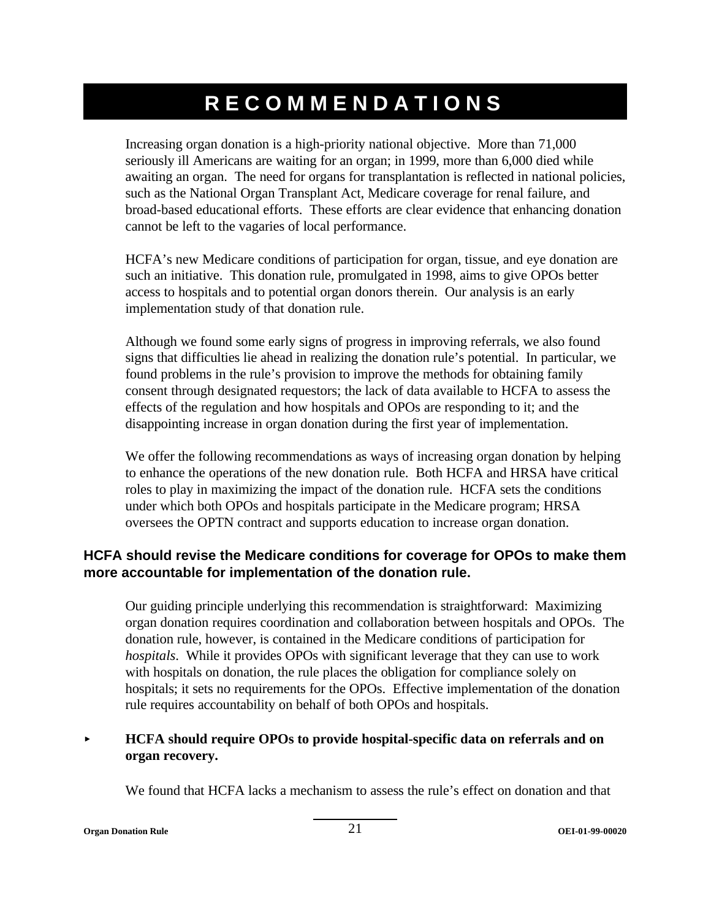# RECOMMENDATIONS

Increasing organ donation is a high-priority national objective. More than 71,000 seriously ill Americans are waiting for an organ; in 1999, more than 6,000 died while awaiting an organ. The need for organs for transplantation is reflected in national policies, such as the National Organ Transplant Act, Medicare coverage for renal failure, and broad-based educational efforts. These efforts are clear evidence that enhancing donation cannot be left to the vagaries of local performance.

HCFA's new Medicare conditions of participation for organ, tissue, and eye donation are such an initiative. This donation rule, promulgated in 1998, aims to give OPOs better access to hospitals and to potential organ donors therein. Our analysis is an early implementation study of that donation rule.

Although we found some early signs of progress in improving referrals, we also found signs that difficulties lie ahead in realizing the donation rule's potential. In particular, we found problems in the rule's provision to improve the methods for obtaining family consent through designated requestors; the lack of data available to HCFA to assess the effects of the regulation and how hospitals and OPOs are responding to it; and the disappointing increase in organ donation during the first year of implementation.

We offer the following recommendations as ways of increasing organ donation by helping to enhance the operations of the new donation rule. Both HCFA and HRSA have critical roles to play in maximizing the impact of the donation rule. HCFA sets the conditions under which both OPOs and hospitals participate in the Medicare program; HRSA oversees the OPTN contract and supports education to increase organ donation.

### HCFA should revise the Medicare conditions for coverage for OPOs to make them more accountable for implementation of the donation rule.

Our guiding principle underlying this recommendation is straightforward: Maximizing organ donation requires coordination and collaboration between hospitals and OPOs. The donation rule, however, is contained in the Medicare conditions of participation for *hospitals*. While it provides OPOs with significant leverage that they can use to work with hospitals on donation, the rule places the obligation for compliance solely on hospitals; it sets no requirements for the OPOs. Effective implementation of the donation rule requires accountability on behalf of both OPOs and hospitals.

- **HCFA should require OPOs to provide hospital-specific data on referrals and on organ recovery.**

We found that HCFA lacks a mechanism to assess the rule's effect on donation and that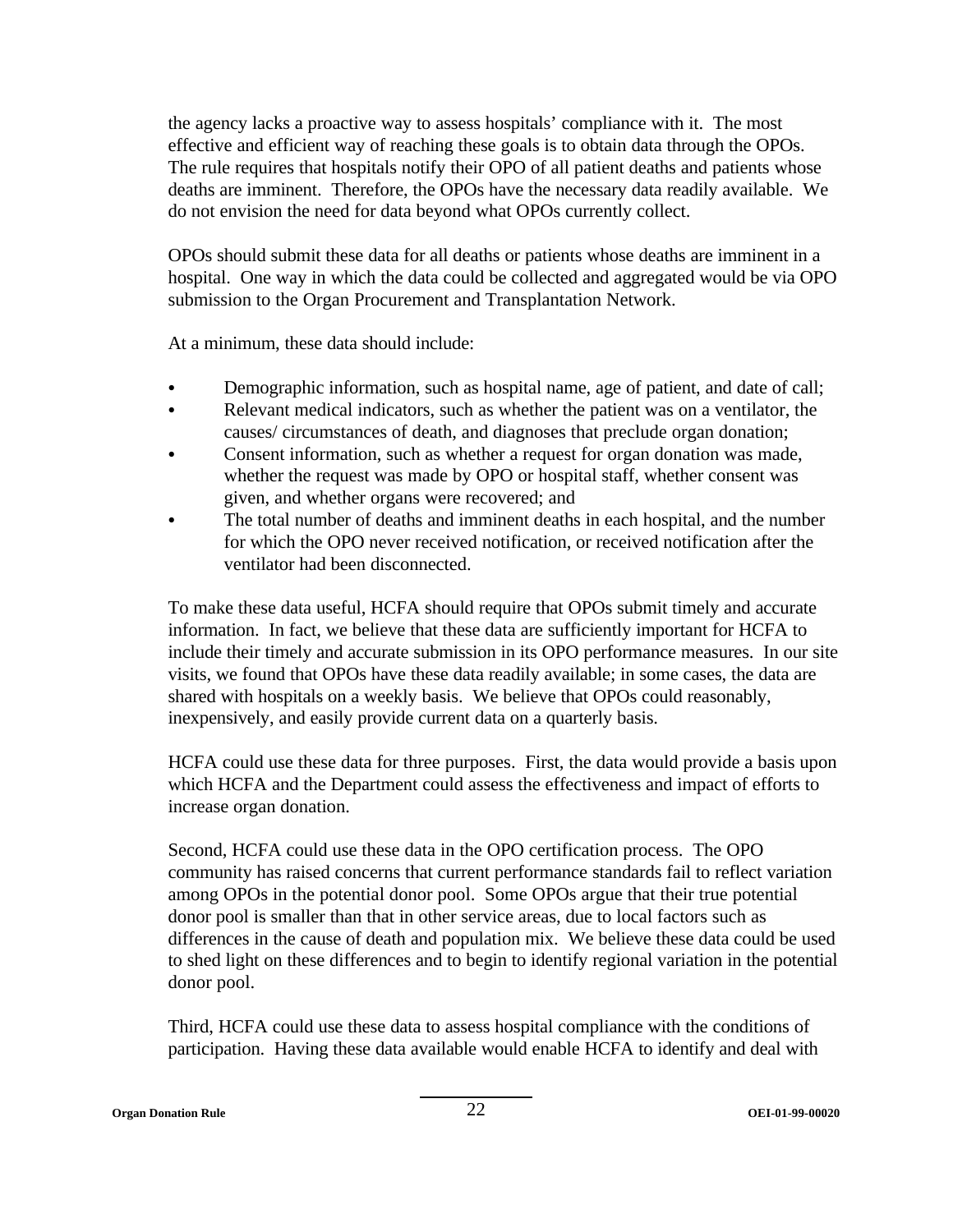the agency lacks a proactive way to assess hospitals' compliance with it. The most effective and efficient way of reaching these goals is to obtain data through the OPOs. The rule requires that hospitals notify their OPO of all patient deaths and patients whose deaths are imminent. Therefore, the OPOs have the necessary data readily available. We do not envision the need for data beyond what OPOs currently collect.

OPOs should submit these data for all deaths or patients whose deaths are imminent in a hospital. One way in which the data could be collected and aggregated would be via OPO submission to the Organ Procurement and Transplantation Network.

At a minimum, these data should include:

- Demographic information, such as hospital name, age of patient, and date of call;
- Relevant medical indicators, such as whether the patient was on a ventilator, the causes/ circumstances of death, and diagnoses that preclude organ donation;
- Consent information, such as whether a request for organ donation was made, whether the request was made by OPO or hospital staff, whether consent was given, and whether organs were recovered; and
- The total number of deaths and imminent deaths in each hospital, and the number for which the OPO never received notification, or received notification after the ventilator had been disconnected.

To make these data useful, HCFA should require that OPOs submit timely and accurate information. In fact, we believe that these data are sufficiently important for HCFA to include their timely and accurate submission in its OPO performance measures. In our site visits, we found that OPOs have these data readily available; in some cases, the data are shared with hospitals on a weekly basis. We believe that OPOs could reasonably, inexpensively, and easily provide current data on a quarterly basis.

HCFA could use these data for three purposes. First, the data would provide a basis upon which HCFA and the Department could assess the effectiveness and impact of efforts to increase organ donation.

Second, HCFA could use these data in the OPO certification process. The OPO community has raised concerns that current performance standards fail to reflect variation among OPOs in the potential donor pool. Some OPOs argue that their true potential donor pool is smaller than that in other service areas, due to local factors such as differences in the cause of death and population mix. We believe these data could be used to shed light on these differences and to begin to identify regional variation in the potential donor pool.

Third, HCFA could use these data to assess hospital compliance with the conditions of participation. Having these data available would enable HCFA to identify and deal with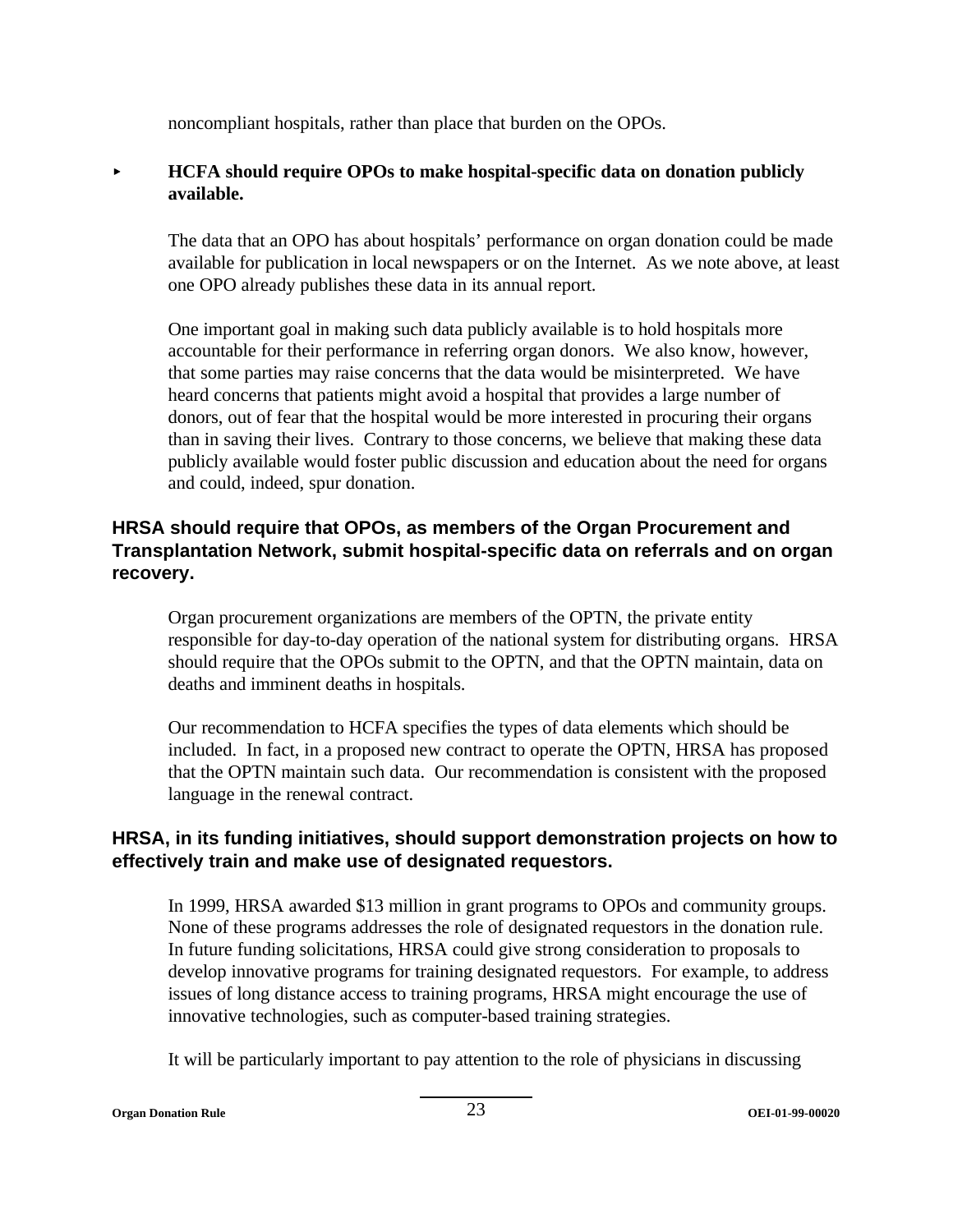noncompliant hospitals, rather than place that burden on the OPOs.

- **HCFA should require OPOs to make hospital-specific data on donation publicly available.**

  The data that an OPO has about hospitals' performance on organ donation could be made available for publication in local newspapers or on the Internet. As we note above, at least one OPO already publishes these data in its annual report.

  One important goal in making such data publicly available is to hold hospitals more accountable for their performance in referring organ donors. We also know, however, that some parties may raise concerns that the data would be misinterpreted. We have heard concerns that patients might avoid a hospital that provides a large number of donors, out of fear that the hospital would be more interested in procuring their organs than in saving their lives. Contrary to those concerns, we believe that making these data publicly available would foster public discussion and education about the need for organs and could, indeed, spur donation.

### HRSA should require that OPOs, as members of the Organ Procurement and Transplantation Network, submit hospital-specific data on referrals and on organ recovery.

Organ procurement organizations are members of the OPTN, the private entity responsible for day-to-day operation of the national system for distributing organs. HRSA should require that the OPOs submit to the OPTN, and that the OPTN maintain, data on deaths and imminent deaths in hospitals.

Our recommendation to HCFA specifies the types of data elements which should be included. In fact, in a proposed new contract to operate the OPTN, HRSA has proposed that the OPTN maintain such data. Our recommendation is consistent with the proposed language in the renewal contract.

### HRSA, in its funding initiatives, should support demonstration projects on how to effectively train and make use of designated requestors.

In 1999, HRSA awarded $13 million in grant programs to OPOs and community groups. None of these programs addresses the role of designated requestors in the donation rule. In future funding solicitations, HRSA could give strong consideration to proposals to develop innovative programs for training designated requestors. For example, to address issues of long distance access to training programs, HRSA might encourage the use of innovative technologies, such as computer-based training strategies.

It will be particularly important to pay attention to the role of physicians in discussing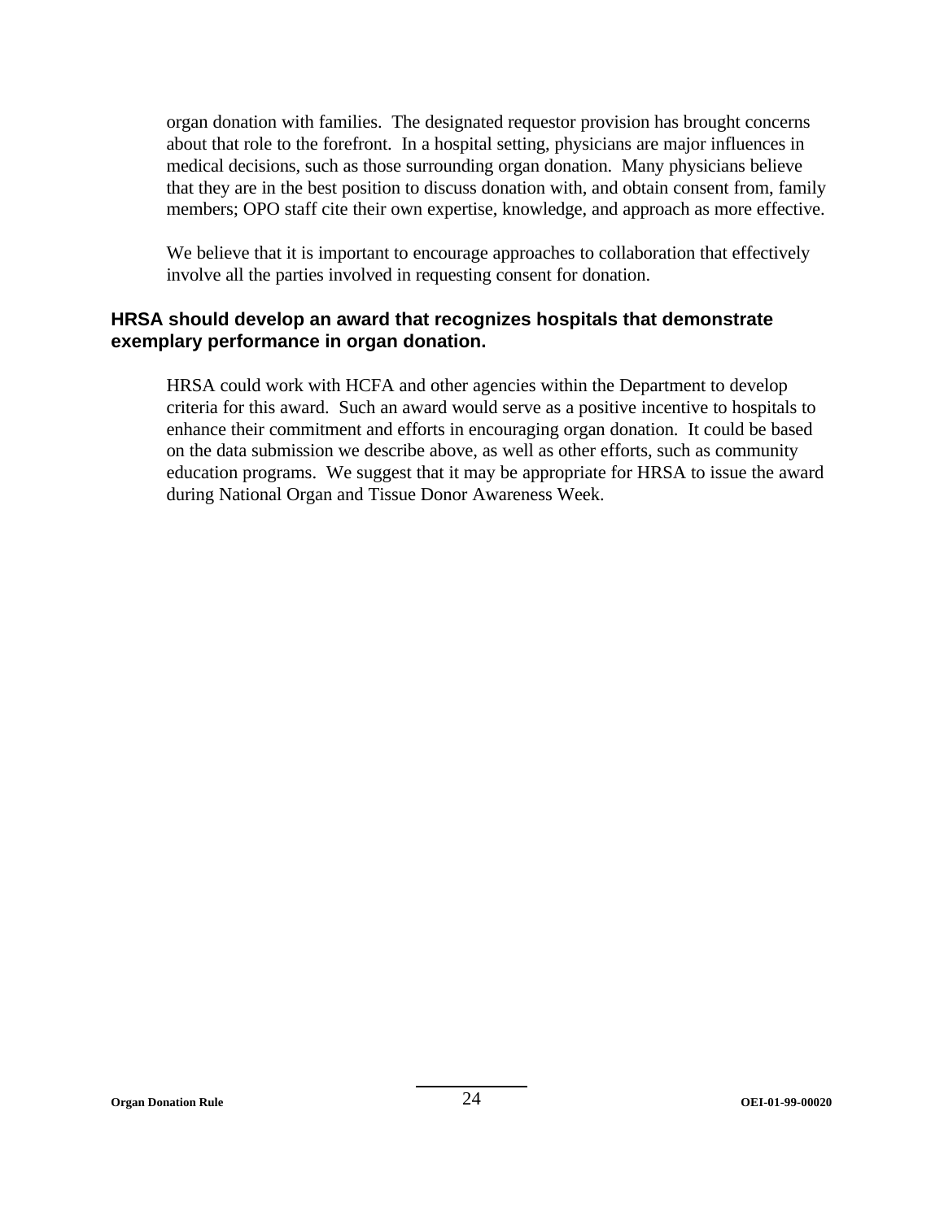organ donation with families. The designated requestor provision has brought concerns about that role to the forefront. In a hospital setting, physicians are major influences in medical decisions, such as those surrounding organ donation. Many physicians believe that they are in the best position to discuss donation with, and obtain consent from, family members; OPO staff cite their own expertise, knowledge, and approach as more effective.

We believe that it is important to encourage approaches to collaboration that effectively involve all the parties involved in requesting consent for donation.

### HRSA should develop an award that recognizes hospitals that demonstrate exemplary performance in organ donation.

HRSA could work with HCFA and other agencies within the Department to develop criteria for this award. Such an award would serve as a positive incentive to hospitals to enhance their commitment and efforts in encouraging organ donation. It could be based on the data submission we describe above, as well as other efforts, such as community education programs. We suggest that it may be appropriate for HRSA to issue the award during National Organ and Tissue Donor Awareness Week.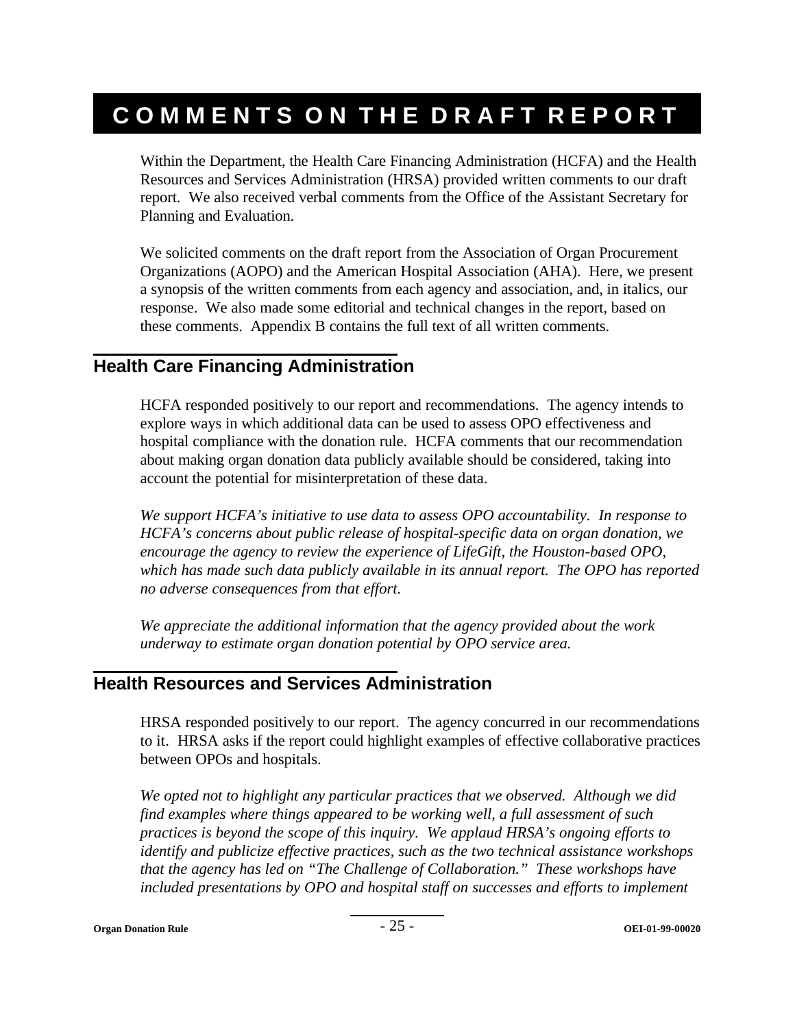# COMMENTS ON THE DRAFT REPORT

Within the Department, the Health Care Financing Administration (HCFA) and the Health Resources and Services Administration (HRSA) provided written comments to our draft report. We also received verbal comments from the Office of the Assistant Secretary for Planning and Evaluation.

We solicited comments on the draft report from the Association of Organ Procurement Organizations (AOPO) and the American Hospital Association (AHA). Here, we present a synopsis of the written comments from each agency and association, and, in italics, our response. We also made some editorial and technical changes in the report, based on these comments. Appendix B contains the full text of all written comments.

## Health Care Financing Administration

HCFA responded positively to our report and recommendations. The agency intends to explore ways in which additional data can be used to assess OPO effectiveness and hospital compliance with the donation rule. HCFA comments that our recommendation about making organ donation data publicly available should be considered, taking into account the potential for misinterpretation of these data.

*We support HCFA's initiative to use data to assess OPO accountability. In response to HCFA's concerns about public release of hospital-specific data on organ donation, we encourage the agency to review the experience of LifeGift, the Houston-based OPO, which has made such data publicly available in its annual report. The OPO has reported no adverse consequences from that effort.*

*We appreciate the additional information that the agency provided about the work underway to estimate organ donation potential by OPO service area.*

## Health Resources and Services Administration

HRSA responded positively to our report. The agency concurred in our recommendations to it. HRSA asks if the report could highlight examples of effective collaborative practices between OPOs and hospitals.

*We opted not to highlight any particular practices that we observed. Although we did find examples where things appeared to be working well, a full assessment of such practices is beyond the scope of this inquiry. We applaud HRSA's ongoing efforts to identify and publicize effective practices, such as the two technical assistance workshops that the agency has led on "The Challenge of Collaboration." These workshops have included presentations by OPO and hospital staff on successes and efforts to implement*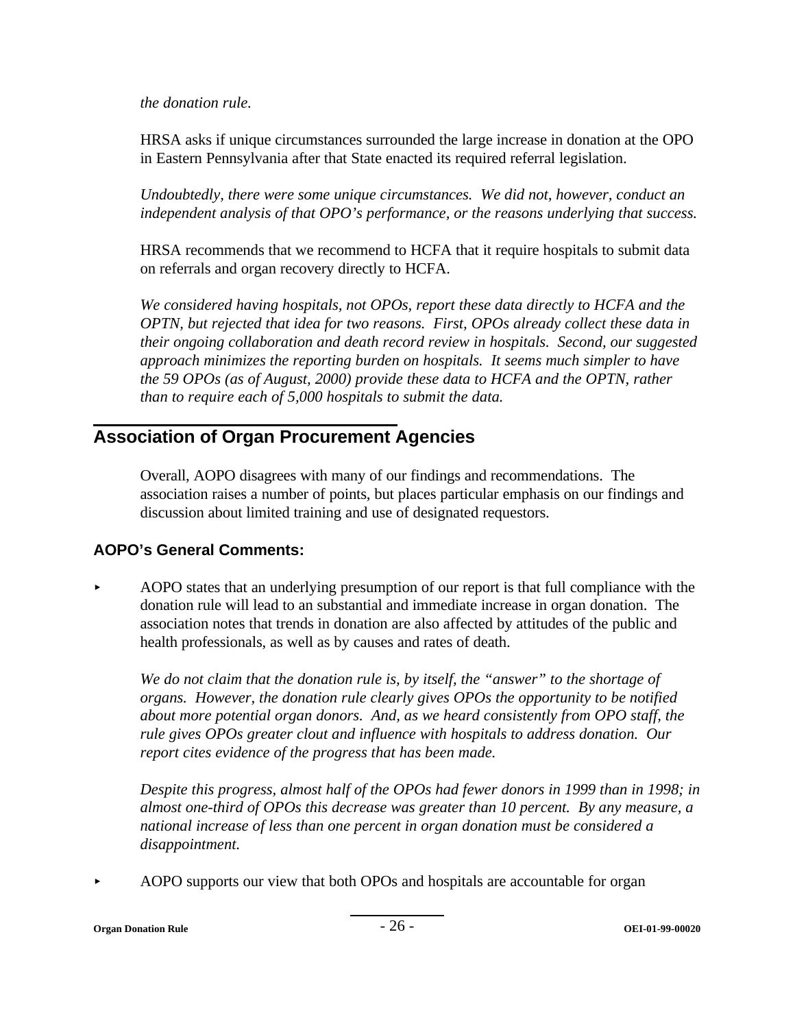*the donation rule.*

HRSA asks if unique circumstances surrounded the large increase in donation at the OPO in Eastern Pennsylvania after that State enacted its required referral legislation.

*Undoubtedly, there were some unique circumstances. We did not, however, conduct an independent analysis of that OPO's performance, or the reasons underlying that success.*

HRSA recommends that we recommend to HCFA that it require hospitals to submit data on referrals and organ recovery directly to HCFA.

*We considered having hospitals, not OPOs, report these data directly to HCFA and the OPTN, but rejected that idea for two reasons. First, OPOs already collect these data in their ongoing collaboration and death record review in hospitals. Second, our suggested approach minimizes the reporting burden on hospitals. It seems much simpler to have the 59 OPOs (as of August, 2000) provide these data to HCFA and the OPTN, rather than to require each of 5,000 hospitals to submit the data.*

## Association of Organ Procurement Agencies

Overall, AOPO disagrees with many of our findings and recommendations. The association raises a number of points, but places particular emphasis on our findings and discussion about limited training and use of designated requestors.

### AOPO's General Comments:

- AOPO states that an underlying presumption of our report is that full compliance with the donation rule will lead to an substantial and immediate increase in organ donation. The association notes that trends in donation are also affected by attitudes of the public and health professionals, as well as by causes and rates of death.

  *We do not claim that the donation rule is, by itself, the "answer" to the shortage of organs. However, the donation rule clearly gives OPOs the opportunity to be notified about more potential organ donors. And, as we heard consistently from OPO staff, the rule gives OPOs greater clout and influence with hospitals to address donation. Our report cites evidence of the progress that has been made.*

  *Despite this progress, almost half of the OPOs had fewer donors in 1999 than in 1998; in almost one-third of OPOs this decrease was greater than 10 percent. By any measure, a national increase of less than one percent in organ donation must be considered a disappointment.*

- AOPO supports our view that both OPOs and hospitals are accountable for organ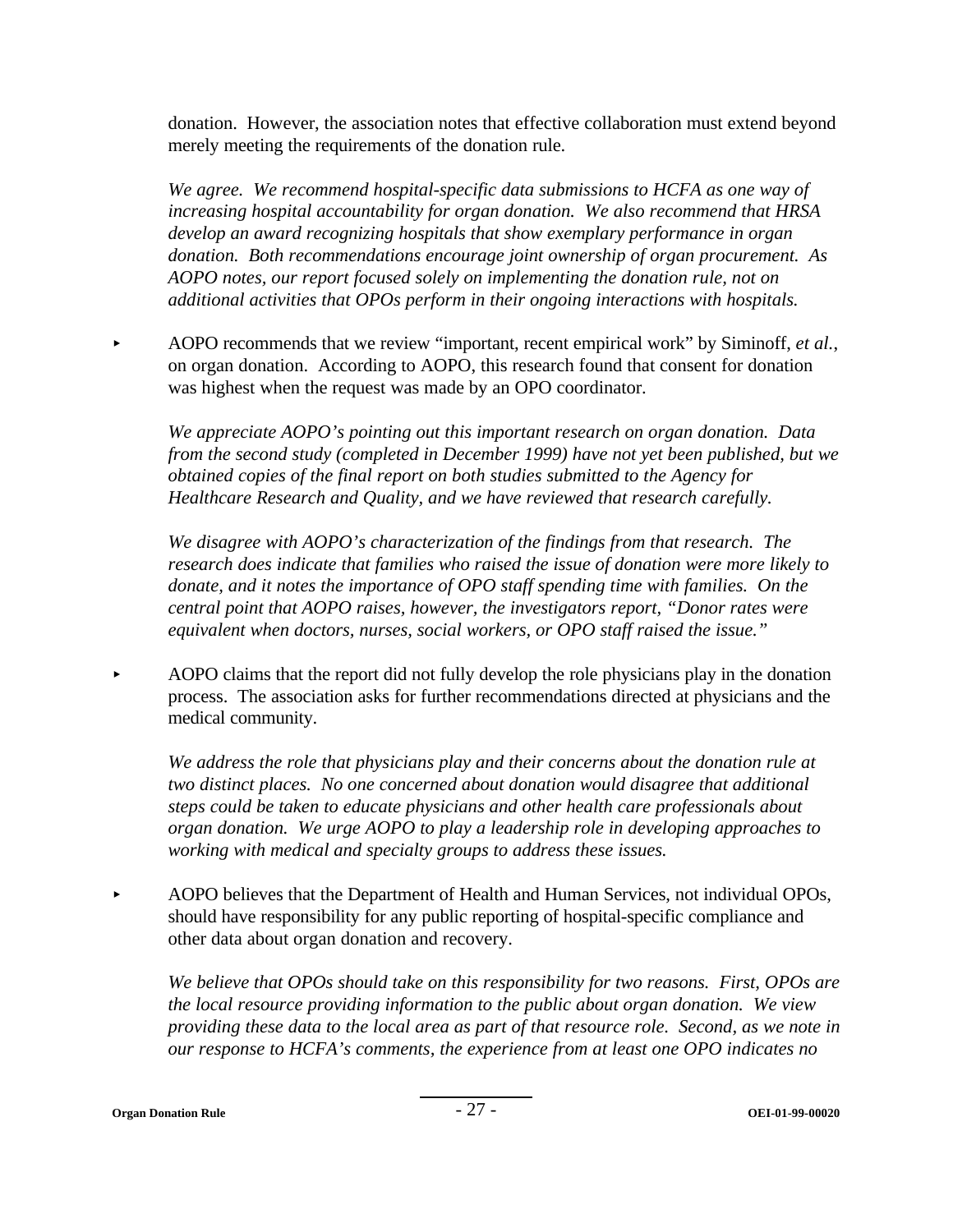donation. However, the association notes that effective collaboration must extend beyond merely meeting the requirements of the donation rule.

*We agree. We recommend hospital-specific data submissions to HCFA as one way of increasing hospital accountability for organ donation. We also recommend that HRSA develop an award recognizing hospitals that show exemplary performance in organ donation. Both recommendations encourage joint ownership of organ procurement. As AOPO notes, our report focused solely on implementing the donation rule, not on additional activities that OPOs perform in their ongoing interactions with hospitals.*

- AOPO recommends that we review "important, recent empirical work" by Siminoff, *et al.*, on organ donation. According to AOPO, this research found that consent for donation was highest when the request was made by an OPO coordinator.

  *We appreciate AOPO's pointing out this important research on organ donation. Data from the second study (completed in December 1999) have not yet been published, but we obtained copies of the final report on both studies submitted to the Agency for Healthcare Research and Quality, and we have reviewed that research carefully.*

  *We disagree with AOPO's characterization of the findings from that research. The research does indicate that families who raised the issue of donation were more likely to donate, and it notes the importance of OPO staff spending time with families. On the central point that AOPO raises, however, the investigators report, "Donor rates were equivalent when doctors, nurses, social workers, or OPO staff raised the issue."*

- AOPO claims that the report did not fully develop the role physicians play in the donation process. The association asks for further recommendations directed at physicians and the medical community.

  *We address the role that physicians play and their concerns about the donation rule at two distinct places. No one concerned about donation would disagree that additional steps could be taken to educate physicians and other health care professionals about organ donation. We urge AOPO to play a leadership role in developing approaches to working with medical and specialty groups to address these issues.*

- AOPO believes that the Department of Health and Human Services, not individual OPOs, should have responsibility for any public reporting of hospital-specific compliance and other data about organ donation and recovery.

  *We believe that OPOs should take on this responsibility for two reasons. First, OPOs are the local resource providing information to the public about organ donation. We view providing these data to the local area as part of that resource role. Second, as we note in our response to HCFA's comments, the experience from at least one OPO indicates no*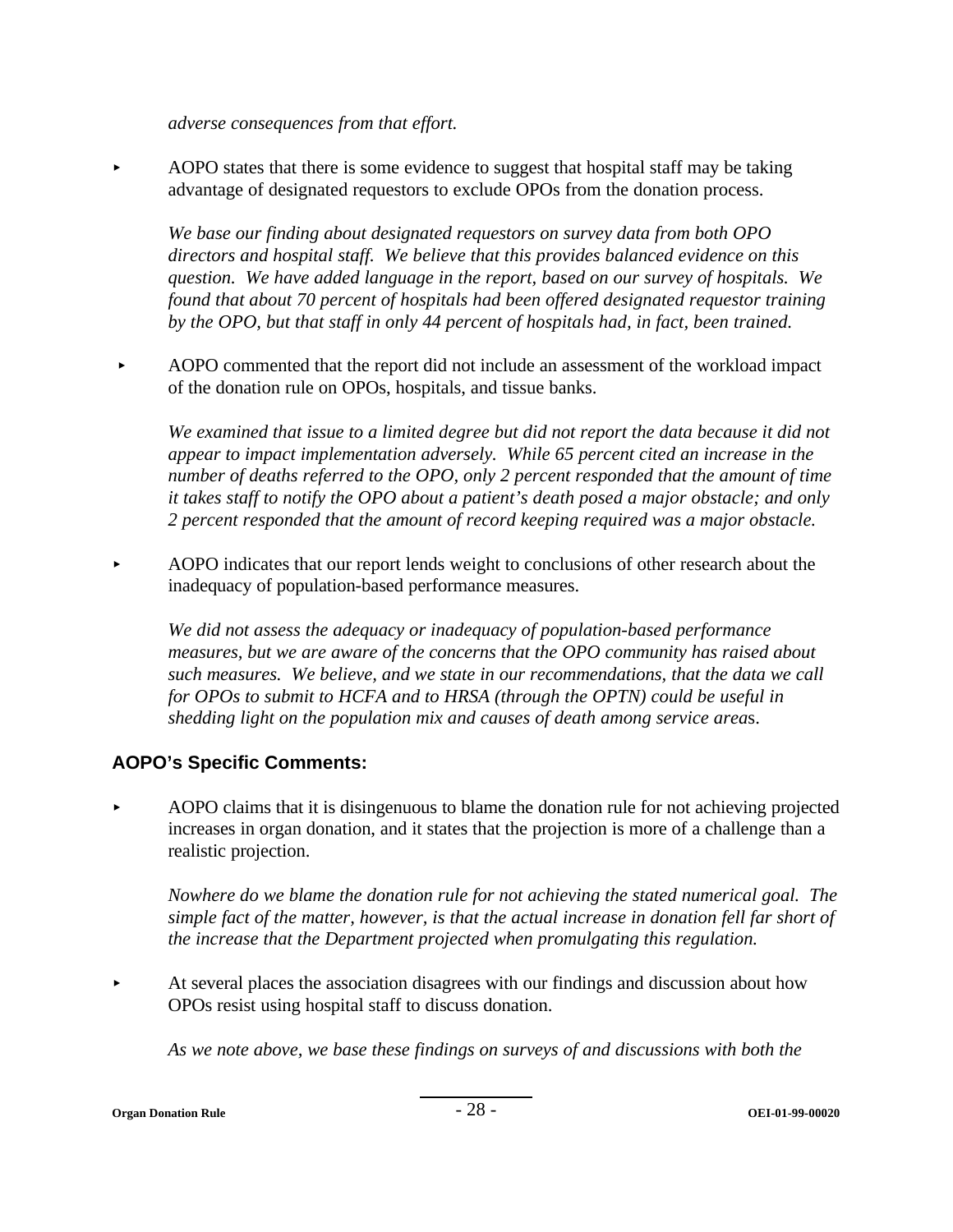*adverse consequences from that effort.*

- AOPO states that there is some evidence to suggest that hospital staff may be taking advantage of designated requestors to exclude OPOs from the donation process.

  *We base our finding about designated requestors on survey data from both OPO directors and hospital staff. We believe that this provides balanced evidence on this question. We have added language in the report, based on our survey of hospitals. We found that about 70 percent of hospitals had been offered designated requestor training by the OPO, but that staff in only 44 percent of hospitals had, in fact, been trained.*

- AOPO commented that the report did not include an assessment of the workload impact of the donation rule on OPOs, hospitals, and tissue banks.

  *We examined that issue to a limited degree but did not report the data because it did not appear to impact implementation adversely. While 65 percent cited an increase in the number of deaths referred to the OPO, only 2 percent responded that the amount of time it takes staff to notify the OPO about a patient's death posed a major obstacle; and only 2 percent responded that the amount of record keeping required was a major obstacle.*

- AOPO indicates that our report lends weight to conclusions of other research about the inadequacy of population-based performance measures.

  *We did not assess the adequacy or inadequacy of population-based performance measures, but we are aware of the concerns that the OPO community has raised about such measures. We believe, and we state in our recommendations, that the data we call for OPOs to submit to HCFA and to HRSA (through the OPTN) could be useful in shedding light on the population mix and causes of death among service areas.*

### AOPO's Specific Comments:

- AOPO claims that it is disingenuous to blame the donation rule for not achieving projected increases in organ donation, and it states that the projection is more of a challenge than a realistic projection.

  *Nowhere do we blame the donation rule for not achieving the stated numerical goal. The simple fact of the matter, however, is that the actual increase in donation fell far short of the increase that the Department projected when promulgating this regulation.*

- At several places the association disagrees with our findings and discussion about how OPOs resist using hospital staff to discuss donation.

  *As we note above, we base these findings on surveys of and discussions with both the*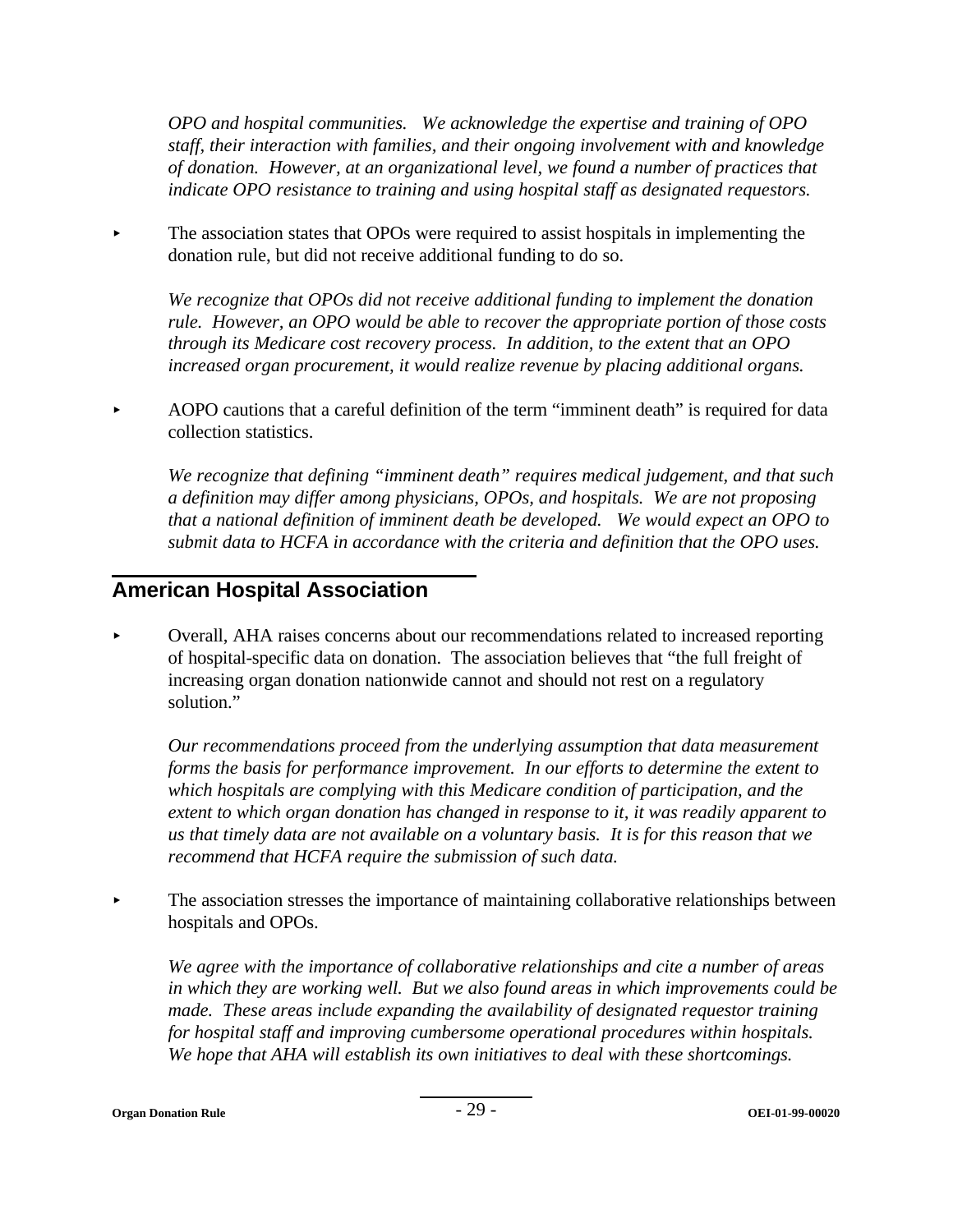*OPO and hospital communities. We acknowledge the expertise and training of OPO staff, their interaction with families, and their ongoing involvement with and knowledge of donation. However, at an organizational level, we found a number of practices that indicate OPO resistance to training and using hospital staff as designated requestors.*

- The association states that OPOs were required to assist hospitals in implementing the donation rule, but did not receive additional funding to do so.

  *We recognize that OPOs did not receive additional funding to implement the donation rule. However, an OPO would be able to recover the appropriate portion of those costs through its Medicare cost recovery process. In addition, to the extent that an OPO increased organ procurement, it would realize revenue by placing additional organs.*

- AOPO cautions that a careful definition of the term "imminent death" is required for data collection statistics.

  *We recognize that defining "imminent death" requires medical judgement, and that such a definition may differ among physicians, OPOs, and hospitals. We are not proposing that a national definition of imminent death be developed. We would expect an OPO to submit data to HCFA in accordance with the criteria and definition that the OPO uses.*

## American Hospital Association

- Overall, AHA raises concerns about our recommendations related to increased reporting of hospital-specific data on donation. The association believes that "the full freight of increasing organ donation nationwide cannot and should not rest on a regulatory solution."

  *Our recommendations proceed from the underlying assumption that data measurement forms the basis for performance improvement. In our efforts to determine the extent to which hospitals are complying with this Medicare condition of participation, and the extent to which organ donation has changed in response to it, it was readily apparent to us that timely data are not available on a voluntary basis. It is for this reason that we recommend that HCFA require the submission of such data.*

- The association stresses the importance of maintaining collaborative relationships between hospitals and OPOs.

  *We agree with the importance of collaborative relationships and cite a number of areas in which they are working well. But we also found areas in which improvements could be made. These areas include expanding the availability of designated requestor training for hospital staff and improving cumbersome operational procedures within hospitals. We hope that AHA will establish its own initiatives to deal with these shortcomings.*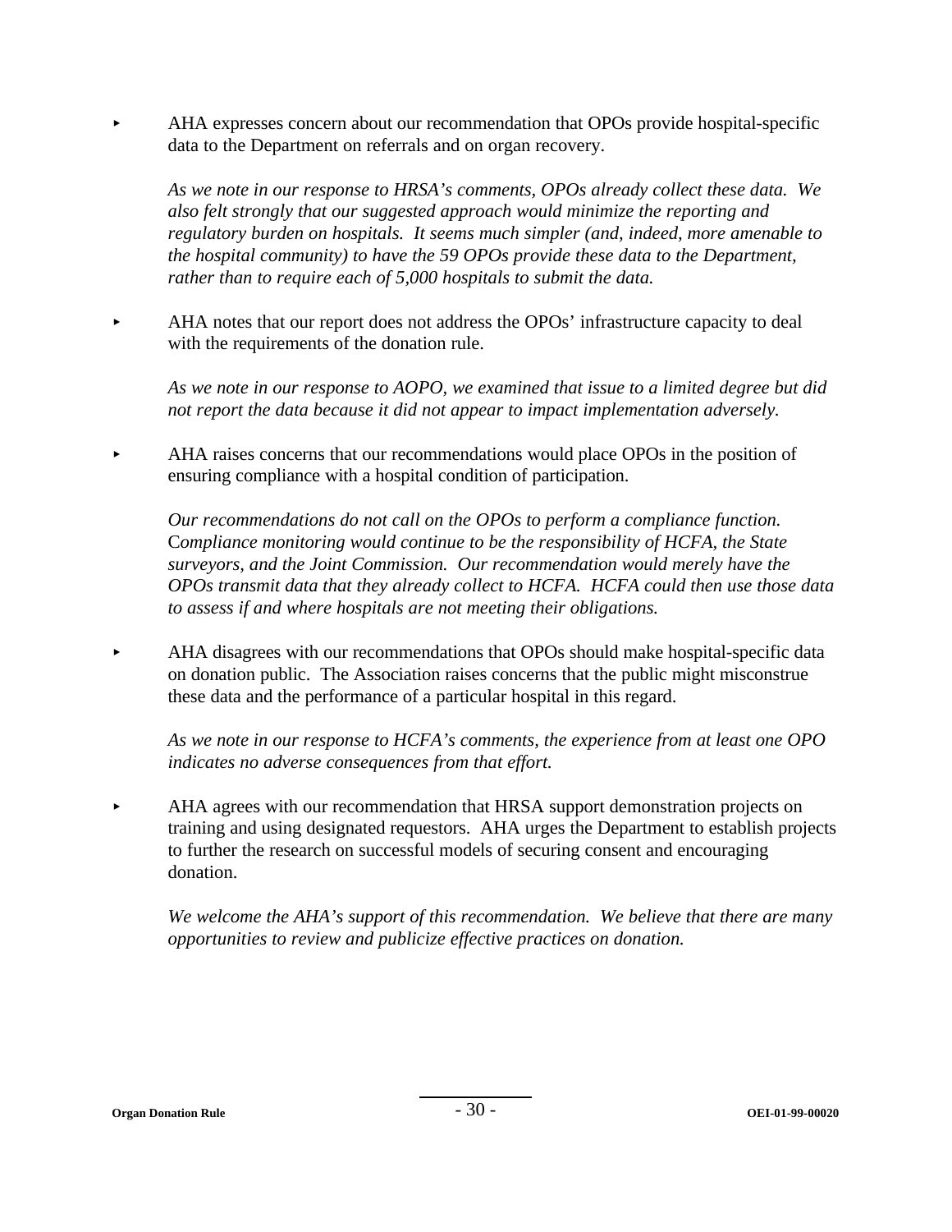- AHA expresses concern about our recommendation that OPOs provide hospital-specific data to the Department on referrals and on organ recovery.

  *As we note in our response to HRSA's comments, OPOs already collect these data. We also felt strongly that our suggested approach would minimize the reporting and regulatory burden on hospitals. It seems much simpler (and, indeed, more amenable to the hospital community) to have the 59 OPOs provide these data to the Department, rather than to require each of 5,000 hospitals to submit the data.*

- AHA notes that our report does not address the OPOs' infrastructure capacity to deal with the requirements of the donation rule.

  *As we note in our response to AOPO, we examined that issue to a limited degree but did not report the data because it did not appear to impact implementation adversely.*

- AHA raises concerns that our recommendations would place OPOs in the position of ensuring compliance with a hospital condition of participation.

  *Our recommendations do not call on the OPOs to perform a compliance function. Compliance monitoring would continue to be the responsibility of HCFA, the State surveyors, and the Joint Commission. Our recommendation would merely have the OPOs transmit data that they already collect to HCFA. HCFA could then use those data to assess if and where hospitals are not meeting their obligations.*

- AHA disagrees with our recommendations that OPOs should make hospital-specific data on donation public. The Association raises concerns that the public might misconstrue these data and the performance of a particular hospital in this regard.

  *As we note in our response to HCFA's comments, the experience from at least one OPO indicates no adverse consequences from that effort.*

- AHA agrees with our recommendation that HRSA support demonstration projects on training and using designated requestors. AHA urges the Department to establish projects to further the research on successful models of securing consent and encouraging donation.

  *We welcome the AHA's support of this recommendation. We believe that there are many opportunities to review and publicize effective practices on donation.*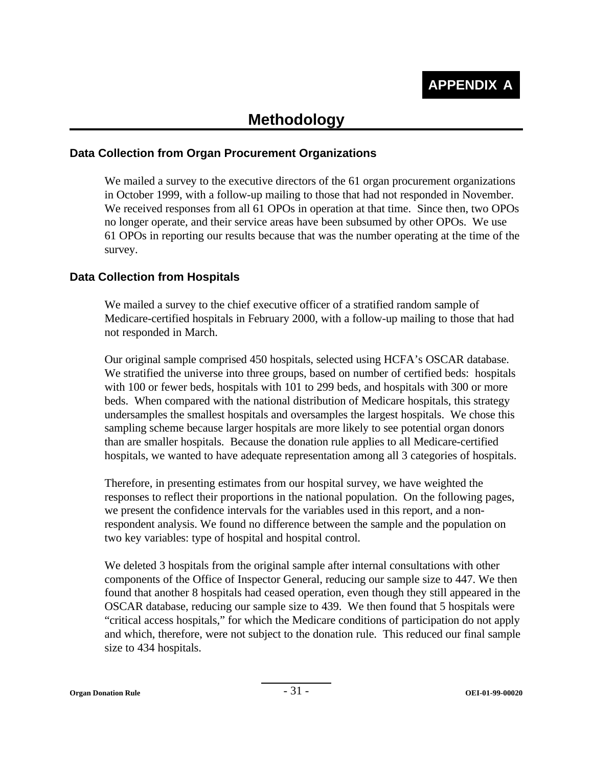# APPENDIX A

## Methodology

### Data Collection from Organ Procurement Organizations

We mailed a survey to the executive directors of the 61 organ procurement organizations in October 1999, with a follow-up mailing to those that had not responded in November. We received responses from all 61 OPOs in operation at that time. Since then, two OPOs no longer operate, and their service areas have been subsumed by other OPOs. We use 61 OPOs in reporting our results because that was the number operating at the time of the survey.

### Data Collection from Hospitals

We mailed a survey to the chief executive officer of a stratified random sample of Medicare-certified hospitals in February 2000, with a follow-up mailing to those that had not responded in March.

Our original sample comprised 450 hospitals, selected using HCFA's OSCAR database. We stratified the universe into three groups, based on number of certified beds: hospitals with 100 or fewer beds, hospitals with 101 to 299 beds, and hospitals with 300 or more beds. When compared with the national distribution of Medicare hospitals, this strategy undersamples the smallest hospitals and oversamples the largest hospitals. We chose this sampling scheme because larger hospitals are more likely to see potential organ donors than are smaller hospitals. Because the donation rule applies to all Medicare-certified hospitals, we wanted to have adequate representation among all 3 categories of hospitals.

Therefore, in presenting estimates from our hospital survey, we have weighted the responses to reflect their proportions in the national population. On the following pages, we present the confidence intervals for the variables used in this report, and a non-respondent analysis. We found no difference between the sample and the population on two key variables: type of hospital and hospital control.

We deleted 3 hospitals from the original sample after internal consultations with other components of the Office of Inspector General, reducing our sample size to 447. We then found that another 8 hospitals had ceased operation, even though they still appeared in the OSCAR database, reducing our sample size to 439. We then found that 5 hospitals were "critical access hospitals," for which the Medicare conditions of participation do not apply and which, therefore, were not subject to the donation rule. This reduced our final sample size to 434 hospitals.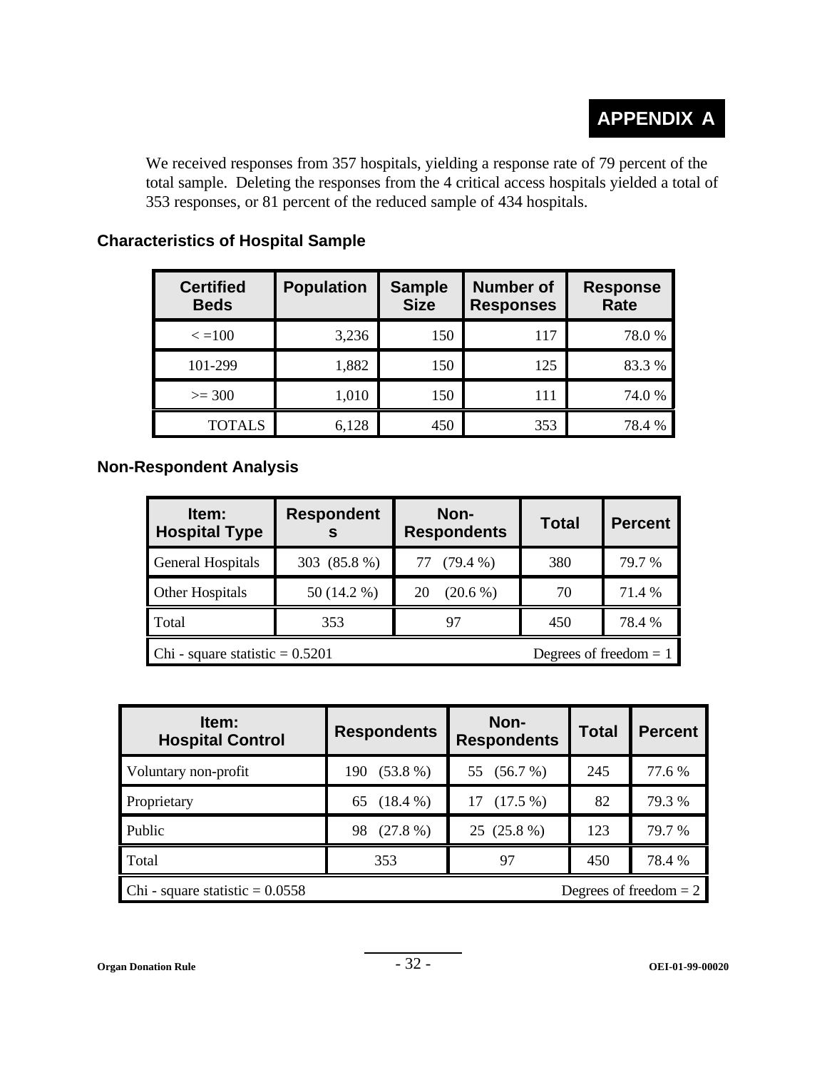# APPENDIX A

We received responses from 357 hospitals, yielding a response rate of 79 percent of the total sample. Deleting the responses from the 4 critical access hospitals yielded a total of 353 responses, or 81 percent of the reduced sample of 434 hospitals.

### Characteristics of Hospital Sample

| Certified Beds | Population | Sample Size | Number of Responses | Response Rate |
|---|---|---|---|---|
| < =100 | 3,236 | 150 | 117 | 78.0 % |
| 101-299 | 1,882 | 150 | 125 | 83.3 % |
| >= 300 | 1,010 | 150 | 111 | 74.0 % |
| TOTALS | 6,128 | 450 | 353 | 78.4 % |

### Non-Respondent Analysis

| Item: Hospital Type | Respondents | Non-Respondents | Total | Percent |
|---|---|---|---|---|
| General Hospitals | 303 (85.8 %) | 77 (79.4 %) | 380 | 79.7 % |
| Other Hospitals | 50 (14.2 %) | 20 (20.6 %) | 70 | 71.4 % |
| Total | 353 | 97 | 450 | 78.4 % |
| Chi - square statistic = 0.5201 | | | | Degrees of freedom = 1 |

| Item: Hospital Control | Respondents | Non-Respondents | Total | Percent |
|---|---|---|---|---|
| Voluntary non-profit | 190 (53.8 %) | 55 (56.7 %) | 245 | 77.6 % |
| Proprietary | 65 (18.4 %) | 17 (17.5 %) | 82 | 79.3 % |
| Public | 98 (27.8 %) | 25 (25.8 %) | 123 | 79.7 % |
| Total | 353 | 97 | 450 | 78.4 % |
| Chi - square statistic = 0.0558 | | | | Degrees of freedom = 2 |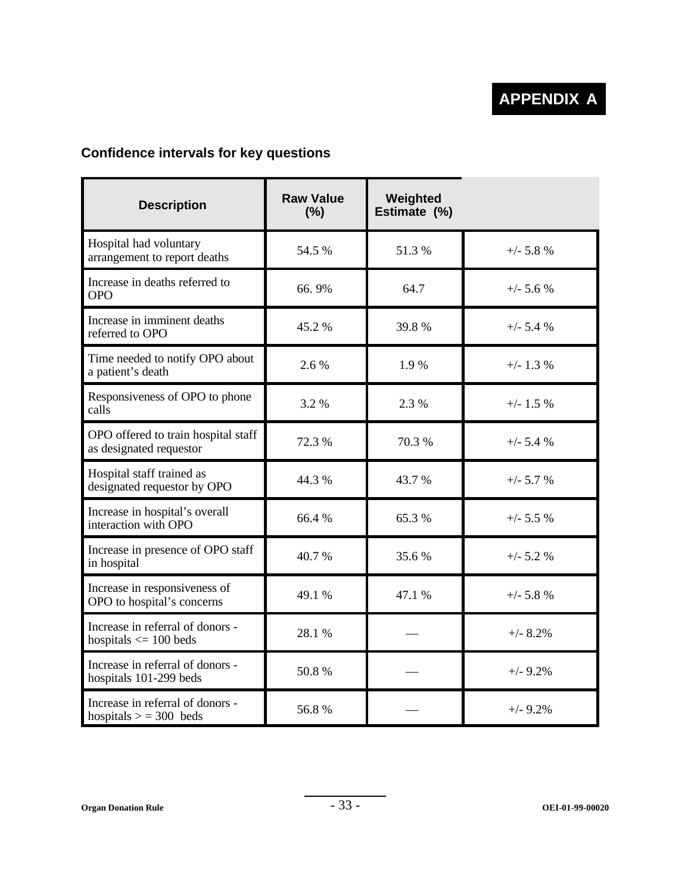# APPENDIX A

## Confidence intervals for key questions

| Description | Raw Value (%) | Weighted Estimate (%) | |
|---|---|---|---|
| Hospital had voluntary arrangement to report deaths | 54.5 % | 51.3 % | +/- 5.8 % |
| Increase in deaths referred to OPO | 66. 9% | 64.7 | +/- 5.6 % |
| Increase in imminent deaths referred to OPO | 45.2 % | 39.8 % | +/- 5.4 % |
| Time needed to notify OPO about a patient's death | 2.6 % | 1.9 % | +/- 1.3 % |
| Responsiveness of OPO to phone calls | 3.2 % | 2.3 % | +/- 1.5 % |
| OPO offered to train hospital staff as designated requestor | 72.3 % | 70.3 % | +/- 5.4 % |
| Hospital staff trained as designated requestor by OPO | 44.3 % | 43.7 % | +/- 5.7 % |
| Increase in hospital's overall interaction with OPO | 66.4 % | 65.3 % | +/- 5.5 % |
| Increase in presence of OPO staff in hospital | 40.7 % | 35.6 % | +/- 5.2 % |
| Increase in responsiveness of OPO to hospital's concerns | 49.1 % | 47.1 % | +/- 5.8 % |
| Increase in referral of donors - hospitals <= 100 beds | 28.1 % | — | +/- 8.2% |
| Increase in referral of donors - hospitals 101-299 beds | 50.8 % | — | +/- 9.2% |
| Increase in referral of donors - hospitals > = 300 beds | 56.8 % | — | +/- 9.2% |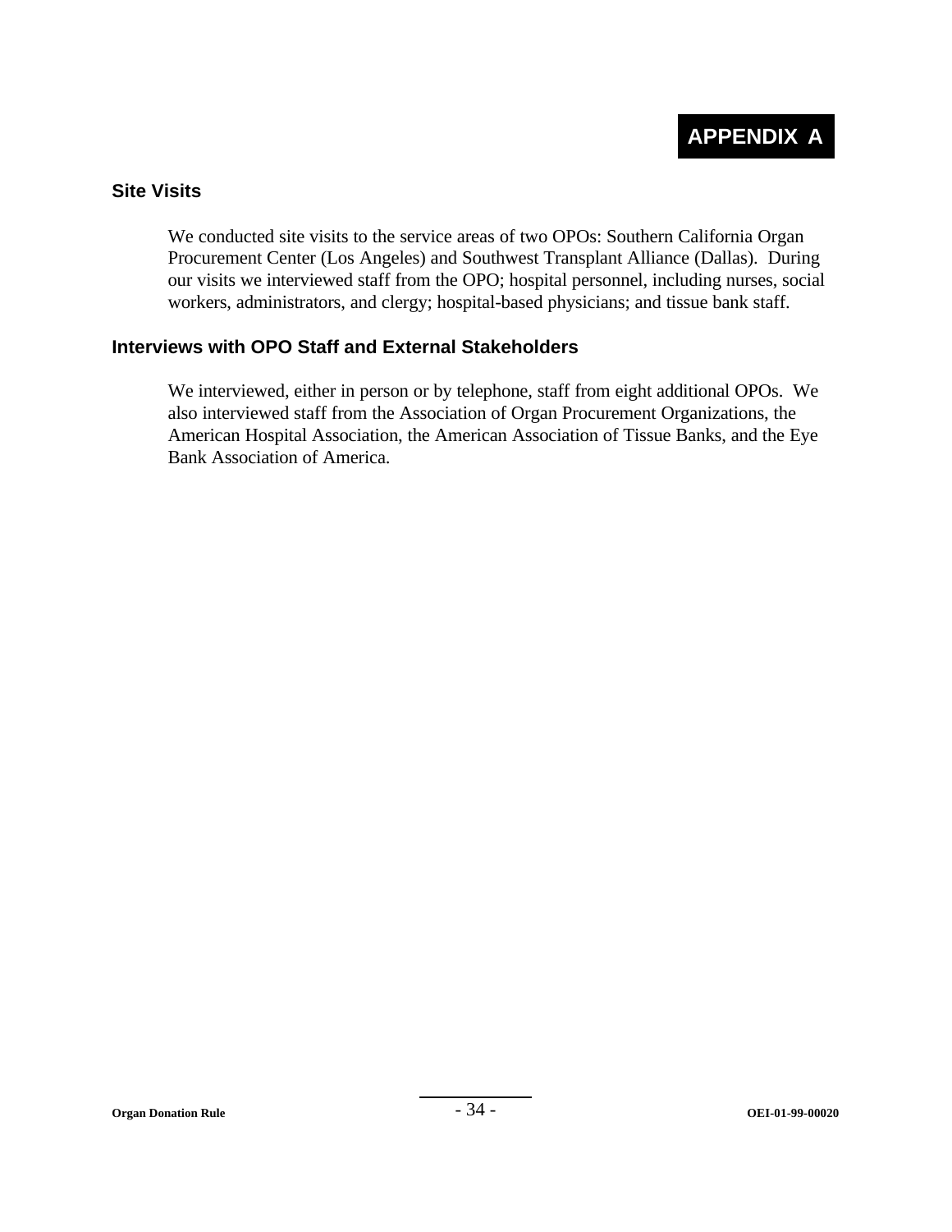# APPENDIX A

## Site Visits

We conducted site visits to the service areas of two OPOs: Southern California Organ Procurement Center (Los Angeles) and Southwest Transplant Alliance (Dallas). During our visits we interviewed staff from the OPO; hospital personnel, including nurses, social workers, administrators, and clergy; hospital-based physicians; and tissue bank staff.

## Interviews with OPO Staff and External Stakeholders

We interviewed, either in person or by telephone, staff from eight additional OPOs. We also interviewed staff from the Association of Organ Procurement Organizations, the American Hospital Association, the American Association of Tissue Banks, and the Eye Bank Association of America.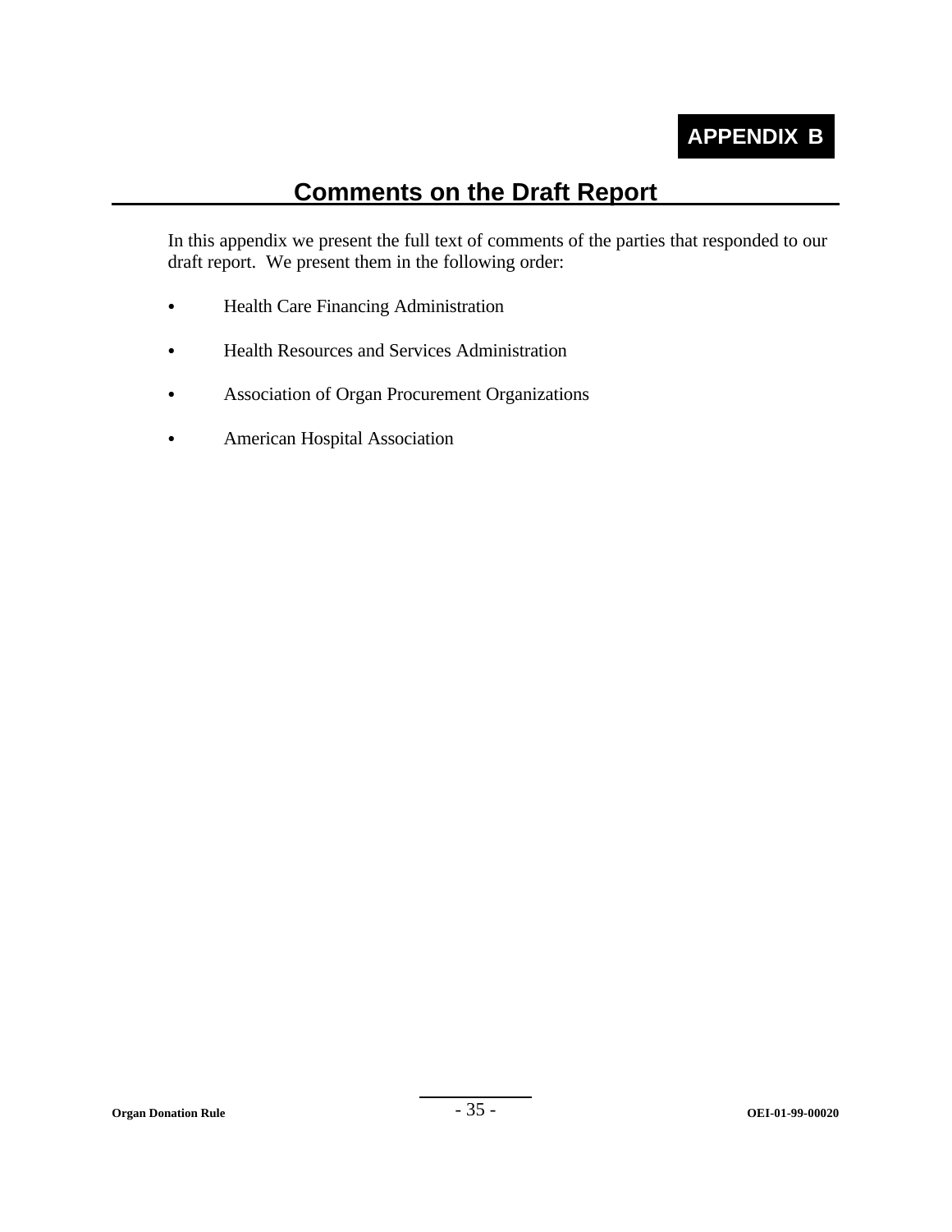**APPENDIX B**

# Comments on the Draft Report

In this appendix we present the full text of comments of the parties that responded to our draft report. We present them in the following order:

- Health Care Financing Administration
- Health Resources and Services Administration
- Association of Organ Procurement Organizations
- American Hospital Association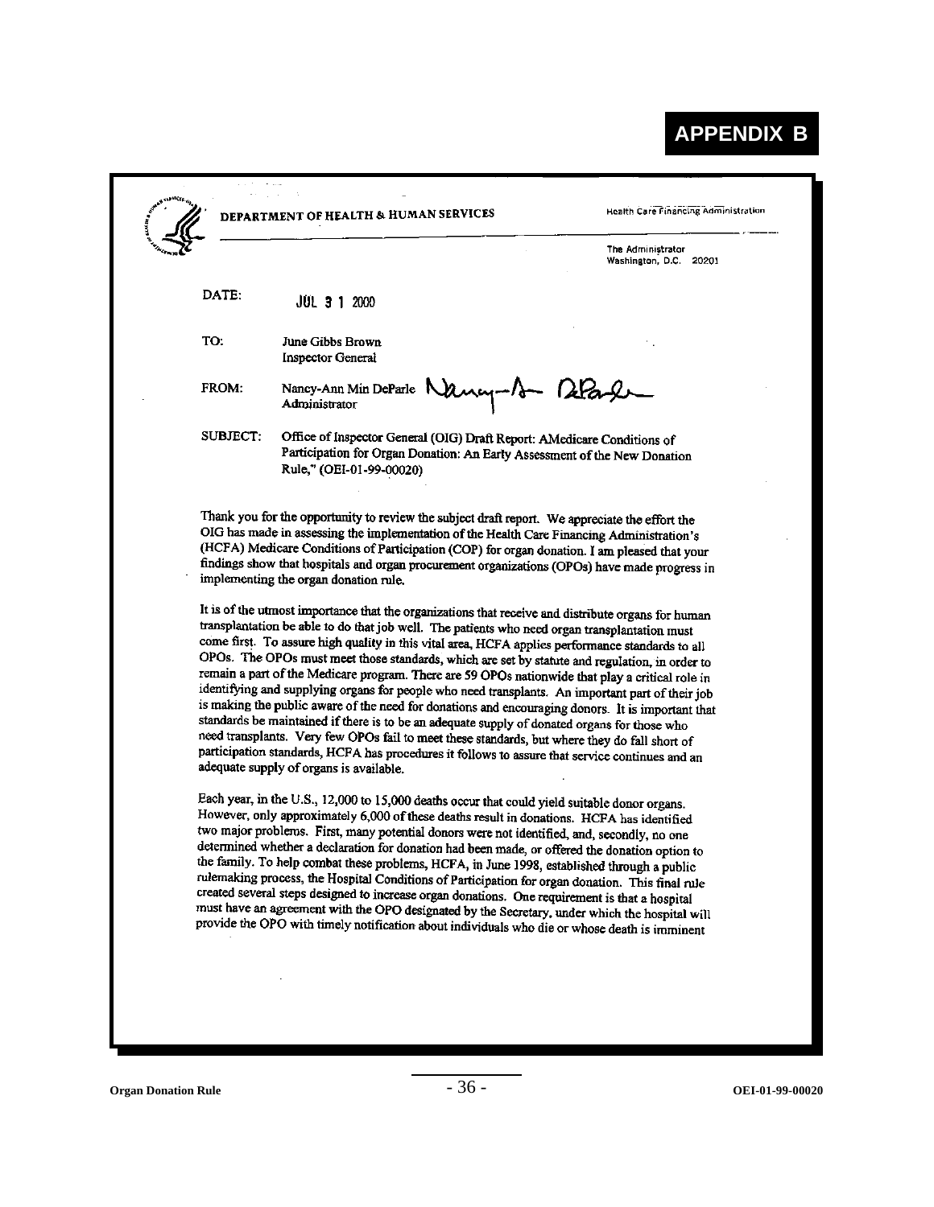# APPENDIX B

DEPARTMENT OF HEALTH & HUMAN SERVICES

Health Care Financing Administration

The Administrator
Washington, D.C. 20201

DATE: JUL 31 2000

TO: June Gibbs Brown
Inspector General

FROM: Nancy-Ann Min DeParle
Administrator

SUBJECT: Office of Inspector General (OIG) Draft Report: AMedicare Conditions of Participation for Organ Donation: An Early Assessment of the New Donation Rule," (OEI-01-99-00020)

Thank you for the opportunity to review the subject draft report. We appreciate the effort the OIG has made in assessing the implementation of the Health Care Financing Administration's (HCFA) Medicare Conditions of Participation (COP) for organ donation. I am pleased that your findings show that hospitals and organ procurement organizations (OPOs) have made progress in implementing the organ donation rule.

It is of the utmost importance that the organizations that receive and distribute organs for human transplantation be able to do that job well. The patients who need organ transplantation must come first. To assure high quality in this vital area, HCFA applies performance standards to all OPOs. The OPOs must meet those standards, which are set by statute and regulation, in order to remain a part of the Medicare program. There are 59 OPOs nationwide that play a critical role in identifying and supplying organs for people who need transplants. An important part of their job is making the public aware of the need for donations and encouraging donors. It is important that standards be maintained if there is to be an adequate supply of donated organs for those who need transplants. Very few OPOs fail to meet these standards, but where they do fall short of participation standards, HCFA has procedures it follows to assure that service continues and an adequate supply of organs is available.

Each year, in the U.S., 12,000 to 15,000 deaths occur that could yield suitable donor organs. However, only approximately 6,000 of these deaths result in donations. HCFA has identified two major problems. First, many potential donors were not identified, and, secondly, no one determined whether a declaration for donation had been made, or offered the donation option to the family. To help combat these problems, HCFA, in June 1998, established through a public rulemaking process, the Hospital Conditions of Participation for organ donation. This final rule created several steps designed to increase organ donations. One requirement is that a hospital must have an agreement with the OPO designated by the Secretary, under which the hospital will provide the OPO with timely notification about individuals who die or whose death is imminent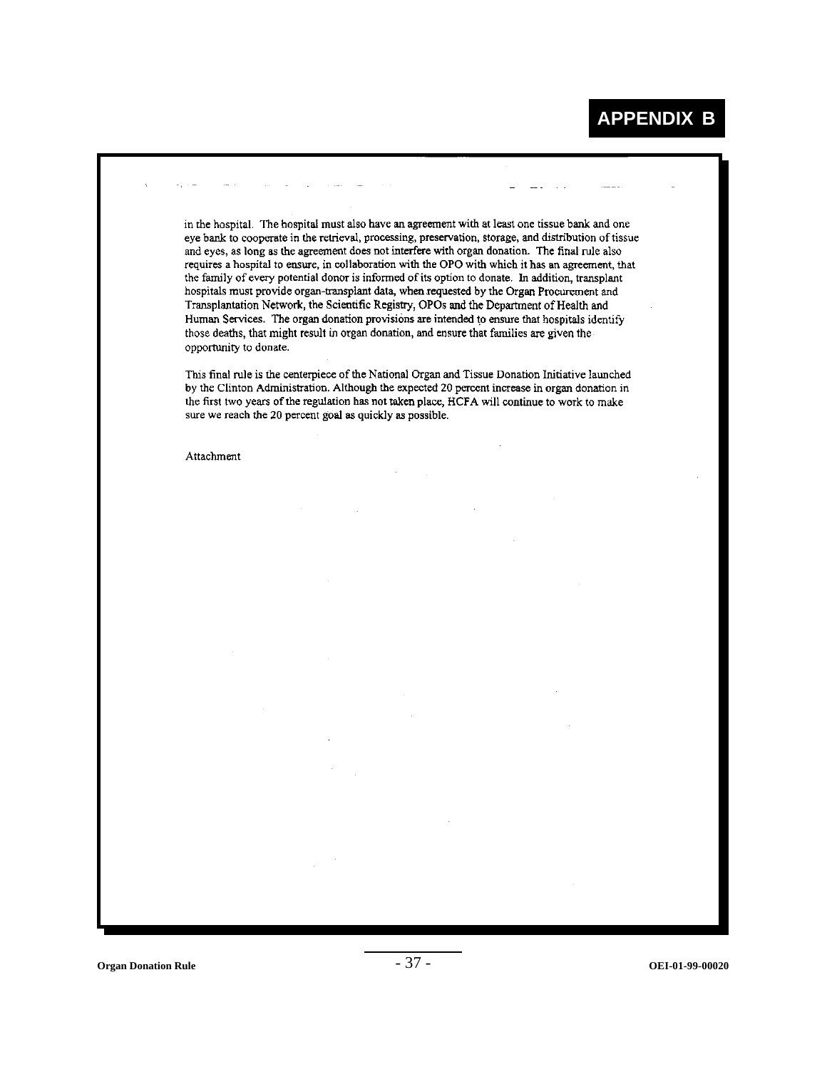# APPENDIX B

in the hospital. The hospital must also have an agreement with at least one tissue bank and one eye bank to cooperate in the retrieval, processing, preservation, storage, and distribution of tissue and eyes, as long as the agreement does not interfere with organ donation. The final rule also requires a hospital to ensure, in collaboration with the OPO with which it has an agreement, that the family of every potential donor is informed of its option to donate. In addition, transplant hospitals must provide organ-transplant data, when requested by the Organ Procurement and Transplantation Network, the Scientific Registry, OPOs and the Department of Health and Human Services. The organ donation provisions are intended to ensure that hospitals identify those deaths, that might result in organ donation, and ensure that families are given the opportunity to donate.

This final rule is the centerpiece of the National Organ and Tissue Donation Initiative launched by the Clinton Administration. Although the expected 20 percent increase in organ donation in the first two years of the regulation has not taken place, HCFA will continue to work to make sure we reach the 20 percent goal as quickly as possible.

Attachment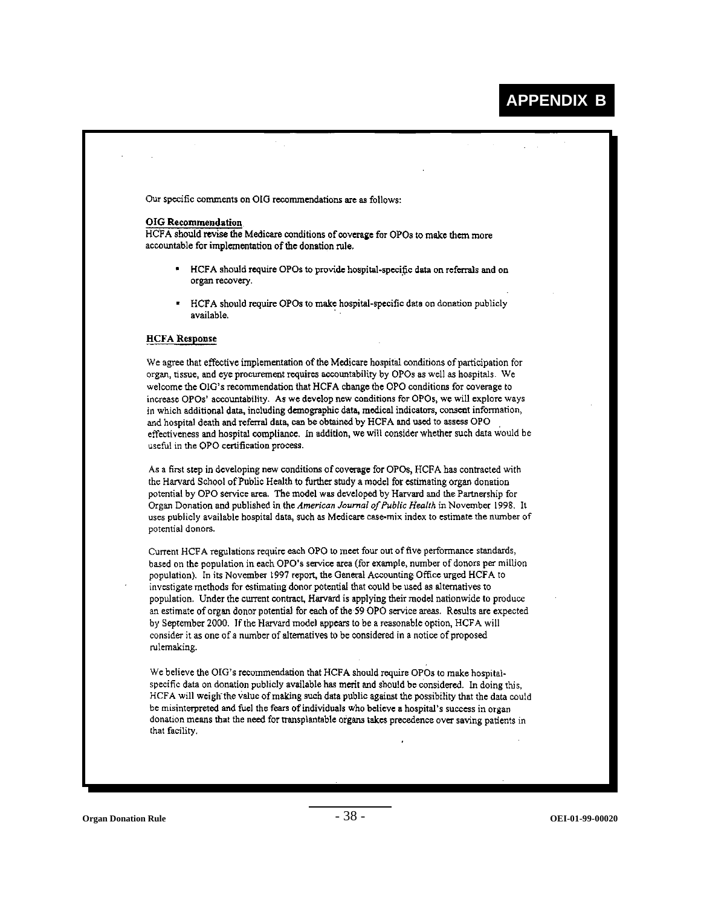# APPENDIX B

Our specific comments on OIG recommendations are as follows:

**OIG Recommendation**

HCFA should revise the Medicare conditions of coverage for OPOs to make them more accountable for implementation of the donation rule.

- HCFA should require OPOs to provide hospital-specific data on referrals and on organ recovery.
- HCFA should require OPOs to make hospital-specific data on donation publicly available.

**HCFA Response**

We agree that effective implementation of the Medicare hospital conditions of participation for organ, tissue, and eye procurement requires accountability by OPOs as well as hospitals. We welcome the OIG's recommendation that HCFA change the OPO conditions for coverage to increase OPOs' accountability. As we develop new conditions for OPOs, we will explore ways in which additional data, including demographic data, medical indicators, consent information, and hospital death and referral data, can be obtained by HCFA and used to assess OPO effectiveness and hospital compliance. In addition, we will consider whether such data would be useful in the OPO certification process.

As a first step in developing new conditions of coverage for OPOs, HCFA has contracted with the Harvard School of Public Health to further study a model for estimating organ donation potential by OPO service area. The model was developed by Harvard and the Partnership for Organ Donation and published in the *American Journal of Public Health* in November 1998. It uses publicly available hospital data, such as Medicare case-mix index to estimate the number of potential donors.

Current HCFA regulations require each OPO to meet four out of five performance standards, based on the population in each OPO's service area (for example, number of donors per million population). In its November 1997 report, the General Accounting Office urged HCFA to investigate methods for estimating donor potential that could be used as alternatives to population. Under the current contract, Harvard is applying their model nationwide to produce an estimate of organ donor potential for each of the 59 OPO service areas. Results are expected by September 2000. If the Harvard model appears to be a reasonable option, HCFA will consider it as one of a number of alternatives to be considered in a notice of proposed rulemaking.

We believe the OIG's recommendation that HCFA should require OPOs to make hospital-specific data on donation publicly available has merit and should be considered. In doing this, HCFA will weigh the value of making such data public against the possibility that the data could be misinterpreted and fuel the fears of individuals who believe a hospital's success in organ donation means that the need for transplantable organs takes precedence over saving patients in that facility.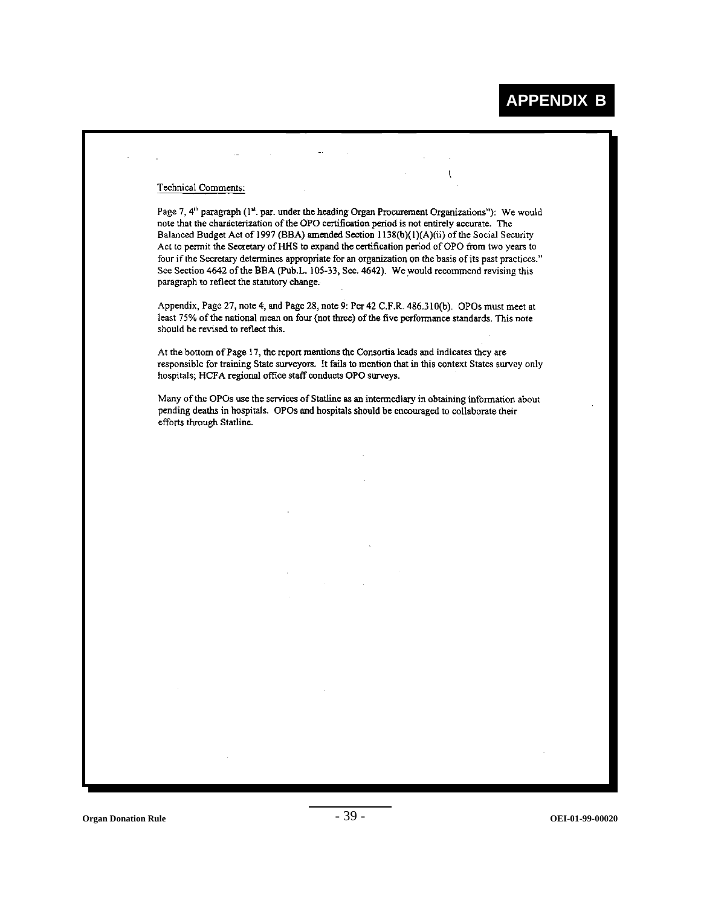# APPENDIX B

Technical Comments:

Page 7, 4th paragraph (1st. par. under the heading Organ Procurement Organizations"): We would note that the characterization of the OPO certification period is not entirely accurate. The Balanced Budget Act of 1997 (BBA) amended Section 1138(b)(1)(A)(ii) of the Social Security Act to permit the Secretary of HHS to expand the certification period of OPO from two years to four if the Secretary determines appropriate for an organization on the basis of its past practices." See Section 4642 of the BBA (Pub.L. 105-33, Sec. 4642). We would recommend revising this paragraph to reflect the statutory change.

Appendix, Page 27, note 4; and Page 28, note 9: Per 42 C.F.R. 486.310(b). OPOs must meet at least 75% of the national mean on four (not three) of the five performance standards. This note should be revised to reflect this.

At the bottom of Page 17, the report mentions the Consortia leads and indicates they are responsible for training State surveyors. It fails to mention that in this context States survey only hospitals; HCFA regional office staff conducts OPO surveys.

Many of the OPOs use the services of Statline as an intermediary in obtaining information about pending deaths in hospitals. OPOs and hospitals should be encouraged to collaborate their efforts through Statline.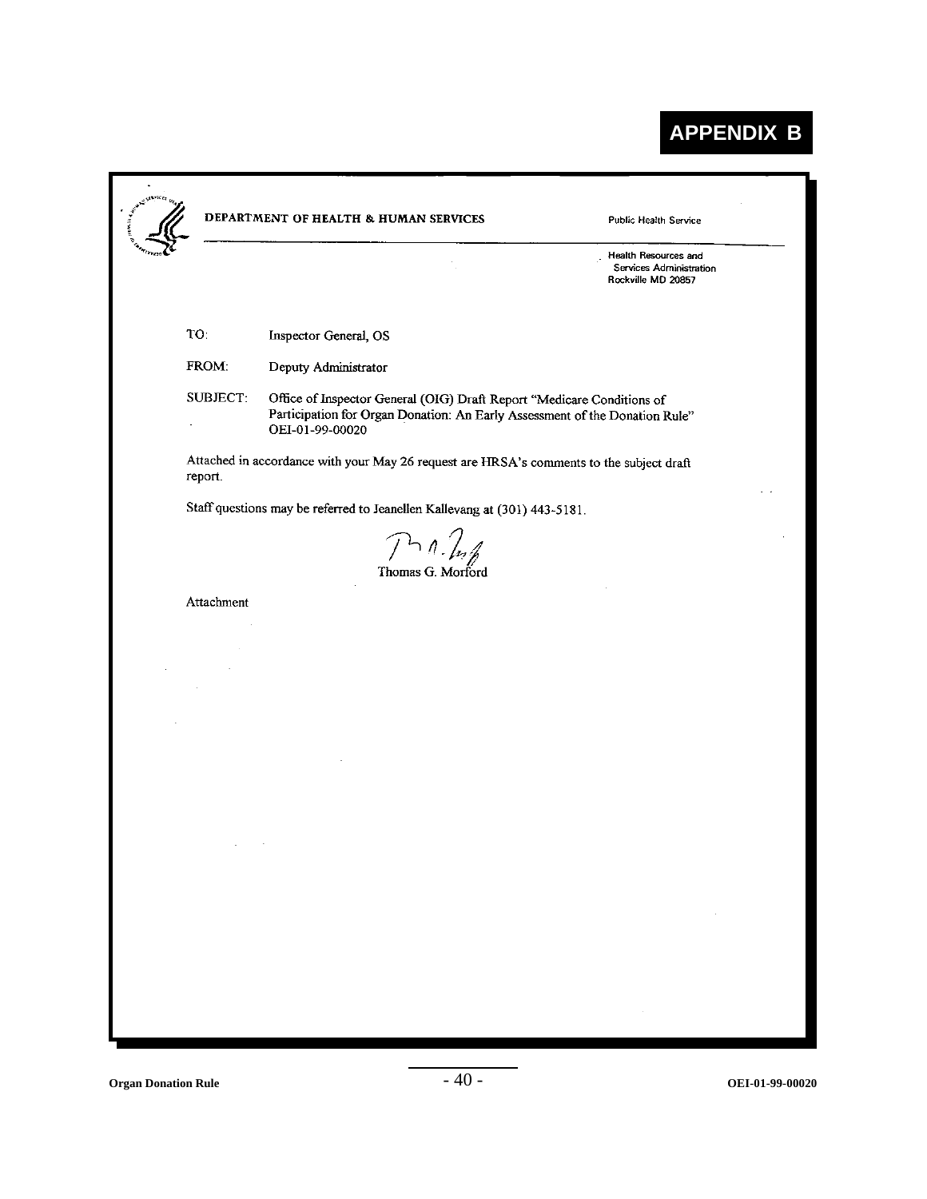# APPENDIX B

**DEPARTMENT OF HEALTH & HUMAN SERVICES** Public Health Service

Health Resources and
Services Administration
Rockville MD 20857

TO: Inspector General, OS

FROM: Deputy Administrator

SUBJECT: Office of Inspector General (OIG) Draft Report "Medicare Conditions of Participation for Organ Donation: An Early Assessment of the Donation Rule" OEI-01-99-00020

Attached in accordance with your May 26 request are HRSA's comments to the subject draft report.

Staff questions may be referred to Jeanellen Kallevang at (301) 443-5181.

Thomas G. Morford

Attachment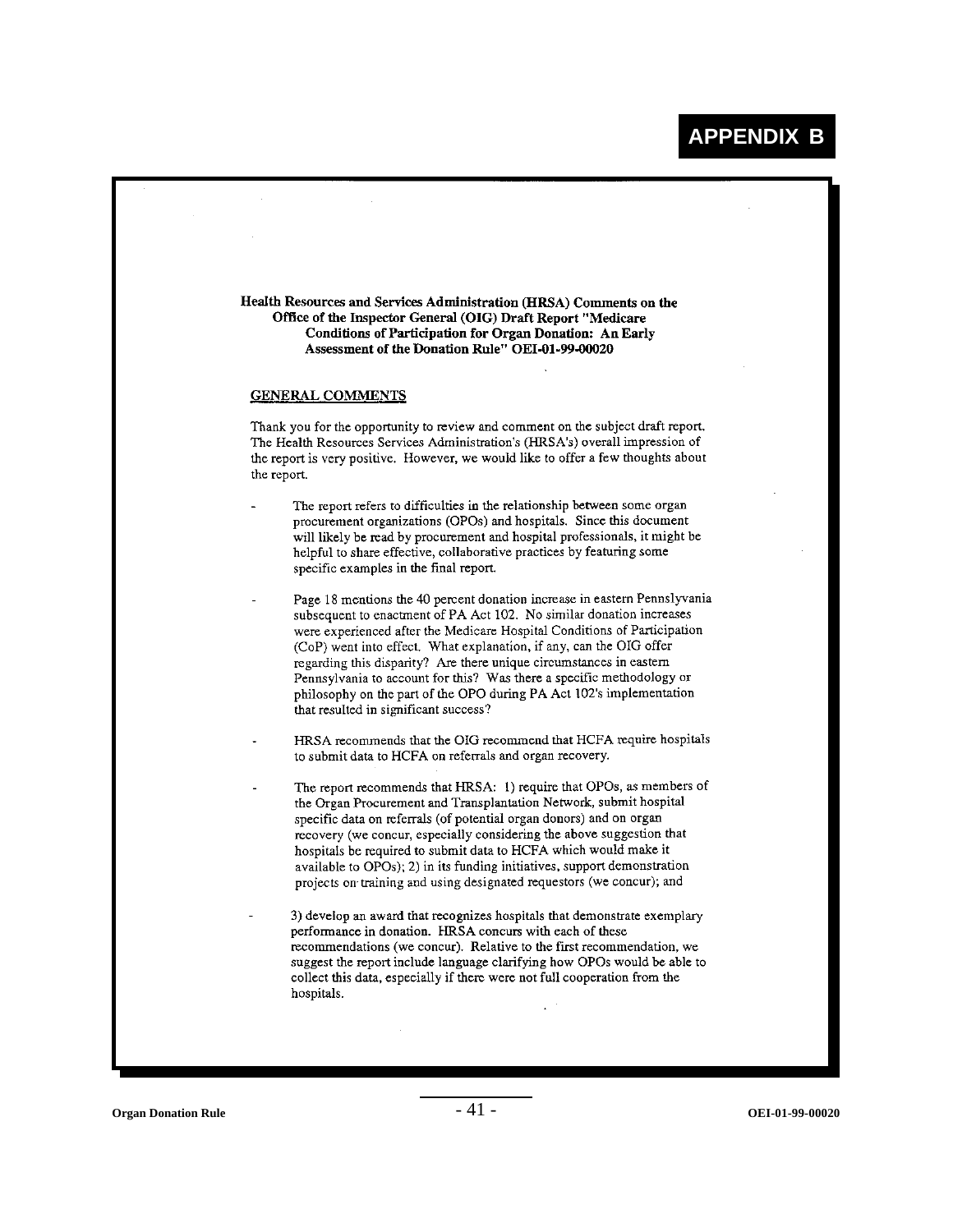# APPENDIX B

**Health Resources and Services Administration (HRSA) Comments on the Office of the Inspector General (OIG) Draft Report "Medicare Conditions of Participation for Organ Donation: An Early Assessment of the Donation Rule" OEI-01-99-00020**

## GENERAL COMMENTS

Thank you for the opportunity to review and comment on the subject draft report. The Health Resources Services Administration's (HRSA's) overall impression of the report is very positive. However, we would like to offer a few thoughts about the report.

- The report refers to difficulties in the relationship between some organ procurement organizations (OPOs) and hospitals. Since this document will likely be read by procurement and hospital professionals, it might be helpful to share effective, collaborative practices by featuring some specific examples in the final report.

- Page 18 mentions the 40 percent donation increase in eastern Pennsylvania subsequent to enactment of PA Act 102. No similar donation increases were experienced after the Medicare Hospital Conditions of Participation (CoP) went into effect. What explanation, if any, can the OIG offer regarding this disparity? Are there unique circumstances in eastern Pennsylvania to account for this? Was there a specific methodology or philosophy on the part of the OPO during PA Act 102's implementation that resulted in significant success?

- HRSA recommends that the OIG recommend that HCFA require hospitals to submit data to HCFA on referrals and organ recovery.

- The report recommends that HRSA: 1) require that OPOs, as members of the Organ Procurement and Transplantation Network, submit hospital specific data on referrals (of potential organ donors) and on organ recovery (we concur, especially considering the above suggestion that hospitals be required to submit data to HCFA which would make it available to OPOs); 2) in its funding initiatives, support demonstration projects on training and using designated requestors (we concur); and

- 3) develop an award that recognizes hospitals that demonstrate exemplary performance in donation. HRSA concurs with each of these recommendations (we concur). Relative to the first recommendation, we suggest the report include language clarifying how OPOs would be able to collect this data, especially if there were not full cooperation from the hospitals.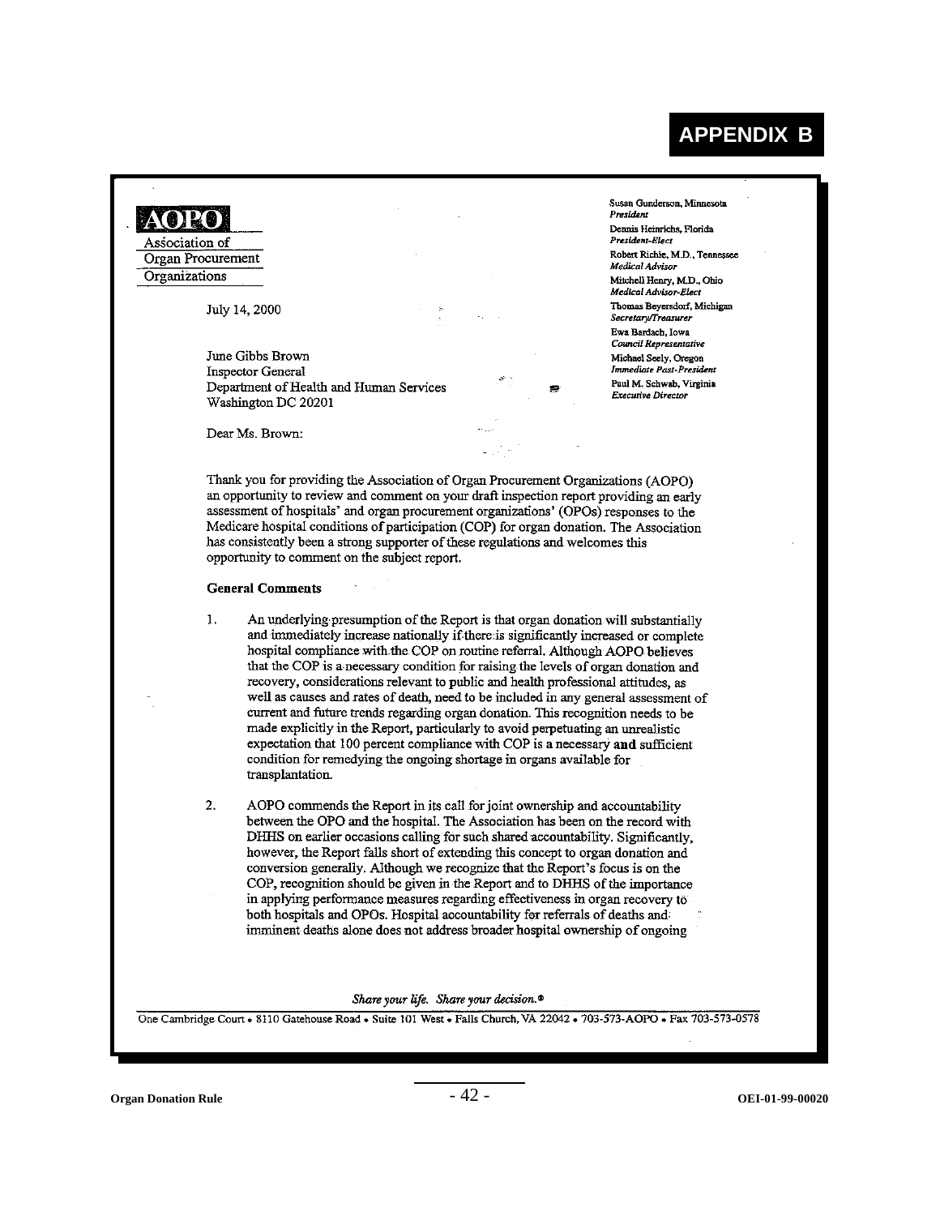# APPENDIX B

**AOPO**
Association of
Organ Procurement
Organizations

Susan Gunderson, Minnesota
*President*
Dennis Heinrichs, Florida
*President-Elect*
Robert Richie, M.D., Tennessee
*Medical Advisor*
Mitchell Henry, M.D., Ohio
*Medical Advisor-Elect*
Thomas Beyersdorf, Michigan
*Secretary/Treasurer*
Ewa Bardach, Iowa
*Council Representative*
Michael Seely, Oregon
*Immediate Past-President*
Paul M. Schwab, Virginia
*Executive Director*

July 14, 2000

June Gibbs Brown
Inspector General
Department of Health and Human Services
Washington DC 20201

Dear Ms. Brown:

Thank you for providing the Association of Organ Procurement Organizations (AOPO) an opportunity to review and comment on your draft inspection report providing an early assessment of hospitals' and organ procurement organizations' (OPOs) responses to the Medicare hospital conditions of participation (COP) for organ donation. The Association has consistently been a strong supporter of these regulations and welcomes this opportunity to comment on the subject report.

**General Comments**

1. An underlying presumption of the Report is that organ donation will substantially and immediately increase nationally if there is significantly increased or complete hospital compliance with the COP on routine referral. Although AOPO believes that the COP is a necessary condition for raising the levels of organ donation and recovery, considerations relevant to public and health professional attitudes, as well as causes and rates of death, need to be included in any general assessment of current and future trends regarding organ donation. This recognition needs to be made explicitly in the Report, particularly to avoid perpetuating an unrealistic expectation that 100 percent compliance with COP is a necessary **and** sufficient condition for remedying the ongoing shortage in organs available for transplantation.

2. AOPO commends the Report in its call for joint ownership and accountability between the OPO and the hospital. The Association has been on the record with DHHS on earlier occasions calling for such shared accountability. Significantly, however, the Report falls short of extending this concept to organ donation and conversion generally. Although we recognize that the Report's focus is on the COP, recognition should be given in the Report and to DHHS of the importance in applying performance measures regarding effectiveness in organ recovery to both hospitals and OPOs. Hospital accountability for referrals of deaths and imminent deaths alone does not address broader hospital ownership of ongoing

*Share your life. Share your decision.®*

One Cambridge Court • 8110 Gatehouse Road • Suite 101 West • Falls Church, VA 22042 • 703-573-AOPO • Fax 703-573-0578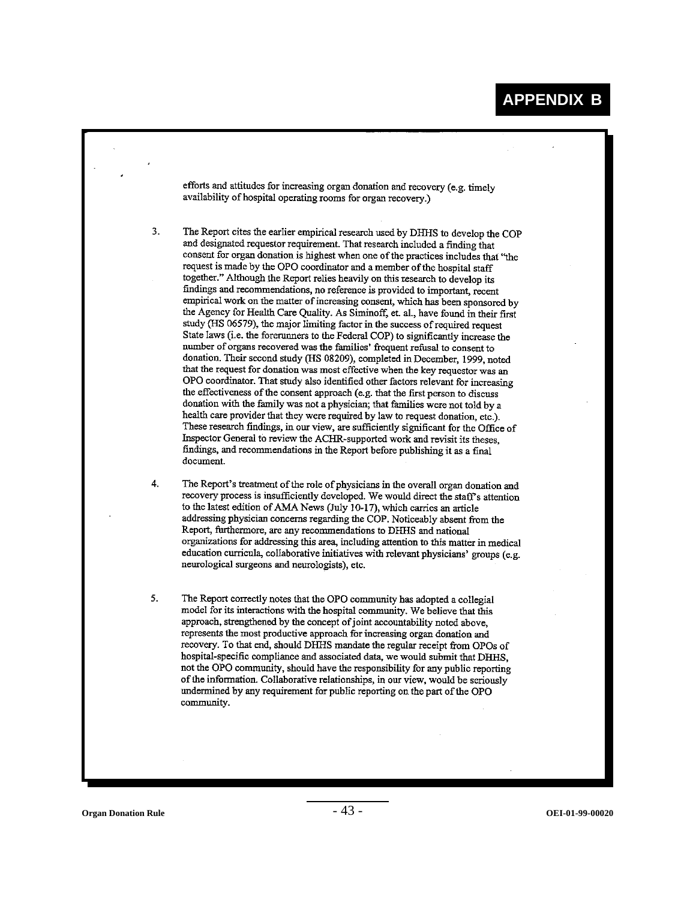## APPENDIX B

efforts and attitudes for increasing organ donation and recovery (e.g. timely availability of hospital operating rooms for organ recovery.)

3. The Report cites the earlier empirical research used by DHHS to develop the COP and designated requestor requirement. That research included a finding that consent for organ donation is highest when one of the practices includes that "the request is made by the OPO coordinator and a member of the hospital staff together." Although the Report relies heavily on this research to develop its findings and recommendations, no reference is provided to important, recent empirical work on the matter of increasing consent, which has been sponsored by the Agency for Health Care Quality. As Siminoff, et. al., have found in their first study (HS 06579), the major limiting factor in the success of required request State laws (i.e. the forerunners to the Federal COP) to significantly increase the number of organs recovered was the families' frequent refusal to consent to donation. Their second study (HS 08209), completed in December, 1999, noted that the request for donation was most effective when the key requestor was an OPO coordinator. That study also identified other factors relevant for increasing the effectiveness of the consent approach (e.g. that the first person to discuss donation with the family was not a physician; that families were not told by a health care provider that they were required by law to request donation, etc.). These research findings, in our view, are sufficiently significant for the Office of Inspector General to review the ACHR-supported work and revisit its theses, findings, and recommendations in the Report before publishing it as a final document.

4. The Report's treatment of the role of physicians in the overall organ donation and recovery process is insufficiently developed. We would direct the staff's attention to the latest edition of AMA News (July 10-17), which carries an article addressing physician concerns regarding the COP. Noticeably absent from the Report, furthermore, are any recommendations to DHHS and national organizations for addressing this area, including attention to this matter in medical education curricula, collaborative initiatives with relevant physicians' groups (e.g. neurological surgeons and neurologists), etc.

5. The Report correctly notes that the OPO community has adopted a collegial model for its interactions with the hospital community. We believe that this approach, strengthened by the concept of joint accountability noted above, represents the most productive approach for increasing organ donation and recovery. To that end, should DHHS mandate the regular receipt from OPOs of hospital-specific compliance and associated data, we would submit that DHHS, not the OPO community, should have the responsibility for any public reporting of the information. Collaborative relationships, in our view, would be seriously undermined by any requirement for public reporting on the part of the OPO community.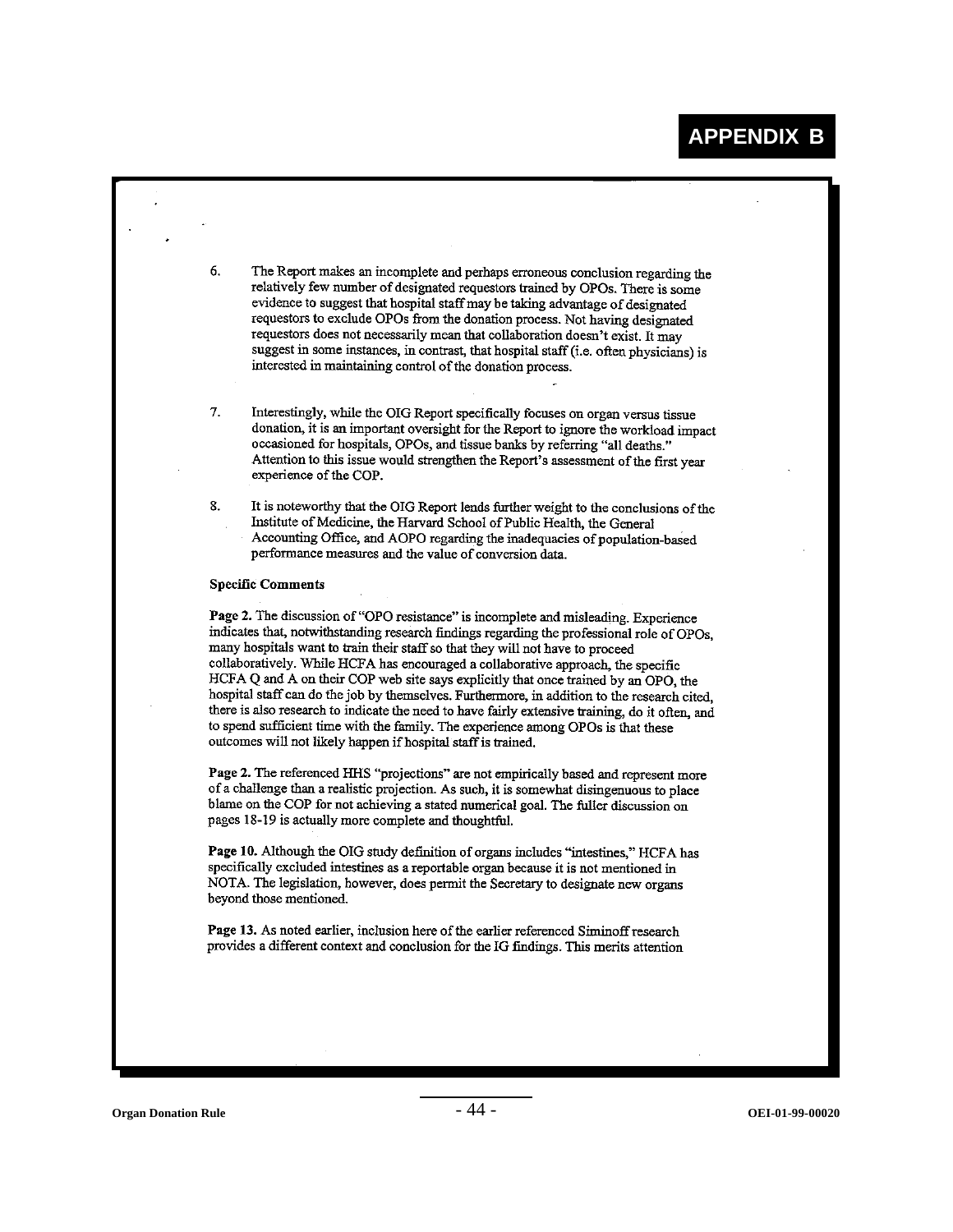# APPENDIX B

6. The Report makes an incomplete and perhaps erroneous conclusion regarding the relatively few number of designated requestors trained by OPOs. There is some evidence to suggest that hospital staff may be taking advantage of designated requestors to exclude OPOs from the donation process. Not having designated requestors does not necessarily mean that collaboration doesn't exist. It may suggest in some instances, in contrast, that hospital staff (i.e. often physicians) is interested in maintaining control of the donation process.

7. Interestingly, while the OIG Report specifically focuses on organ versus tissue donation, it is an important oversight for the Report to ignore the workload impact occasioned for hospitals, OPOs, and tissue banks by referring "all deaths." Attention to this issue would strengthen the Report's assessment of the first year experience of the COP.

8. It is noteworthy that the OIG Report lends further weight to the conclusions of the Institute of Medicine, the Harvard School of Public Health, the General Accounting Office, and AOPO regarding the inadequacies of population-based performance measures and the value of conversion data.

**Specific Comments**

**Page 2.** The discussion of "OPO resistance" is incomplete and misleading. Experience indicates that, notwithstanding research findings regarding the professional role of OPOs, many hospitals want to train their staff so that they will not have to proceed collaboratively. While HCFA has encouraged a collaborative approach, the specific HCFA Q and A on their COP web site says explicitly that once trained by an OPO, the hospital staff can do the job by themselves. Furthermore, in addition to the research cited, there is also research to indicate the need to have fairly extensive training, do it often, and to spend sufficient time with the family. The experience among OPOs is that these outcomes will not likely happen if hospital staff is trained.

**Page 2.** The referenced HHS "projections" are not empirically based and represent more of a challenge than a realistic projection. As such, it is somewhat disingenuous to place blame on the COP for not achieving a stated numerical goal. The fuller discussion on pages 18-19 is actually more complete and thoughtful.

**Page 10.** Although the OIG study definition of organs includes "intestines," HCFA has specifically excluded intestines as a reportable organ because it is not mentioned in NOTA. The legislation, however, does permit the Secretary to designate new organs beyond those mentioned.

**Page 13.** As noted earlier, inclusion here of the earlier referenced Siminoff research provides a different context and conclusion for the IG findings. This merits attention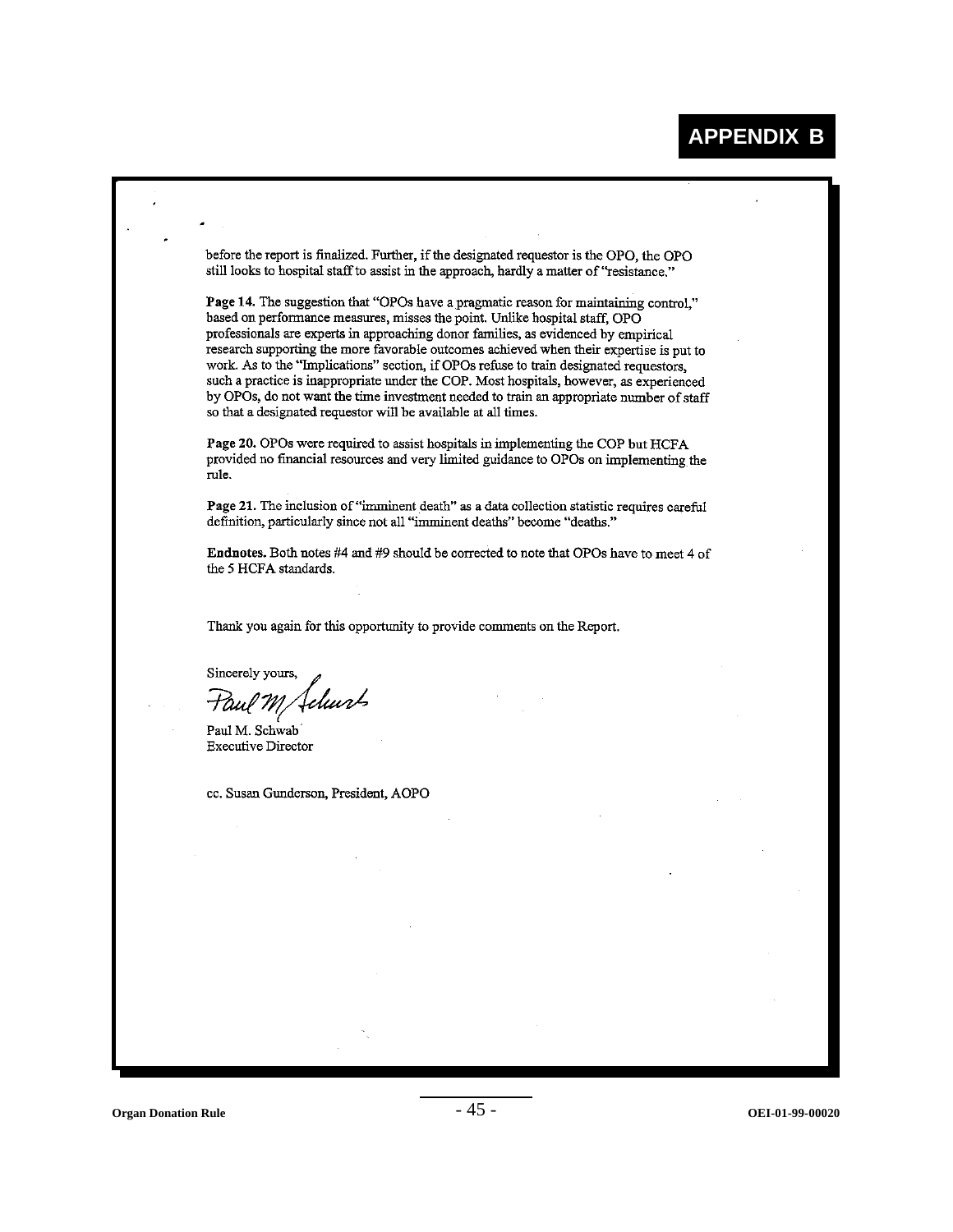# APPENDIX B

before the report is finalized. Further, if the designated requestor is the OPO, the OPO still looks to hospital staff to assist in the approach, hardly a matter of "resistance."

**Page 14.** The suggestion that "OPOs have a pragmatic reason for maintaining control," based on performance measures, misses the point. Unlike hospital staff, OPO professionals are experts in approaching donor families, as evidenced by empirical research supporting the more favorable outcomes achieved when their expertise is put to work. As to the "Implications" section, if OPOs refuse to train designated requestors, such a practice is inappropriate under the COP. Most hospitals, however, as experienced by OPOs, do not want the time investment needed to train an appropriate number of staff so that a designated requestor will be available at all times.

**Page 20.** OPOs were required to assist hospitals in implementing the COP but HCFA provided no financial resources and very limited guidance to OPOs on implementing the rule.

**Page 21.** The inclusion of "imminent death" as a data collection statistic requires careful definition, particularly since not all "imminent deaths" become "deaths."

**Endnotes.** Both notes #4 and #9 should be corrected to note that OPOs have to meet 4 of the 5 HCFA standards.

Thank you again for this opportunity to provide comments on the Report.

Sincerely yours,

Paul M. Schwab

Paul M. Schwab
Executive Director

cc. Susan Gunderson, President, AOPO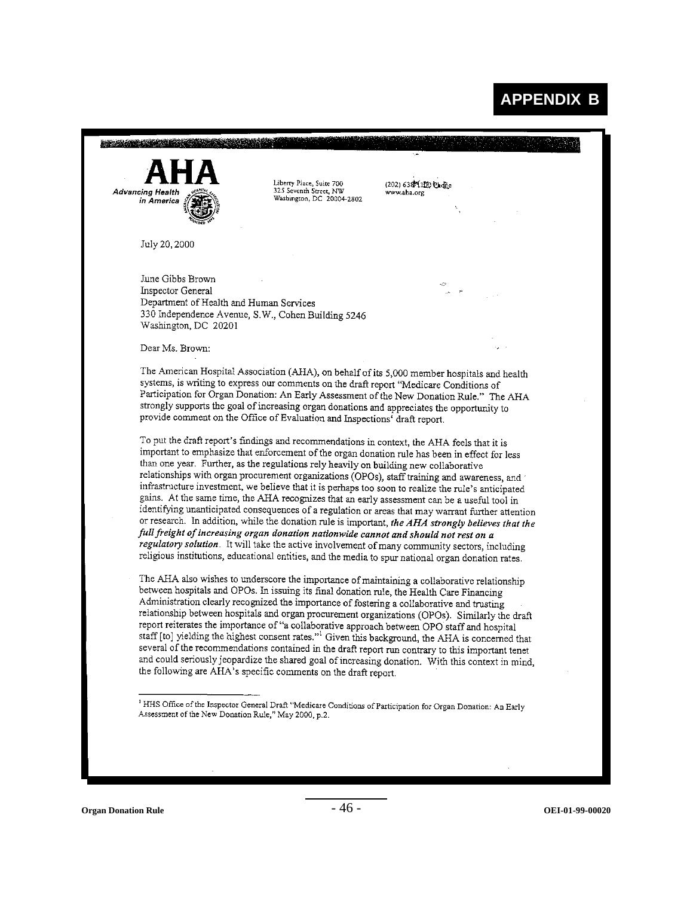# APPENDIX B

**AHA**
*Advancing Health in America*

Liberty Place, Suite 700
325 Seventh Street, NW
Washington, DC 20004-2802

(202) 638-1100 Phone
www.aha.org

July 20, 2000

June Gibbs Brown
Inspector General
Department of Health and Human Services
330 Independence Avenue, S.W., Cohen Building 5246
Washington, DC 20201

Dear Ms. Brown:

The American Hospital Association (AHA), on behalf of its 5,000 member hospitals and health systems, is writing to express our comments on the draft report "Medicare Conditions of Participation for Organ Donation: An Early Assessment of the New Donation Rule." The AHA strongly supports the goal of increasing organ donations and appreciates the opportunity to provide comment on the Office of Evaluation and Inspections' draft report.

To put the draft report's findings and recommendations in context, the AHA feels that it is important to emphasize that enforcement of the organ donation rule has been in effect for less than one year. Further, as the regulations rely heavily on building new collaborative relationships with organ procurement organizations (OPOs), staff training and awareness, and infrastructure investment, we believe that it is perhaps too soon to realize the rule's anticipated gains. At the same time, the AHA recognizes that an early assessment can be a useful tool in identifying unanticipated consequences of a regulation or areas that may warrant further attention or research. In addition, while the donation rule is important, ***the AHA strongly believes that the full freight of increasing organ donation nationwide cannot and should not rest on a regulatory solution***. It will take the active involvement of many community sectors, including religious institutions, educational entities, and the media to spur national organ donation rates.

The AHA also wishes to underscore the importance of maintaining a collaborative relationship between hospitals and OPOs. In issuing its final donation rule, the Health Care Financing Administration clearly recognized the importance of fostering a collaborative and trusting relationship between hospitals and organ procurement organizations (OPOs). Similarly the draft report reiterates the importance of "a collaborative approach between OPO staff and hospital staff [to] yielding the highest consent rates."[1] Given this background, the AHA is concerned that several of the recommendations contained in the draft report run contrary to this important tenet and could seriously jeopardize the shared goal of increasing donation. With this context in mind, the following are AHA's specific comments on the draft report.

[1] HHS Office of the Inspector General Draft "Medicare Conditions of Participation for Organ Donation: An Early Assessment of the New Donation Rule," May 2000, p.2.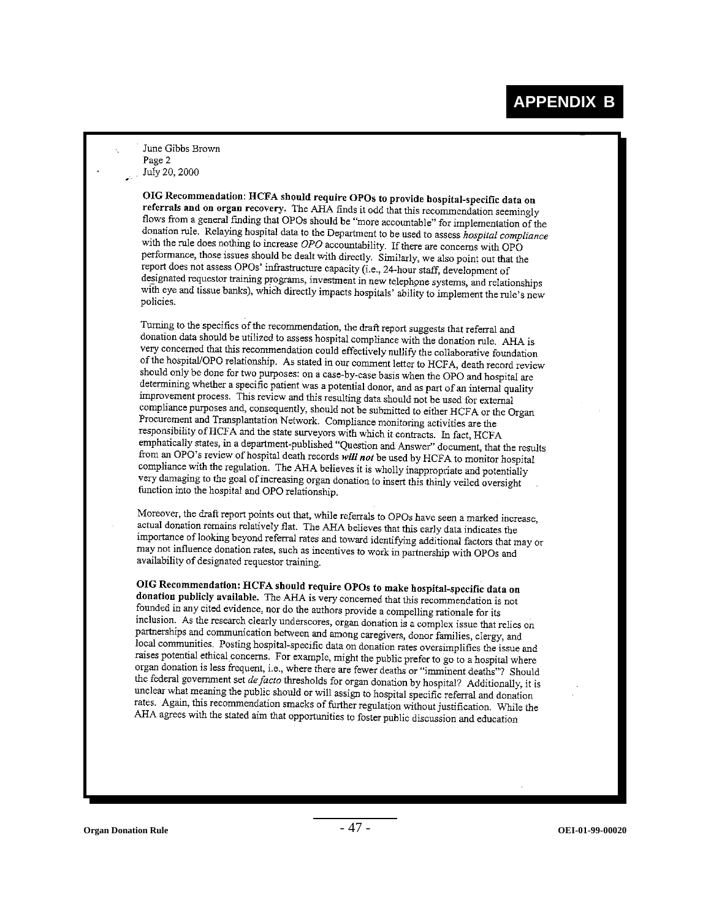# APPENDIX B

June Gibbs Brown
Page 2
July 20, 2000

**OIG Recommendation: HCFA should require OPOs to provide hospital-specific data on referrals and on organ recovery.** The AHA finds it odd that this recommendation seemingly flows from a general finding that OPOs should be "more accountable" for implementation of the donation rule. Relaying hospital data to the Department to be used to assess *hospital compliance* with the rule does nothing to increase *OPO* accountability. If there are concerns with OPO performance, those issues should be dealt with directly. Similarly, we also point out that the report does not assess OPOs' infrastructure capacity (i.e., 24-hour staff, development of designated requestor training programs, investment in new telephone systems, and relationships with eye and tissue banks), which directly impacts hospitals' ability to implement the rule's new policies.

Turning to the specifics of the recommendation, the draft report suggests that referral and donation data should be utilized to assess hospital compliance with the donation rule. AHA is very concerned that this recommendation could effectively nullify the collaborative foundation of the hospital/OPO relationship. As stated in our comment letter to HCFA, death record review should only be done for two purposes: on a case-by-case basis when the OPO and hospital are determining whether a specific patient was a potential donor, and as part of an internal quality improvement process. This review and this resulting data should not be used for external compliance purposes and, consequently, should not be submitted to either HCFA or the Organ Procurement and Transplantation Network. Compliance monitoring activities are the responsibility of HCFA and the state surveyors with which it contracts. In fact, HCFA emphatically states, in a department-published "Question and Answer" document, that the results from an OPO's review of hospital death records ***will not*** be used by HCFA to monitor hospital compliance with the regulation. The AHA believes it is wholly inappropriate and potentially very damaging to the goal of increasing organ donation to insert this thinly veiled oversight function into the hospital and OPO relationship.

Moreover, the draft report points out that, while referrals to OPOs have seen a marked increase, actual donation remains relatively flat. The AHA believes that this early data indicates the importance of looking beyond referral rates and toward identifying additional factors that may or may not influence donation rates, such as incentives to work in partnership with OPOs and availability of designated requestor training.

**OIG Recommendation: HCFA should require OPOs to make hospital-specific data on donation publicly available.** The AHA is very concerned that this recommendation is not founded in any cited evidence, nor do the authors provide a compelling rationale for its inclusion. As the research clearly underscores, organ donation is a complex issue that relies on partnerships and communication between and among caregivers, donor families, clergy, and local communities. Posting hospital-specific data on donation rates oversimplifies the issue and raises potential ethical concerns. For example, might the public prefer to go to a hospital where organ donation is less frequent, i.e., where there are fewer deaths or "imminent deaths"? Should the federal government set *de facto* thresholds for organ donation by hospital? Additionally, it is unclear what meaning the public should or will assign to hospital specific referral and donation rates. Again, this recommendation smacks of further regulation without justification. While the AHA agrees with the stated aim that opportunities to foster public discussion and education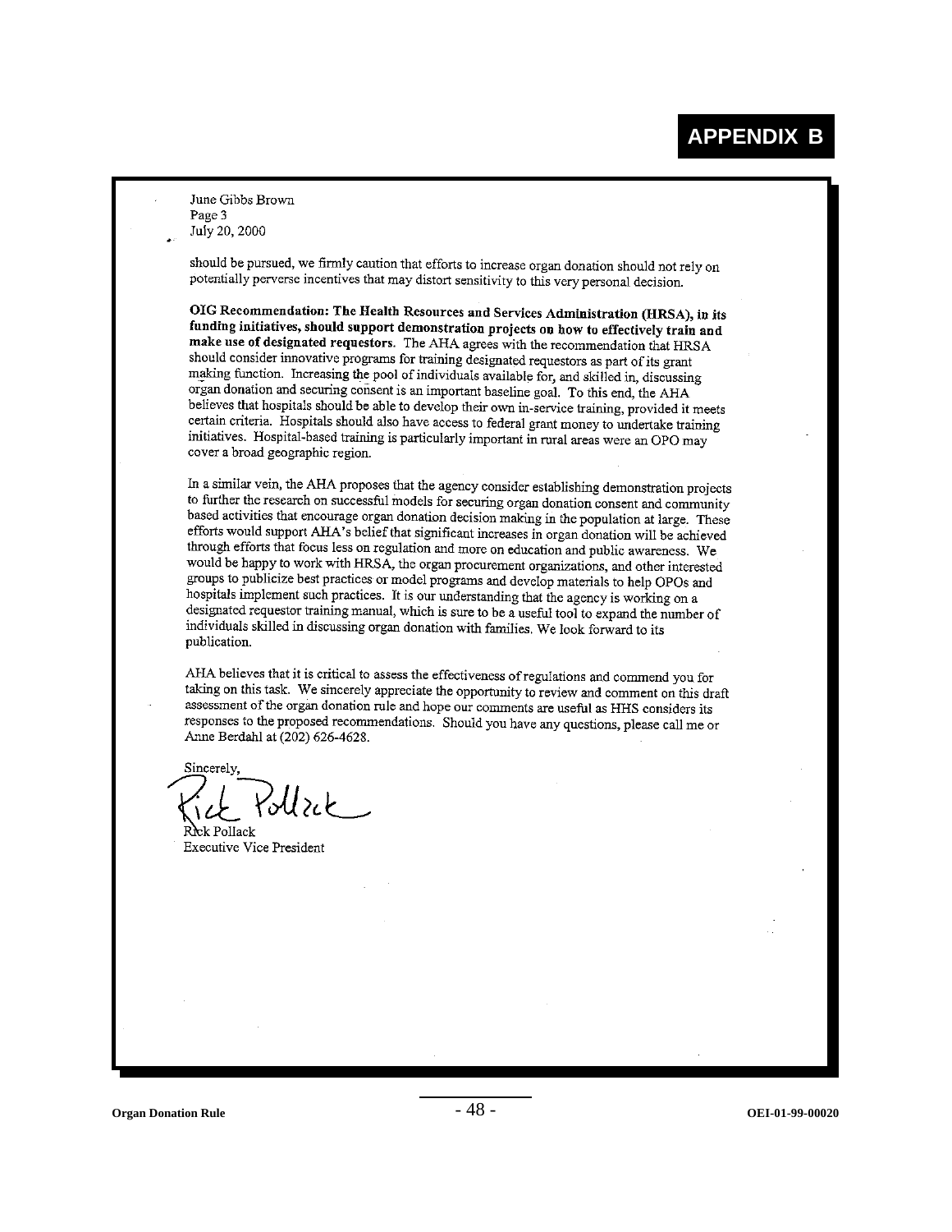# APPENDIX B

June Gibbs Brown
Page 3
July 20, 2000

should be pursued, we firmly caution that efforts to increase organ donation should not rely on potentially perverse incentives that may distort sensitivity to this very personal decision.

**OIG Recommendation: The Health Resources and Services Administration (HRSA), in its funding initiatives, should support demonstration projects on how to effectively train and make use of designated requestors.** The AHA agrees with the recommendation that HRSA should consider innovative programs for training designated requestors as part of its grant making function. Increasing the pool of individuals available for, and skilled in, discussing organ donation and securing consent is an important baseline goal. To this end, the AHA believes that hospitals should be able to develop their own in-service training, provided it meets certain criteria. Hospitals should also have access to federal grant money to undertake training initiatives. Hospital-based training is particularly important in rural areas were an OPO may cover a broad geographic region.

In a similar vein, the AHA proposes that the agency consider establishing demonstration projects to further the research on successful models for securing organ donation consent and community based activities that encourage organ donation decision making in the population at large. These efforts would support AHA's belief that significant increases in organ donation will be achieved through efforts that focus less on regulation and more on education and public awareness. We would be happy to work with HRSA, the organ procurement organizations, and other interested groups to publicize best practices or model programs and develop materials to help OPOs and hospitals implement such practices. It is our understanding that the agency is working on a designated requestor training manual, which is sure to be a useful tool to expand the number of individuals skilled in discussing organ donation with families. We look forward to its publication.

AHA believes that it is critical to assess the effectiveness of regulations and commend you for taking on this task. We sincerely appreciate the opportunity to review and comment on this draft assessment of the organ donation rule and hope our comments are useful as HHS considers its responses to the proposed recommendations. Should you have any questions, please call me or Anne Berdahl at (202) 626-4628.

Sincerely,

Rick Pollack
Executive Vice President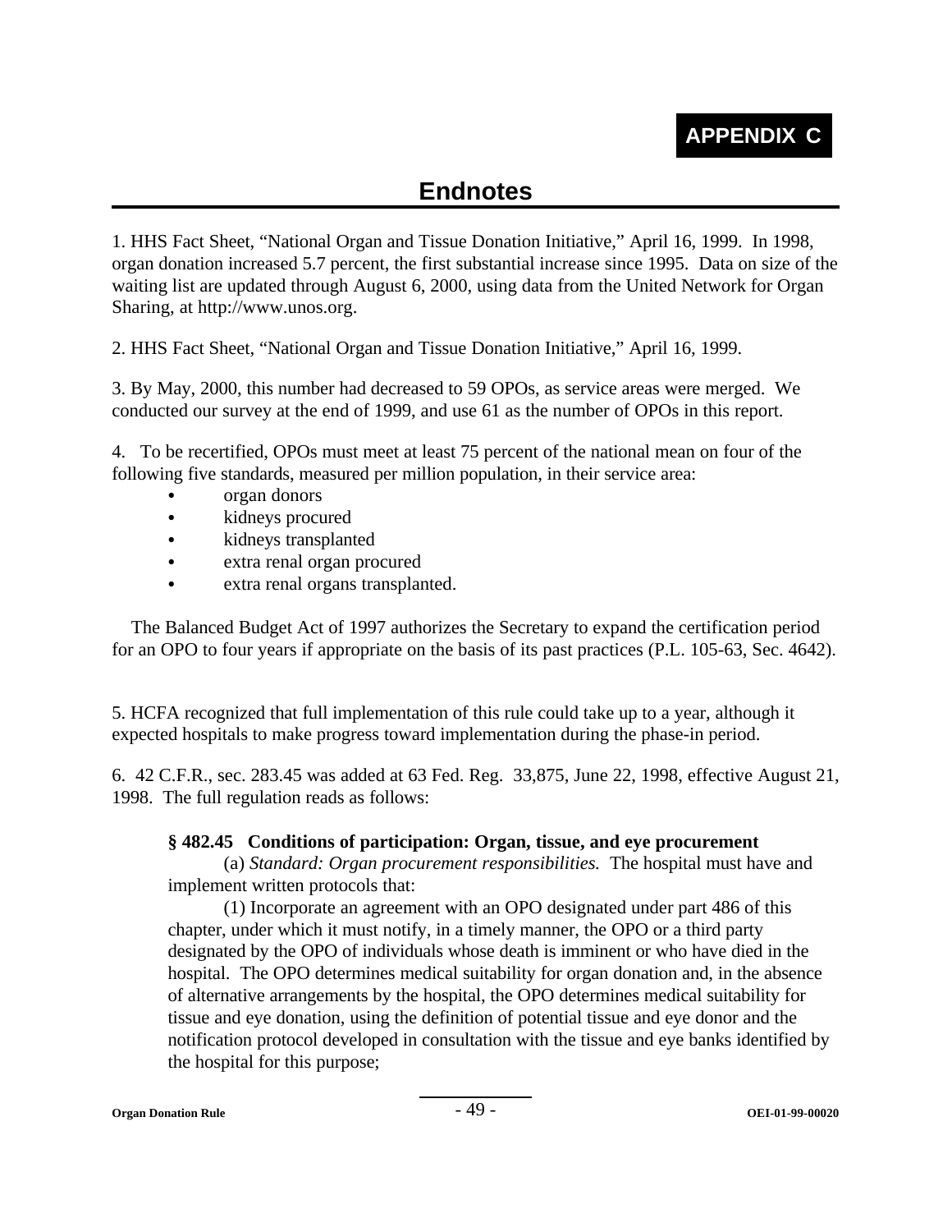**APPENDIX C**

## Endnotes

1. HHS Fact Sheet, "National Organ and Tissue Donation Initiative," April 16, 1999. In 1998, organ donation increased 5.7 percent, the first substantial increase since 1995. Data on size of the waiting list are updated through August 6, 2000, using data from the United Network for Organ Sharing, at http://www.unos.org.

2. HHS Fact Sheet, "National Organ and Tissue Donation Initiative," April 16, 1999.

3. By May, 2000, this number had decreased to 59 OPOs, as service areas were merged. We conducted our survey at the end of 1999, and use 61 as the number of OPOs in this report.

4. To be recertified, OPOs must meet at least 75 percent of the national mean on four of the following five standards, measured per million population, in their service area:

- organ donors
- kidneys procured
- kidneys transplanted
- extra renal organ procured
- extra renal organs transplanted.

The Balanced Budget Act of 1997 authorizes the Secretary to expand the certification period for an OPO to four years if appropriate on the basis of its past practices (P.L. 105-63, Sec. 4642).

5. HCFA recognized that full implementation of this rule could take up to a year, although it expected hospitals to make progress toward implementation during the phase-in period.

6. 42 C.F.R., sec. 283.45 was added at 63 Fed. Reg. 33,875, June 22, 1998, effective August 21, 1998. The full regulation reads as follows:

> **§ 482.45 Conditions of participation: Organ, tissue, and eye procurement**
>
> (a) *Standard: Organ procurement responsibilities.* The hospital must have and implement written protocols that:
>
> (1) Incorporate an agreement with an OPO designated under part 486 of this chapter, under which it must notify, in a timely manner, the OPO or a third party designated by the OPO of individuals whose death is imminent or who have died in the hospital. The OPO determines medical suitability for organ donation and, in the absence of alternative arrangements by the hospital, the OPO determines medical suitability for tissue and eye donation, using the definition of potential tissue and eye donor and the notification protocol developed in consultation with the tissue and eye banks identified by the hospital for this purpose;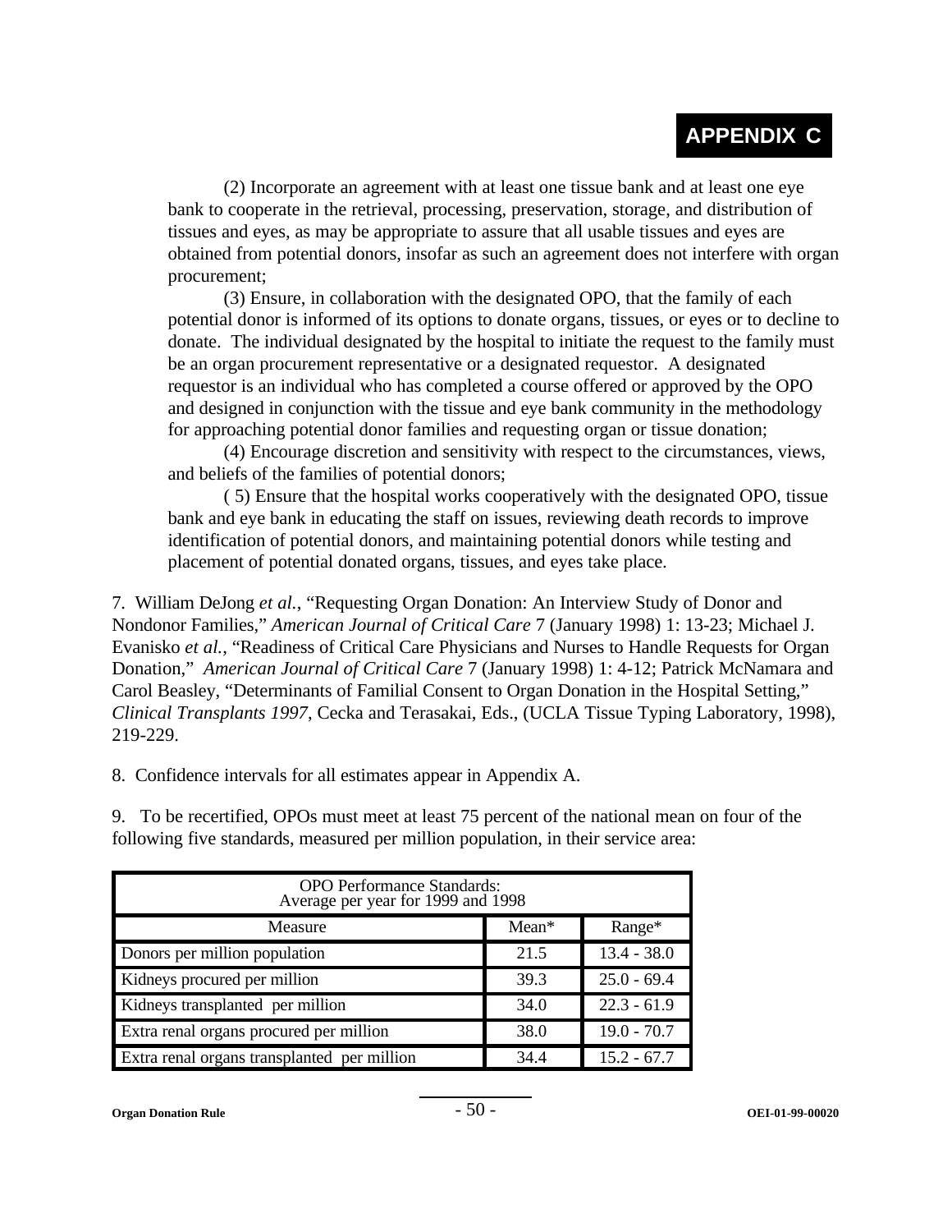# APPENDIX C

(2) Incorporate an agreement with at least one tissue bank and at least one eye bank to cooperate in the retrieval, processing, preservation, storage, and distribution of tissues and eyes, as may be appropriate to assure that all usable tissues and eyes are obtained from potential donors, insofar as such an agreement does not interfere with organ procurement;

(3) Ensure, in collaboration with the designated OPO, that the family of each potential donor is informed of its options to donate organs, tissues, or eyes or to decline to donate. The individual designated by the hospital to initiate the request to the family must be an organ procurement representative or a designated requestor. A designated requestor is an individual who has completed a course offered or approved by the OPO and designed in conjunction with the tissue and eye bank community in the methodology for approaching potential donor families and requesting organ or tissue donation;

(4) Encourage discretion and sensitivity with respect to the circumstances, views, and beliefs of the families of potential donors;

( 5) Ensure that the hospital works cooperatively with the designated OPO, tissue bank and eye bank in educating the staff on issues, reviewing death records to improve identification of potential donors, and maintaining potential donors while testing and placement of potential donated organs, tissues, and eyes take place.

7. William DeJong *et al.*, "Requesting Organ Donation: An Interview Study of Donor and Nondonor Families," *American Journal of Critical Care* 7 (January 1998) 1: 13-23; Michael J. Evanisko *et al.*, "Readiness of Critical Care Physicians and Nurses to Handle Requests for Organ Donation," *American Journal of Critical Care* 7 (January 1998) 1: 4-12; Patrick McNamara and Carol Beasley, "Determinants of Familial Consent to Organ Donation in the Hospital Setting," *Clinical Transplants 1997*, Cecka and Terasakai, Eds., (UCLA Tissue Typing Laboratory, 1998), 219-229.

8. Confidence intervals for all estimates appear in Appendix A.

9. To be recertified, OPOs must meet at least 75 percent of the national mean on four of the following five standards, measured per million population, in their service area:

| OPO Performance Standards: Average per year for 1999 and 1998 | | |
|---|---|---|
| Measure | Mean* | Range* |
| Donors per million population | 21.5 | 13.4 - 38.0 |
| Kidneys procured per million | 39.3 | 25.0 - 69.4 |
| Kidneys transplanted per million | 34.0 | 22.3 - 61.9 |
| Extra renal organs procured per million | 38.0 | 19.0 - 70.7 |
| Extra renal organs transplanted per million | 34.4 | 15.2 - 67.7 |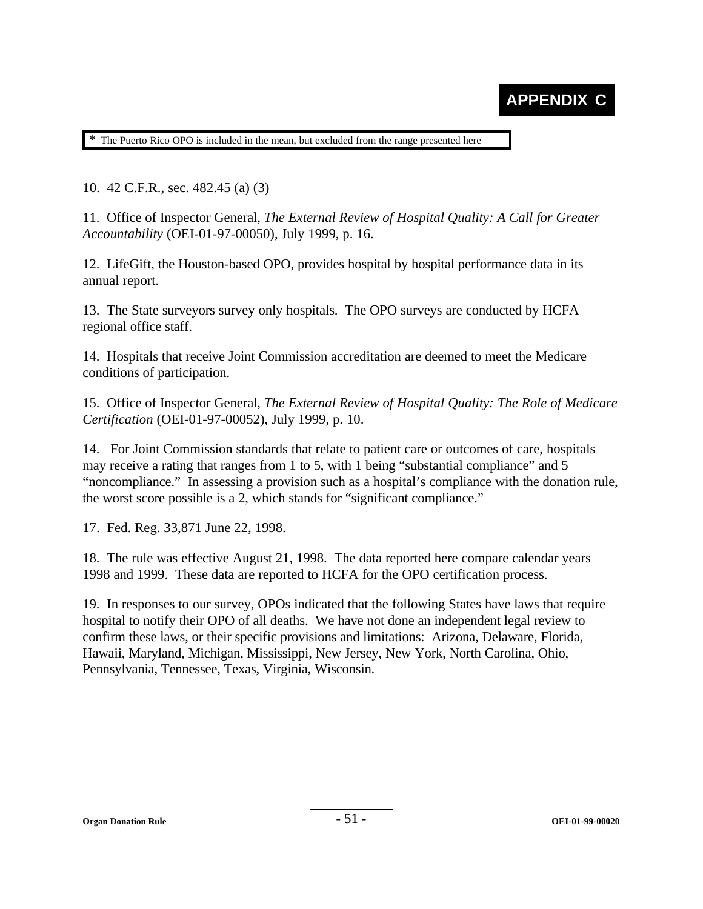# APPENDIX C

* The Puerto Rico OPO is included in the mean, but excluded from the range presented here

10. 42 C.F.R., sec. 482.45 (a) (3)

11. Office of Inspector General, *The External Review of Hospital Quality: A Call for Greater Accountability* (OEI-01-97-00050), July 1999, p. 16.

12. LifeGift, the Houston-based OPO, provides hospital by hospital performance data in its annual report.

13. The State surveyors survey only hospitals. The OPO surveys are conducted by HCFA regional office staff.

14. Hospitals that receive Joint Commission accreditation are deemed to meet the Medicare conditions of participation.

15. Office of Inspector General, *The External Review of Hospital Quality: The Role of Medicare Certification* (OEI-01-97-00052), July 1999, p. 10.

14. For Joint Commission standards that relate to patient care or outcomes of care, hospitals may receive a rating that ranges from 1 to 5, with 1 being "substantial compliance" and 5 "noncompliance." In assessing a provision such as a hospital's compliance with the donation rule, the worst score possible is a 2, which stands for "significant compliance."

17. Fed. Reg. 33,871 June 22, 1998.

18. The rule was effective August 21, 1998. The data reported here compare calendar years 1998 and 1999. These data are reported to HCFA for the OPO certification process.

19. In responses to our survey, OPOs indicated that the following States have laws that require hospital to notify their OPO of all deaths. We have not done an independent legal review to confirm these laws, or their specific provisions and limitations: Arizona, Delaware, Florida, Hawaii, Maryland, Michigan, Mississippi, New Jersey, New York, North Carolina, Ohio, Pennsylvania, Tennessee, Texas, Virginia, Wisconsin.